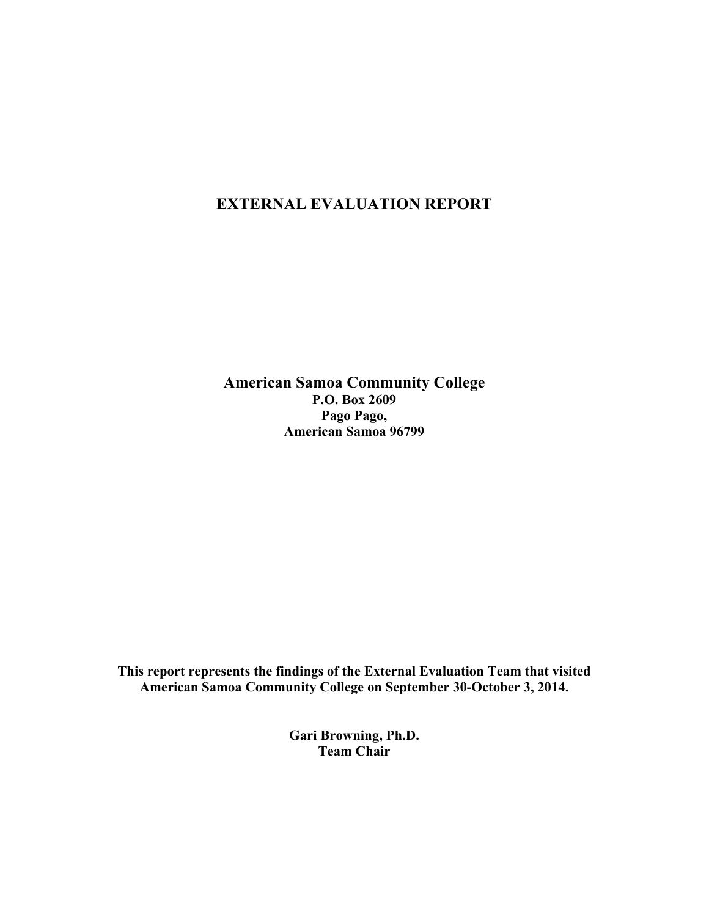# EXTERNAL EVALUATION REPORT

**American Samoa Community College**
**P.O. Box 2609**
**Pago Pago,**
**American Samoa 96799**

**This report represents the findings of the External Evaluation Team that visited American Samoa Community College on September 30-October 3, 2014.**

**Gari Browning, Ph.D.**
**Team Chair**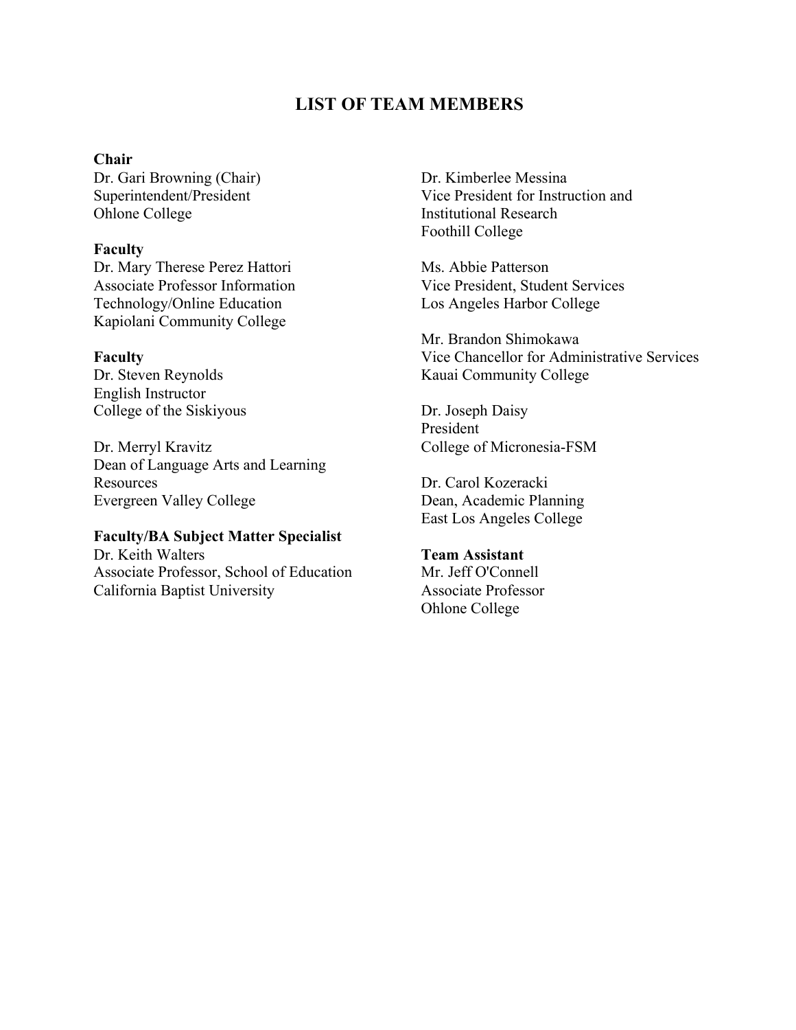# LIST OF TEAM MEMBERS

**Chair**
Dr. Gari Browning (Chair)
Superintendent/President
Ohlone College

**Faculty**
Dr. Mary Therese Perez Hattori
Associate Professor Information Technology/Online Education
Kapiolani Community College

**Faculty**
Dr. Steven Reynolds
English Instructor
College of the Siskiyous

Dr. Merryl Kravitz
Dean of Language Arts and Learning Resources
Evergreen Valley College

**Faculty/BA Subject Matter Specialist**
Dr. Keith Walters
Associate Professor, School of Education
California Baptist University

Dr. Kimberlee Messina
Vice President for Instruction and Institutional Research
Foothill College

Ms. Abbie Patterson
Vice President, Student Services
Los Angeles Harbor College

Mr. Brandon Shimokawa
Vice Chancellor for Administrative Services
Kauai Community College

Dr. Joseph Daisy
President
College of Micronesia-FSM

Dr. Carol Kozeracki
Dean, Academic Planning
East Los Angeles College

**Team Assistant**
Mr. Jeff O'Connell
Associate Professor
Ohlone College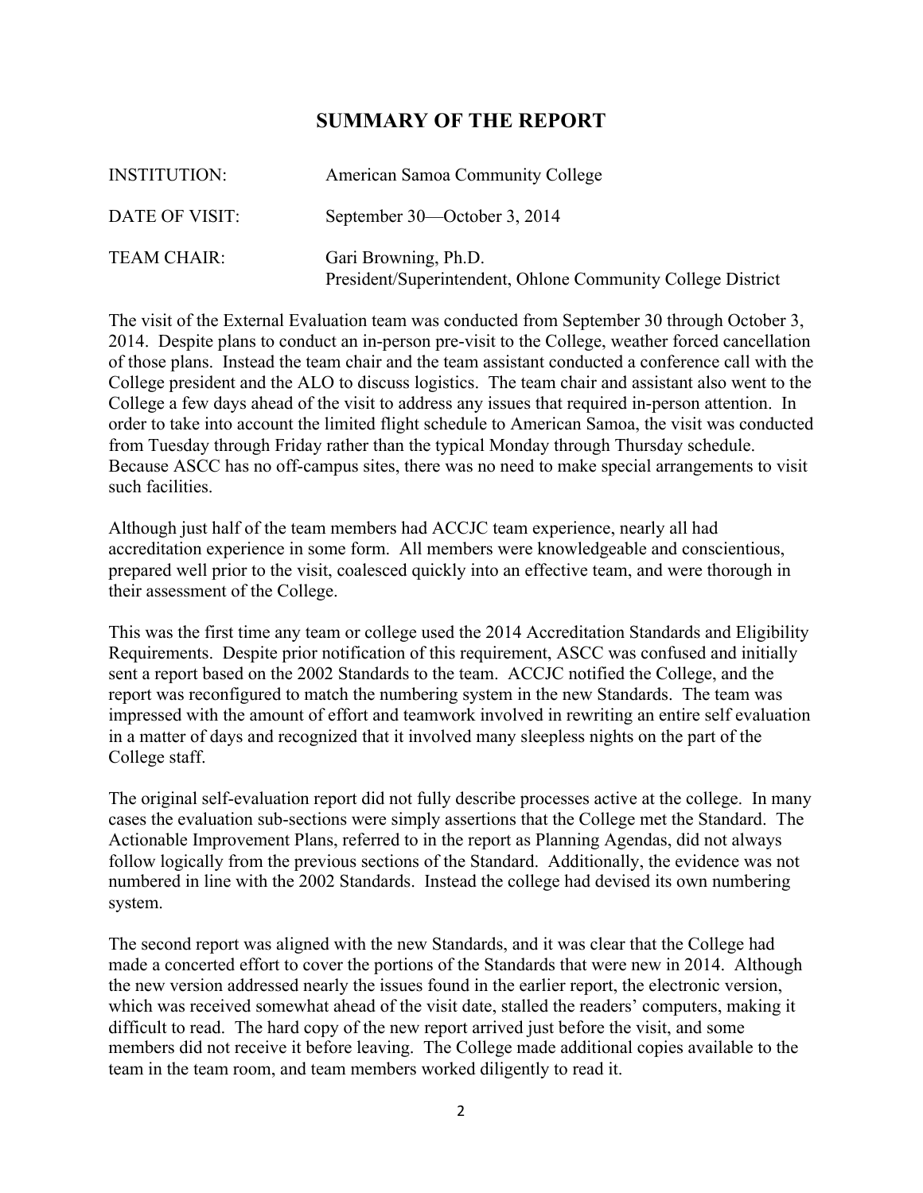## SUMMARY OF THE REPORT

| | |
|---|---|
| INSTITUTION: | American Samoa Community College |
| DATE OF VISIT: | September 30—October 3, 2014 |
| TEAM CHAIR: | Gari Browning, Ph.D.<br>President/Superintendent, Ohlone Community College District |

The visit of the External Evaluation team was conducted from September 30 through October 3, 2014. Despite plans to conduct an in-person pre-visit to the College, weather forced cancellation of those plans. Instead the team chair and the team assistant conducted a conference call with the College president and the ALO to discuss logistics. The team chair and assistant also went to the College a few days ahead of the visit to address any issues that required in-person attention. In order to take into account the limited flight schedule to American Samoa, the visit was conducted from Tuesday through Friday rather than the typical Monday through Thursday schedule. Because ASCC has no off-campus sites, there was no need to make special arrangements to visit such facilities.

Although just half of the team members had ACCJC team experience, nearly all had accreditation experience in some form. All members were knowledgeable and conscientious, prepared well prior to the visit, coalesced quickly into an effective team, and were thorough in their assessment of the College.

This was the first time any team or college used the 2014 Accreditation Standards and Eligibility Requirements. Despite prior notification of this requirement, ASCC was confused and initially sent a report based on the 2002 Standards to the team. ACCJC notified the College, and the report was reconfigured to match the numbering system in the new Standards. The team was impressed with the amount of effort and teamwork involved in rewriting an entire self evaluation in a matter of days and recognized that it involved many sleepless nights on the part of the College staff.

The original self-evaluation report did not fully describe processes active at the college. In many cases the evaluation sub-sections were simply assertions that the College met the Standard. The Actionable Improvement Plans, referred to in the report as Planning Agendas, did not always follow logically from the previous sections of the Standard. Additionally, the evidence was not numbered in line with the 2002 Standards. Instead the college had devised its own numbering system.

The second report was aligned with the new Standards, and it was clear that the College had made a concerted effort to cover the portions of the Standards that were new in 2014. Although the new version addressed nearly the issues found in the earlier report, the electronic version, which was received somewhat ahead of the visit date, stalled the readers' computers, making it difficult to read. The hard copy of the new report arrived just before the visit, and some members did not receive it before leaving. The College made additional copies available to the team in the team room, and team members worked diligently to read it.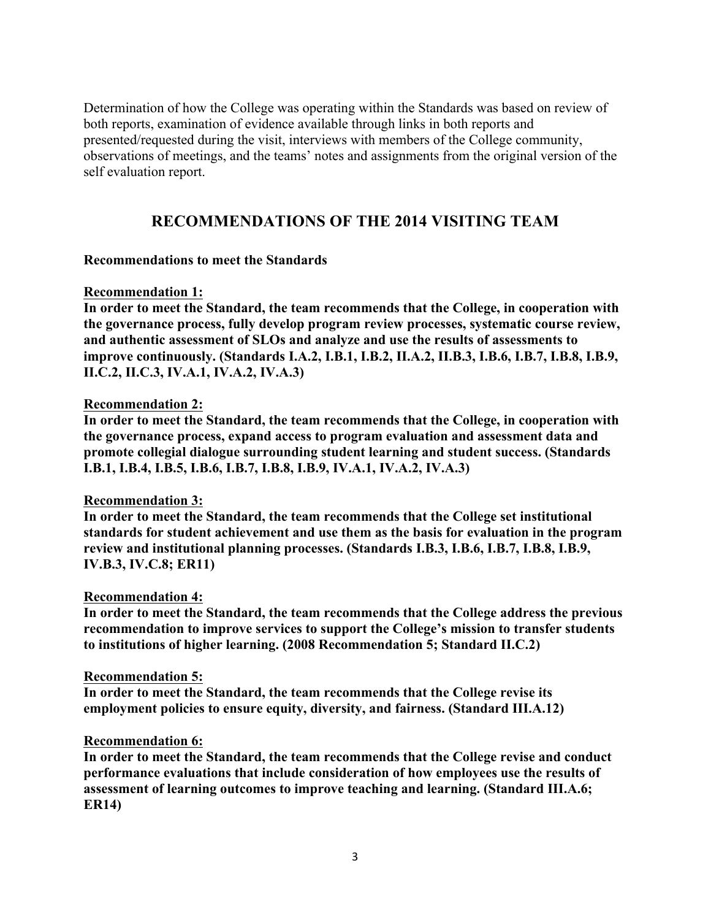Determination of how the College was operating within the Standards was based on review of both reports, examination of evidence available through links in both reports and presented/requested during the visit, interviews with members of the College community, observations of meetings, and the teams' notes and assignments from the original version of the self evaluation report.

## RECOMMENDATIONS OF THE 2014 VISITING TEAM

**Recommendations to meet the Standards**

**Recommendation 1:**

**In order to meet the Standard, the team recommends that the College, in cooperation with the governance process, fully develop program review processes, systematic course review, and authentic assessment of SLOs and analyze and use the results of assessments to improve continuously. (Standards I.A.2, I.B.1, I.B.2, II.A.2, II.B.3, I.B.6, I.B.7, I.B.8, I.B.9, II.C.2, II.C.3, IV.A.1, IV.A.2, IV.A.3)**

**Recommendation 2:**

**In order to meet the Standard, the team recommends that the College, in cooperation with the governance process, expand access to program evaluation and assessment data and promote collegial dialogue surrounding student learning and student success. (Standards I.B.1, I.B.4, I.B.5, I.B.6, I.B.7, I.B.8, I.B.9, IV.A.1, IV.A.2, IV.A.3)**

**Recommendation 3:**

**In order to meet the Standard, the team recommends that the College set institutional standards for student achievement and use them as the basis for evaluation in the program review and institutional planning processes. (Standards I.B.3, I.B.6, I.B.7, I.B.8, I.B.9, IV.B.3, IV.C.8; ER11)**

**Recommendation 4:**

**In order to meet the Standard, the team recommends that the College address the previous recommendation to improve services to support the College's mission to transfer students to institutions of higher learning. (2008 Recommendation 5; Standard II.C.2)**

**Recommendation 5:**

**In order to meet the Standard, the team recommends that the College revise its employment policies to ensure equity, diversity, and fairness. (Standard III.A.12)**

**Recommendation 6:**

**In order to meet the Standard, the team recommends that the College revise and conduct performance evaluations that include consideration of how employees use the results of assessment of learning outcomes to improve teaching and learning. (Standard III.A.6; ER14)**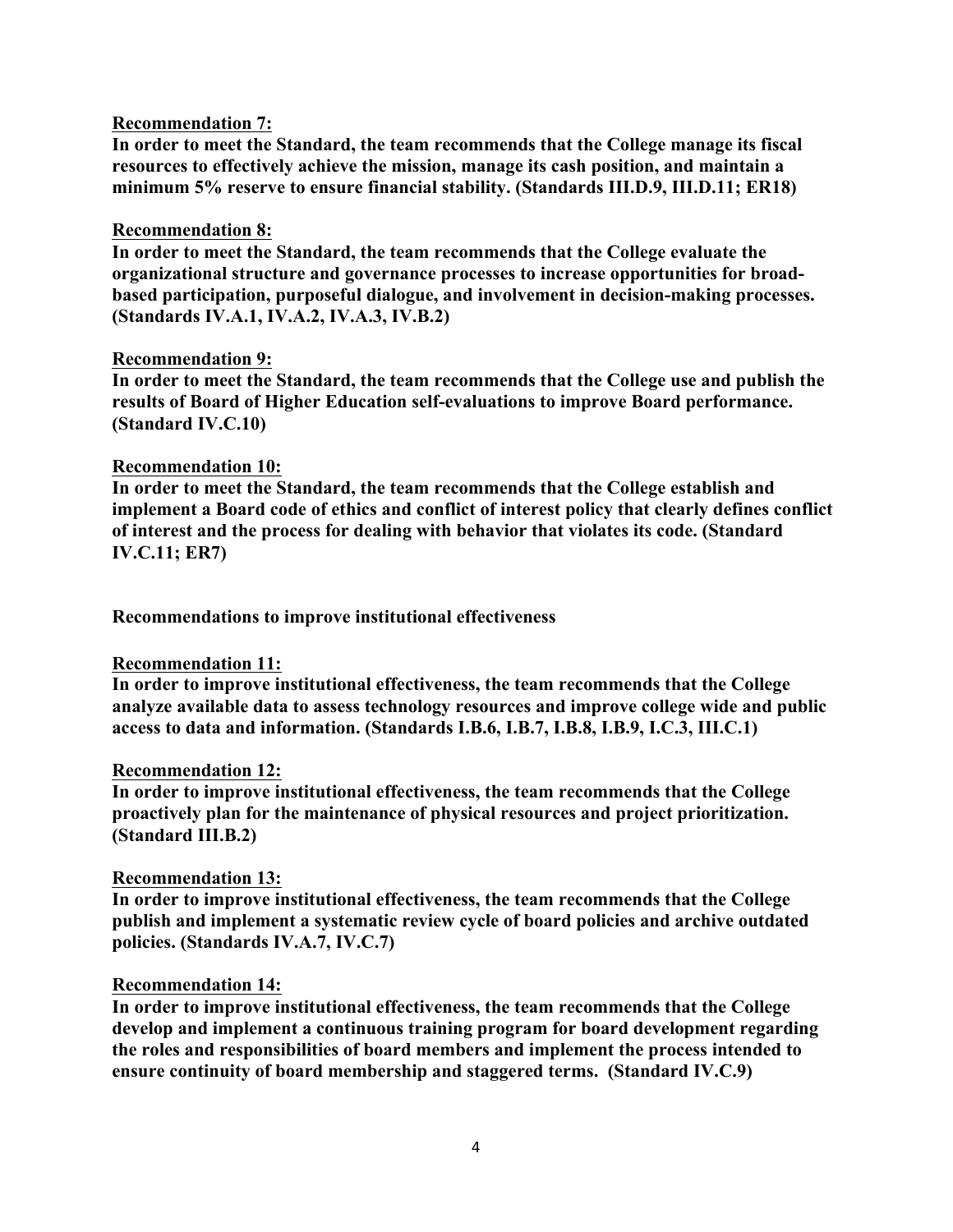**Recommendation 7:**

**In order to meet the Standard, the team recommends that the College manage its fiscal resources to effectively achieve the mission, manage its cash position, and maintain a minimum 5% reserve to ensure financial stability. (Standards III.D.9, III.D.11; ER18)**

**Recommendation 8:**

**In order to meet the Standard, the team recommends that the College evaluate the organizational structure and governance processes to increase opportunities for broad-based participation, purposeful dialogue, and involvement in decision-making processes. (Standards IV.A.1, IV.A.2, IV.A.3, IV.B.2)**

**Recommendation 9:**

**In order to meet the Standard, the team recommends that the College use and publish the results of Board of Higher Education self-evaluations to improve Board performance. (Standard IV.C.10)**

**Recommendation 10:**

**In order to meet the Standard, the team recommends that the College establish and implement a Board code of ethics and conflict of interest policy that clearly defines conflict of interest and the process for dealing with behavior that violates its code. (Standard IV.C.11; ER7)**

**Recommendations to improve institutional effectiveness**

**Recommendation 11:**

**In order to improve institutional effectiveness, the team recommends that the College analyze available data to assess technology resources and improve college wide and public access to data and information. (Standards I.B.6, I.B.7, I.B.8, I.B.9, I.C.3, III.C.1)**

**Recommendation 12:**

**In order to improve institutional effectiveness, the team recommends that the College proactively plan for the maintenance of physical resources and project prioritization. (Standard III.B.2)**

**Recommendation 13:**

**In order to improve institutional effectiveness, the team recommends that the College publish and implement a systematic review cycle of board policies and archive outdated policies. (Standards IV.A.7, IV.C.7)**

**Recommendation 14:**

**In order to improve institutional effectiveness, the team recommends that the College develop and implement a continuous training program for board development regarding the roles and responsibilities of board members and implement the process intended to ensure continuity of board membership and staggered terms. (Standard IV.C.9)**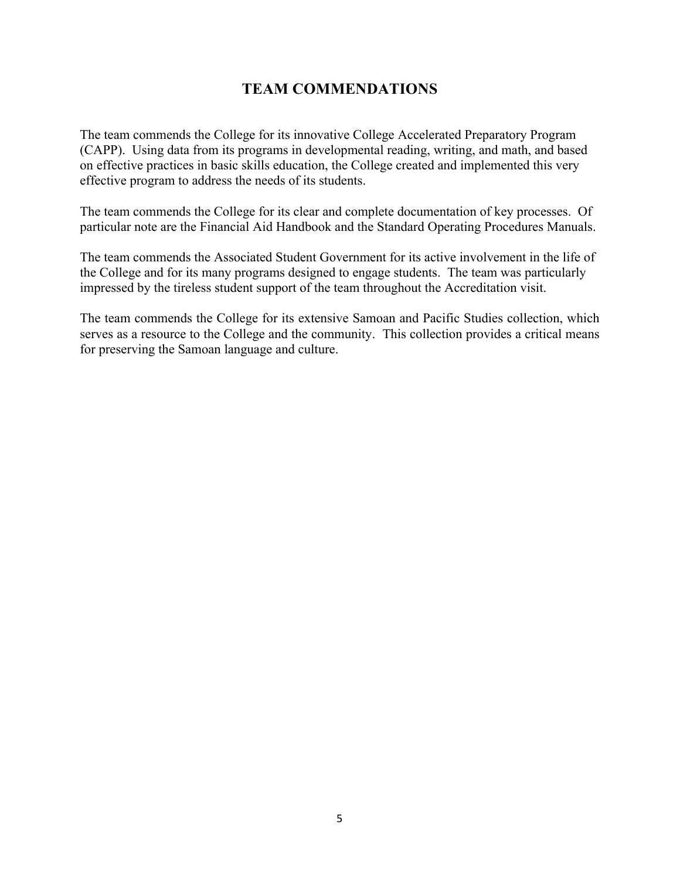# TEAM COMMENDATIONS

The team commends the College for its innovative College Accelerated Preparatory Program (CAPP). Using data from its programs in developmental reading, writing, and math, and based on effective practices in basic skills education, the College created and implemented this very effective program to address the needs of its students.

The team commends the College for its clear and complete documentation of key processes. Of particular note are the Financial Aid Handbook and the Standard Operating Procedures Manuals.

The team commends the Associated Student Government for its active involvement in the life of the College and for its many programs designed to engage students. The team was particularly impressed by the tireless student support of the team throughout the Accreditation visit.

The team commends the College for its extensive Samoan and Pacific Studies collection, which serves as a resource to the College and the community. This collection provides a critical means for preserving the Samoan language and culture.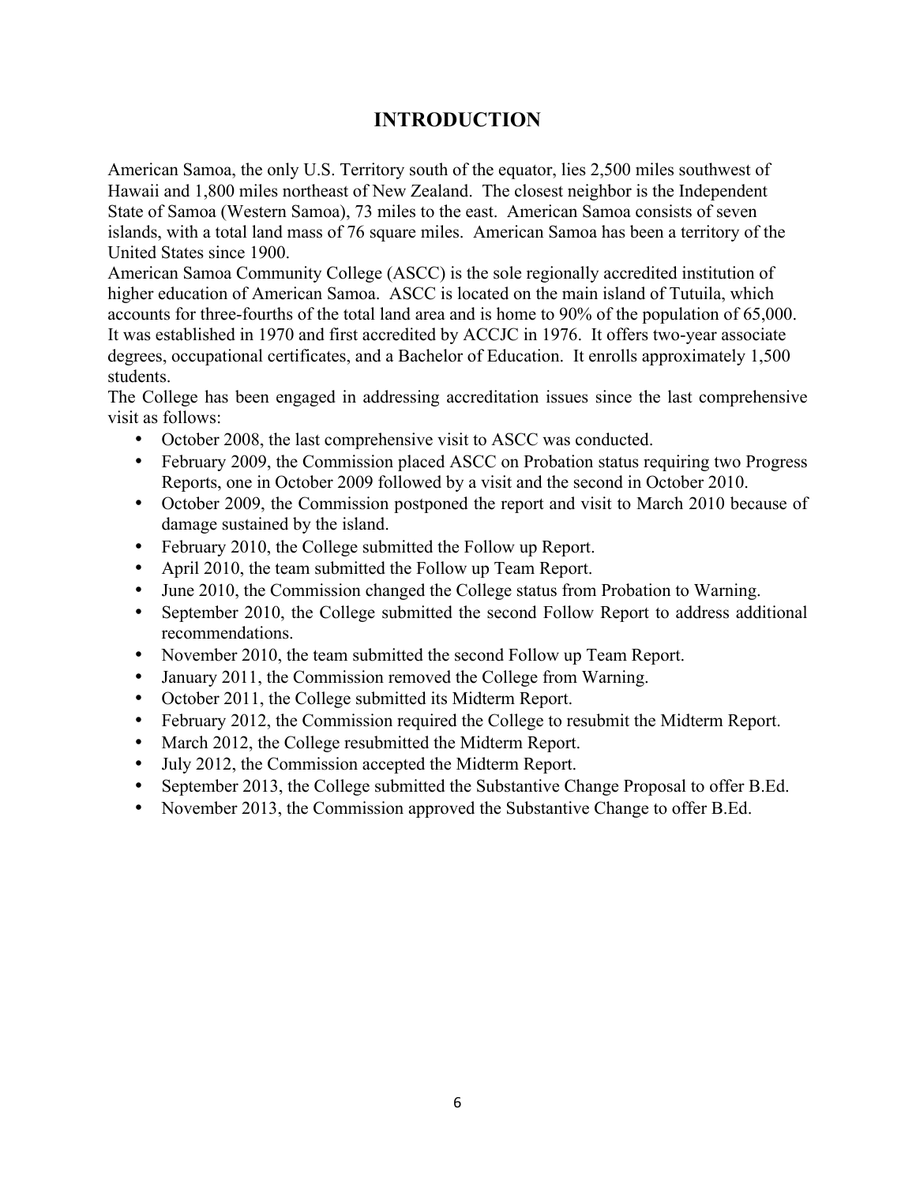# INTRODUCTION

American Samoa, the only U.S. Territory south of the equator, lies 2,500 miles southwest of Hawaii and 1,800 miles northeast of New Zealand. The closest neighbor is the Independent State of Samoa (Western Samoa), 73 miles to the east. American Samoa consists of seven islands, with a total land mass of 76 square miles. American Samoa has been a territory of the United States since 1900.

American Samoa Community College (ASCC) is the sole regionally accredited institution of higher education of American Samoa. ASCC is located on the main island of Tutuila, which accounts for three-fourths of the total land area and is home to 90% of the population of 65,000. It was established in 1970 and first accredited by ACCJC in 1976. It offers two-year associate degrees, occupational certificates, and a Bachelor of Education. It enrolls approximately 1,500 students.

The College has been engaged in addressing accreditation issues since the last comprehensive visit as follows:

- October 2008, the last comprehensive visit to ASCC was conducted.
- February 2009, the Commission placed ASCC on Probation status requiring two Progress Reports, one in October 2009 followed by a visit and the second in October 2010.
- October 2009, the Commission postponed the report and visit to March 2010 because of damage sustained by the island.
- February 2010, the College submitted the Follow up Report.
- April 2010, the team submitted the Follow up Team Report.
- June 2010, the Commission changed the College status from Probation to Warning.
- September 2010, the College submitted the second Follow Report to address additional recommendations.
- November 2010, the team submitted the second Follow up Team Report.
- January 2011, the Commission removed the College from Warning.
- October 2011, the College submitted its Midterm Report.
- February 2012, the Commission required the College to resubmit the Midterm Report.
- March 2012, the College resubmitted the Midterm Report.
- July 2012, the Commission accepted the Midterm Report.
- September 2013, the College submitted the Substantive Change Proposal to offer B.Ed.
- November 2013, the Commission approved the Substantive Change to offer B.Ed.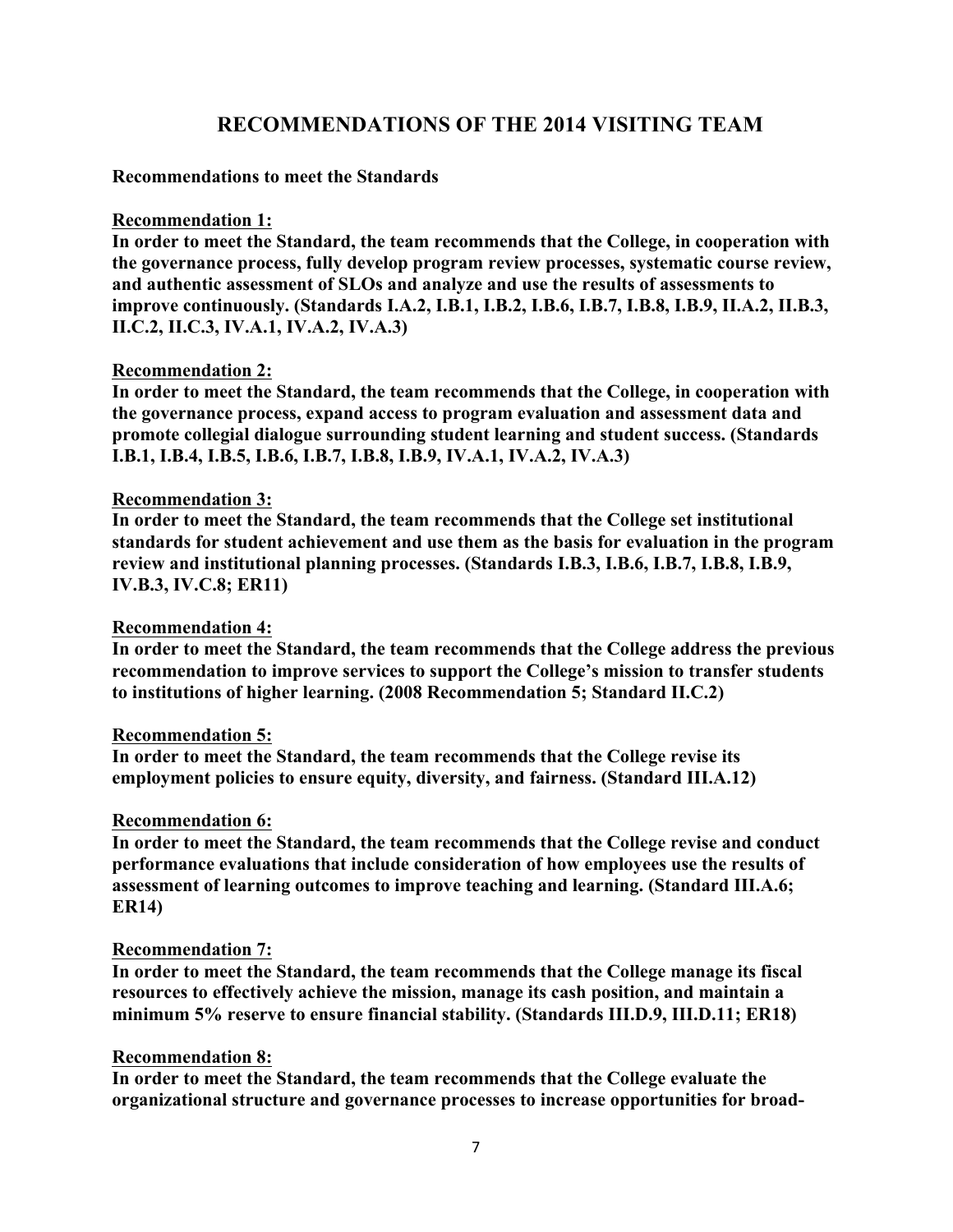# RECOMMENDATIONS OF THE 2014 VISITING TEAM

**Recommendations to meet the Standards**

**Recommendation 1:**

**In order to meet the Standard, the team recommends that the College, in cooperation with the governance process, fully develop program review processes, systematic course review, and authentic assessment of SLOs and analyze and use the results of assessments to improve continuously. (Standards I.A.2, I.B.1, I.B.2, I.B.6, I.B.7, I.B.8, I.B.9, II.A.2, II.B.3, II.C.2, II.C.3, IV.A.1, IV.A.2, IV.A.3)**

**Recommendation 2:**

**In order to meet the Standard, the team recommends that the College, in cooperation with the governance process, expand access to program evaluation and assessment data and promote collegial dialogue surrounding student learning and student success. (Standards I.B.1, I.B.4, I.B.5, I.B.6, I.B.7, I.B.8, I.B.9, IV.A.1, IV.A.2, IV.A.3)**

**Recommendation 3:**

**In order to meet the Standard, the team recommends that the College set institutional standards for student achievement and use them as the basis for evaluation in the program review and institutional planning processes. (Standards I.B.3, I.B.6, I.B.7, I.B.8, I.B.9, IV.B.3, IV.C.8; ER11)**

**Recommendation 4:**

**In order to meet the Standard, the team recommends that the College address the previous recommendation to improve services to support the College's mission to transfer students to institutions of higher learning. (2008 Recommendation 5; Standard II.C.2)**

**Recommendation 5:**

**In order to meet the Standard, the team recommends that the College revise its employment policies to ensure equity, diversity, and fairness. (Standard III.A.12)**

**Recommendation 6:**

**In order to meet the Standard, the team recommends that the College revise and conduct performance evaluations that include consideration of how employees use the results of assessment of learning outcomes to improve teaching and learning. (Standard III.A.6; ER14)**

**Recommendation 7:**

**In order to meet the Standard, the team recommends that the College manage its fiscal resources to effectively achieve the mission, manage its cash position, and maintain a minimum 5% reserve to ensure financial stability. (Standards III.D.9, III.D.11; ER18)**

**Recommendation 8:**

**In order to meet the Standard, the team recommends that the College evaluate the organizational structure and governance processes to increase opportunities for broad-**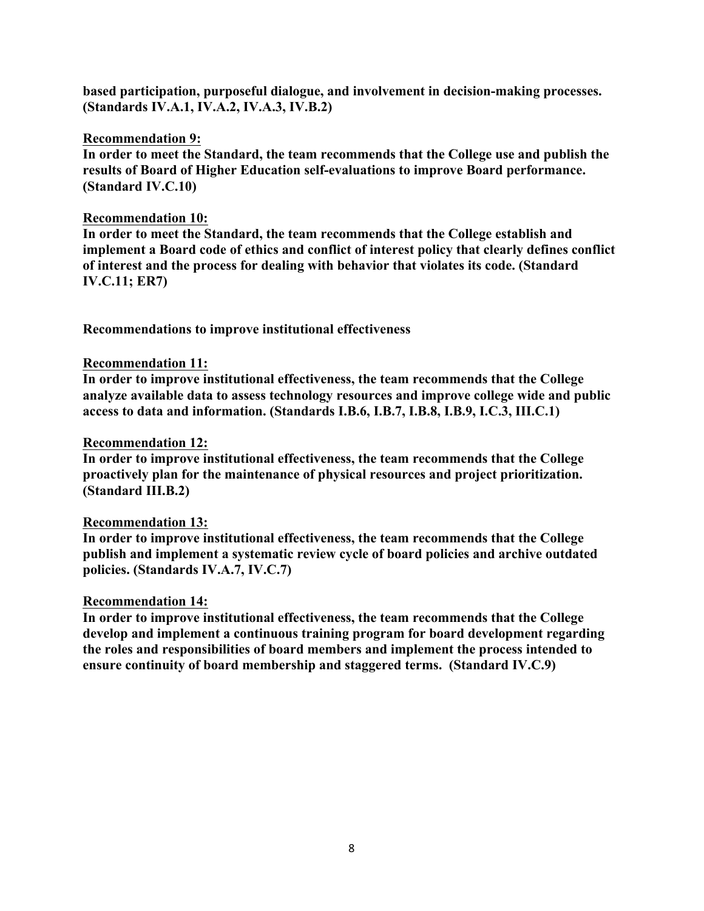**based participation, purposeful dialogue, and involvement in decision-making processes. (Standards IV.A.1, IV.A.2, IV.A.3, IV.B.2)**

**Recommendation 9:**
**In order to meet the Standard, the team recommends that the College use and publish the results of Board of Higher Education self-evaluations to improve Board performance. (Standard IV.C.10)**

**Recommendation 10:**
**In order to meet the Standard, the team recommends that the College establish and implement a Board code of ethics and conflict of interest policy that clearly defines conflict of interest and the process for dealing with behavior that violates its code. (Standard IV.C.11; ER7)**

**Recommendations to improve institutional effectiveness**

**Recommendation 11:**
**In order to improve institutional effectiveness, the team recommends that the College analyze available data to assess technology resources and improve college wide and public access to data and information. (Standards I.B.6, I.B.7, I.B.8, I.B.9, I.C.3, III.C.1)**

**Recommendation 12:**
**In order to improve institutional effectiveness, the team recommends that the College proactively plan for the maintenance of physical resources and project prioritization. (Standard III.B.2)**

**Recommendation 13:**
**In order to improve institutional effectiveness, the team recommends that the College publish and implement a systematic review cycle of board policies and archive outdated policies. (Standards IV.A.7, IV.C.7)**

**Recommendation 14:**
**In order to improve institutional effectiveness, the team recommends that the College develop and implement a continuous training program for board development regarding the roles and responsibilities of board members and implement the process intended to ensure continuity of board membership and staggered terms. (Standard IV.C.9)**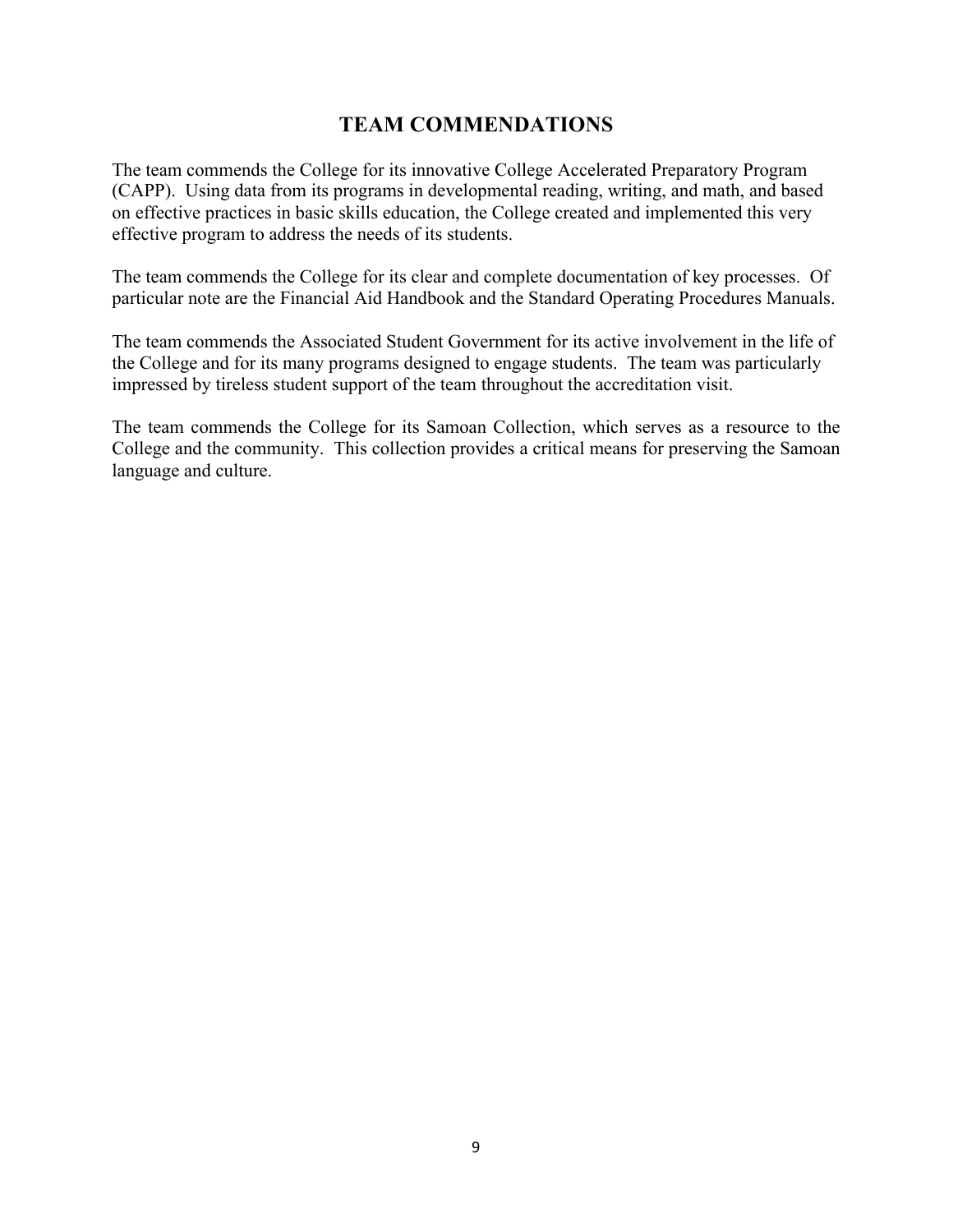# TEAM COMMENDATIONS

The team commends the College for its innovative College Accelerated Preparatory Program (CAPP). Using data from its programs in developmental reading, writing, and math, and based on effective practices in basic skills education, the College created and implemented this very effective program to address the needs of its students.

The team commends the College for its clear and complete documentation of key processes. Of particular note are the Financial Aid Handbook and the Standard Operating Procedures Manuals.

The team commends the Associated Student Government for its active involvement in the life of the College and for its many programs designed to engage students. The team was particularly impressed by tireless student support of the team throughout the accreditation visit.

The team commends the College for its Samoan Collection, which serves as a resource to the College and the community. This collection provides a critical means for preserving the Samoan language and culture.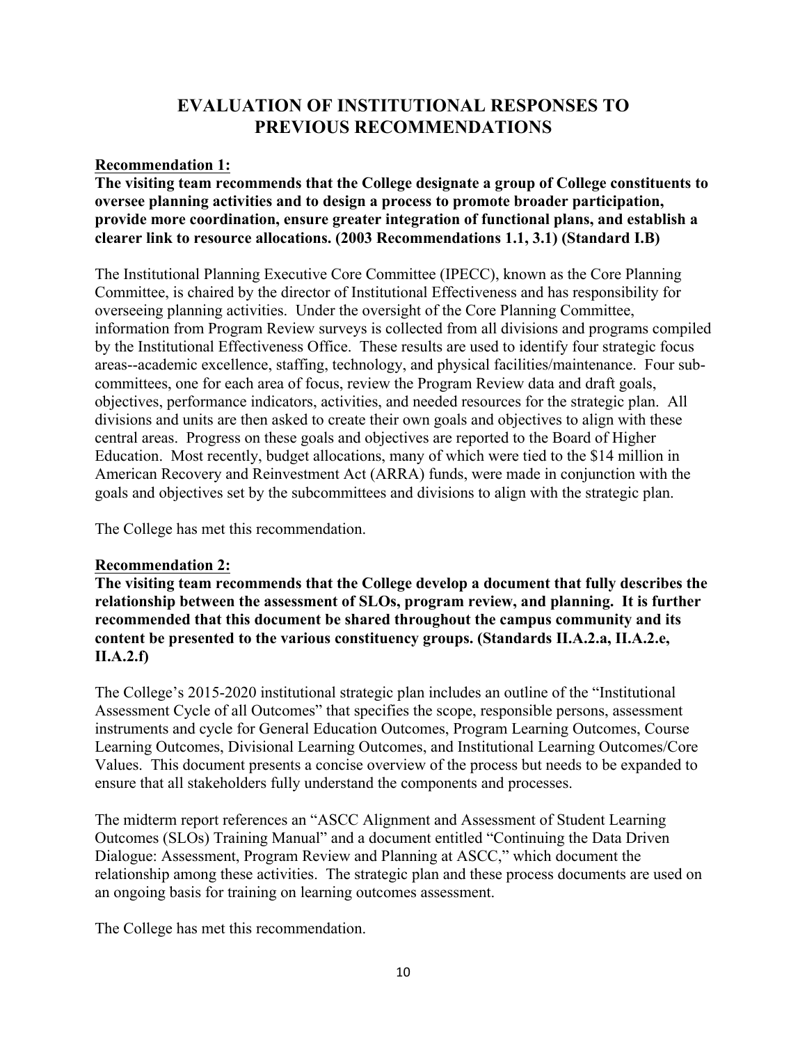# EVALUATION OF INSTITUTIONAL RESPONSES TO PREVIOUS RECOMMENDATIONS

**Recommendation 1:**

**The visiting team recommends that the College designate a group of College constituents to oversee planning activities and to design a process to promote broader participation, provide more coordination, ensure greater integration of functional plans, and establish a clearer link to resource allocations. (2003 Recommendations 1.1, 3.1) (Standard I.B)**

The Institutional Planning Executive Core Committee (IPECC), known as the Core Planning Committee, is chaired by the director of Institutional Effectiveness and has responsibility for overseeing planning activities. Under the oversight of the Core Planning Committee, information from Program Review surveys is collected from all divisions and programs compiled by the Institutional Effectiveness Office. These results are used to identify four strategic focus areas--academic excellence, staffing, technology, and physical facilities/maintenance. Four sub-committees, one for each area of focus, review the Program Review data and draft goals, objectives, performance indicators, activities, and needed resources for the strategic plan. All divisions and units are then asked to create their own goals and objectives to align with these central areas. Progress on these goals and objectives are reported to the Board of Higher Education. Most recently, budget allocations, many of which were tied to the $14 million in American Recovery and Reinvestment Act (ARRA) funds, were made in conjunction with the goals and objectives set by the subcommittees and divisions to align with the strategic plan.

The College has met this recommendation.

**Recommendation 2:**

**The visiting team recommends that the College develop a document that fully describes the relationship between the assessment of SLOs, program review, and planning. It is further recommended that this document be shared throughout the campus community and its content be presented to the various constituency groups. (Standards II.A.2.a, II.A.2.e, II.A.2.f)**

The College's 2015-2020 institutional strategic plan includes an outline of the "Institutional Assessment Cycle of all Outcomes" that specifies the scope, responsible persons, assessment instruments and cycle for General Education Outcomes, Program Learning Outcomes, Course Learning Outcomes, Divisional Learning Outcomes, and Institutional Learning Outcomes/Core Values. This document presents a concise overview of the process but needs to be expanded to ensure that all stakeholders fully understand the components and processes.

The midterm report references an "ASCC Alignment and Assessment of Student Learning Outcomes (SLOs) Training Manual" and a document entitled "Continuing the Data Driven Dialogue: Assessment, Program Review and Planning at ASCC," which document the relationship among these activities. The strategic plan and these process documents are used on an ongoing basis for training on learning outcomes assessment.

The College has met this recommendation.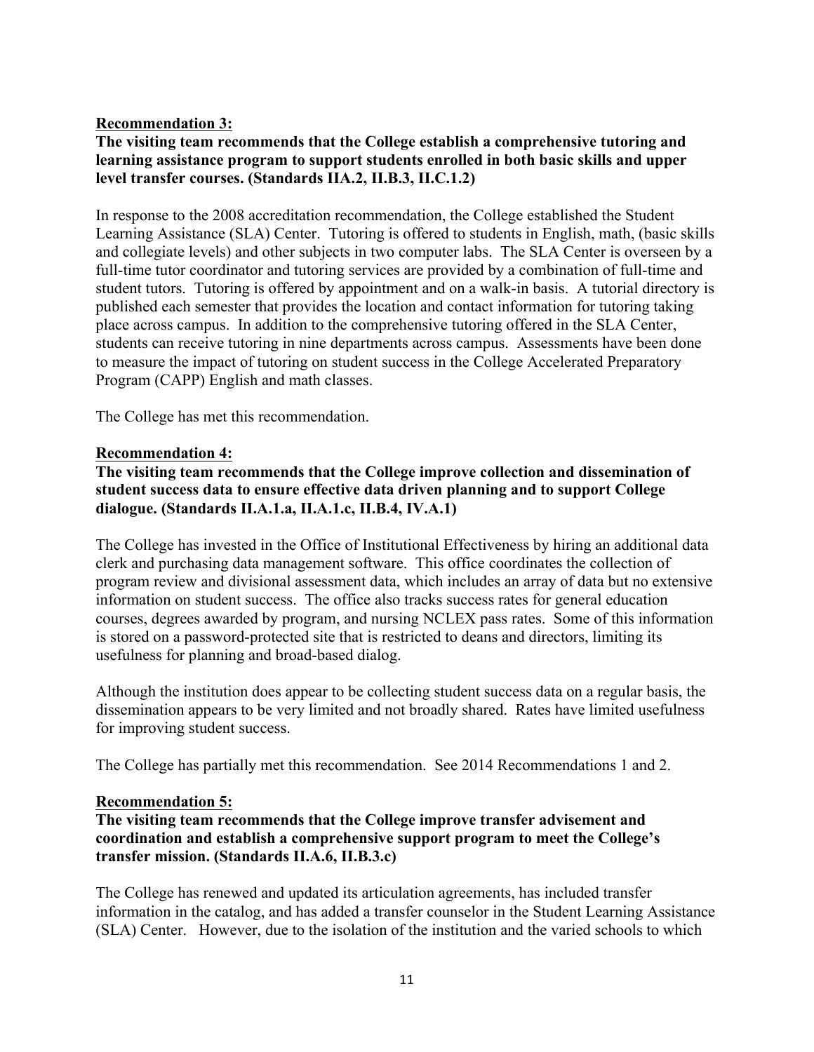**Recommendation 3:**
**The visiting team recommends that the College establish a comprehensive tutoring and learning assistance program to support students enrolled in both basic skills and upper level transfer courses. (Standards IIA.2, II.B.3, II.C.1.2)**

In response to the 2008 accreditation recommendation, the College established the Student Learning Assistance (SLA) Center. Tutoring is offered to students in English, math, (basic skills and collegiate levels) and other subjects in two computer labs. The SLA Center is overseen by a full-time tutor coordinator and tutoring services are provided by a combination of full-time and student tutors. Tutoring is offered by appointment and on a walk-in basis. A tutorial directory is published each semester that provides the location and contact information for tutoring taking place across campus. In addition to the comprehensive tutoring offered in the SLA Center, students can receive tutoring in nine departments across campus. Assessments have been done to measure the impact of tutoring on student success in the College Accelerated Preparatory Program (CAPP) English and math classes.

The College has met this recommendation.

**Recommendation 4:**
**The visiting team recommends that the College improve collection and dissemination of student success data to ensure effective data driven planning and to support College dialogue. (Standards II.A.1.a, II.A.1.c, II.B.4, IV.A.1)**

The College has invested in the Office of Institutional Effectiveness by hiring an additional data clerk and purchasing data management software. This office coordinates the collection of program review and divisional assessment data, which includes an array of data but no extensive information on student success. The office also tracks success rates for general education courses, degrees awarded by program, and nursing NCLEX pass rates. Some of this information is stored on a password-protected site that is restricted to deans and directors, limiting its usefulness for planning and broad-based dialog.

Although the institution does appear to be collecting student success data on a regular basis, the dissemination appears to be very limited and not broadly shared. Rates have limited usefulness for improving student success.

The College has partially met this recommendation. See 2014 Recommendations 1 and 2.

**Recommendation 5:**
**The visiting team recommends that the College improve transfer advisement and coordination and establish a comprehensive support program to meet the College's transfer mission. (Standards II.A.6, II.B.3.c)**

The College has renewed and updated its articulation agreements, has included transfer information in the catalog, and has added a transfer counselor in the Student Learning Assistance (SLA) Center. However, due to the isolation of the institution and the varied schools to which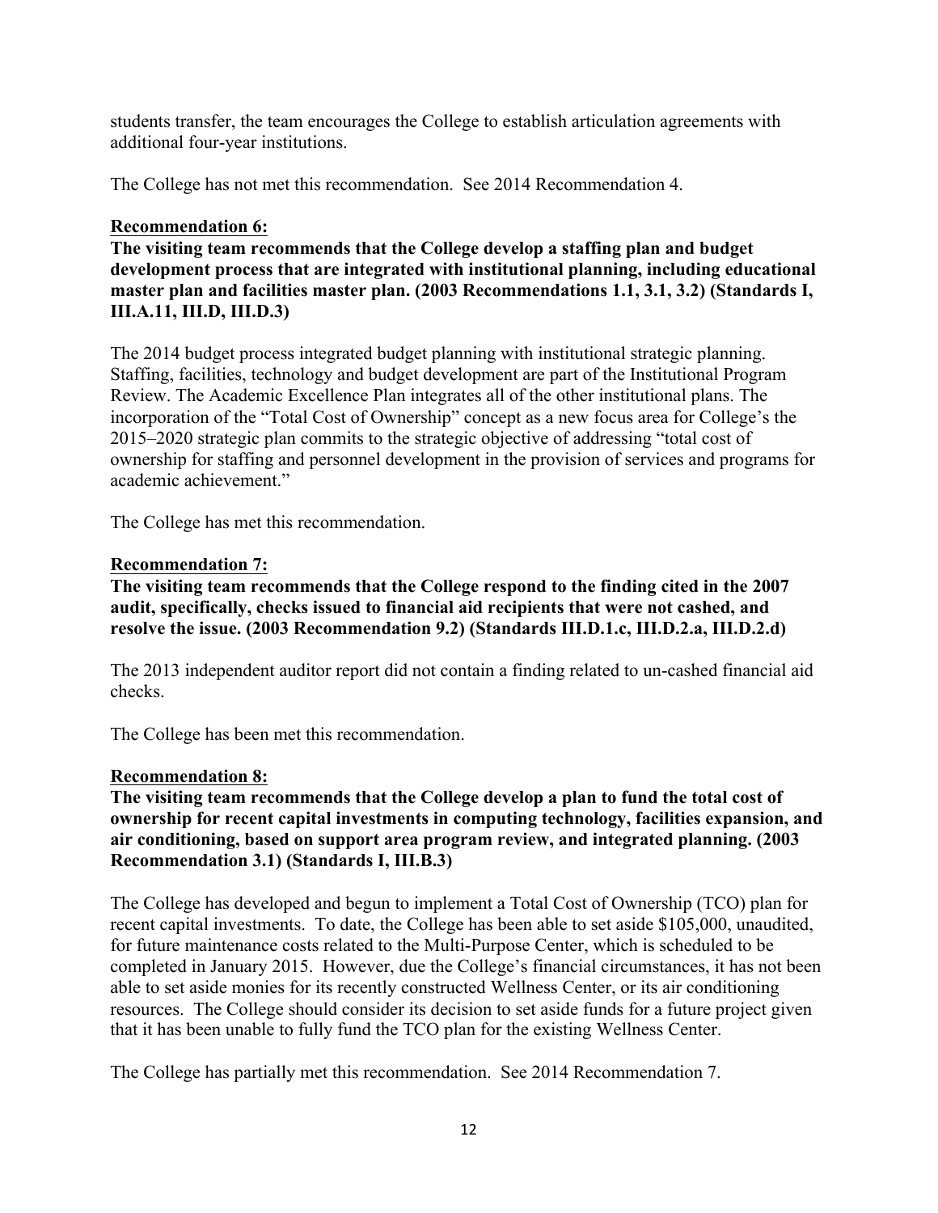students transfer, the team encourages the College to establish articulation agreements with additional four-year institutions.

The College has not met this recommendation. See 2014 Recommendation 4.

**Recommendation 6:**

**The visiting team recommends that the College develop a staffing plan and budget development process that are integrated with institutional planning, including educational master plan and facilities master plan. (2003 Recommendations 1.1, 3.1, 3.2) (Standards I, III.A.11, III.D, III.D.3)**

The 2014 budget process integrated budget planning with institutional strategic planning. Staffing, facilities, technology and budget development are part of the Institutional Program Review. The Academic Excellence Plan integrates all of the other institutional plans. The incorporation of the "Total Cost of Ownership" concept as a new focus area for College's the 2015–2020 strategic plan commits to the strategic objective of addressing "total cost of ownership for staffing and personnel development in the provision of services and programs for academic achievement."

The College has met this recommendation.

**Recommendation 7:**

**The visiting team recommends that the College respond to the finding cited in the 2007 audit, specifically, checks issued to financial aid recipients that were not cashed, and resolve the issue. (2003 Recommendation 9.2) (Standards III.D.1.c, III.D.2.a, III.D.2.d)**

The 2013 independent auditor report did not contain a finding related to un-cashed financial aid checks.

The College has been met this recommendation.

**Recommendation 8:**

**The visiting team recommends that the College develop a plan to fund the total cost of ownership for recent capital investments in computing technology, facilities expansion, and air conditioning, based on support area program review, and integrated planning. (2003 Recommendation 3.1) (Standards I, III.B.3)**

The College has developed and begun to implement a Total Cost of Ownership (TCO) plan for recent capital investments. To date, the College has been able to set aside $105,000, unaudited, for future maintenance costs related to the Multi-Purpose Center, which is scheduled to be completed in January 2015. However, due the College's financial circumstances, it has not been able to set aside monies for its recently constructed Wellness Center, or its air conditioning resources. The College should consider its decision to set aside funds for a future project given that it has been unable to fully fund the TCO plan for the existing Wellness Center.

The College has partially met this recommendation. See 2014 Recommendation 7.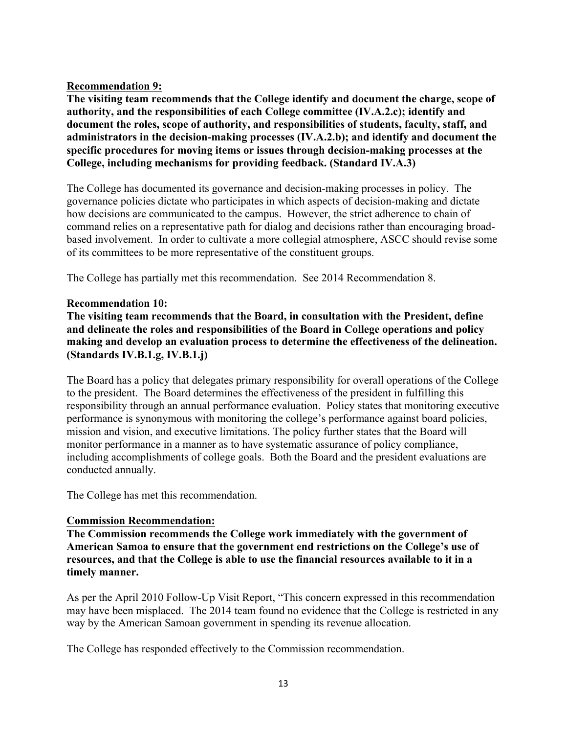**Recommendation 9:**

**The visiting team recommends that the College identify and document the charge, scope of authority, and the responsibilities of each College committee (IV.A.2.c); identify and document the roles, scope of authority, and responsibilities of students, faculty, staff, and administrators in the decision-making processes (IV.A.2.b); and identify and document the specific procedures for moving items or issues through decision-making processes at the College, including mechanisms for providing feedback. (Standard IV.A.3)**

The College has documented its governance and decision-making processes in policy. The governance policies dictate who participates in which aspects of decision-making and dictate how decisions are communicated to the campus. However, the strict adherence to chain of command relies on a representative path for dialog and decisions rather than encouraging broad-based involvement. In order to cultivate a more collegial atmosphere, ASCC should revise some of its committees to be more representative of the constituent groups.

The College has partially met this recommendation. See 2014 Recommendation 8.

**Recommendation 10:**

**The visiting team recommends that the Board, in consultation with the President, define and delineate the roles and responsibilities of the Board in College operations and policy making and develop an evaluation process to determine the effectiveness of the delineation. (Standards IV.B.1.g, IV.B.1.j)**

The Board has a policy that delegates primary responsibility for overall operations of the College to the president. The Board determines the effectiveness of the president in fulfilling this responsibility through an annual performance evaluation. Policy states that monitoring executive performance is synonymous with monitoring the college's performance against board policies, mission and vision, and executive limitations. The policy further states that the Board will monitor performance in a manner as to have systematic assurance of policy compliance, including accomplishments of college goals. Both the Board and the president evaluations are conducted annually.

The College has met this recommendation.

**Commission Recommendation:**

**The Commission recommends the College work immediately with the government of American Samoa to ensure that the government end restrictions on the College's use of resources, and that the College is able to use the financial resources available to it in a timely manner.**

As per the April 2010 Follow-Up Visit Report, "This concern expressed in this recommendation may have been misplaced. The 2014 team found no evidence that the College is restricted in any way by the American Samoan government in spending its revenue allocation.

The College has responded effectively to the Commission recommendation.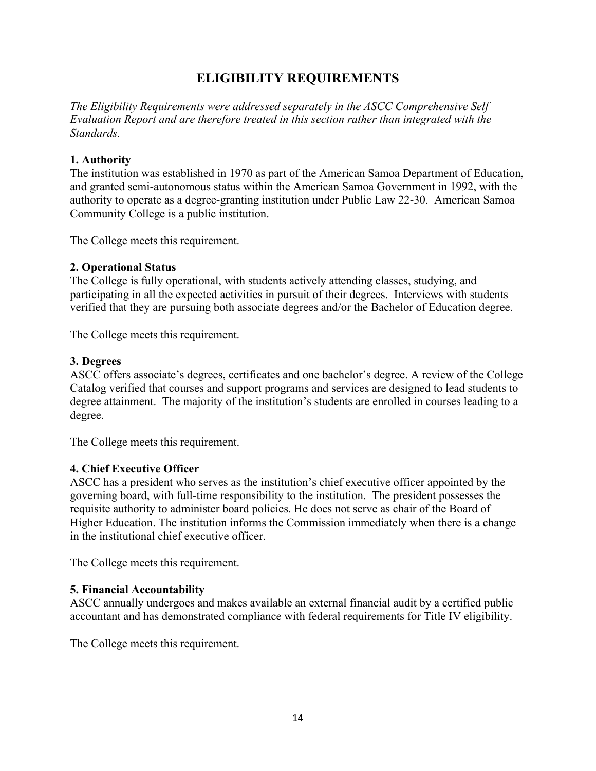## ELIGIBILITY REQUIREMENTS

*The Eligibility Requirements were addressed separately in the ASCC Comprehensive Self Evaluation Report and are therefore treated in this section rather than integrated with the Standards.*

**1. Authority**
The institution was established in 1970 as part of the American Samoa Department of Education, and granted semi-autonomous status within the American Samoa Government in 1992, with the authority to operate as a degree-granting institution under Public Law 22-30. American Samoa Community College is a public institution.

The College meets this requirement.

**2. Operational Status**
The College is fully operational, with students actively attending classes, studying, and participating in all the expected activities in pursuit of their degrees. Interviews with students verified that they are pursuing both associate degrees and/or the Bachelor of Education degree.

The College meets this requirement.

**3. Degrees**
ASCC offers associate's degrees, certificates and one bachelor's degree. A review of the College Catalog verified that courses and support programs and services are designed to lead students to degree attainment. The majority of the institution's students are enrolled in courses leading to a degree.

The College meets this requirement.

**4. Chief Executive Officer**
ASCC has a president who serves as the institution's chief executive officer appointed by the governing board, with full-time responsibility to the institution. The president possesses the requisite authority to administer board policies. He does not serve as chair of the Board of Higher Education. The institution informs the Commission immediately when there is a change in the institutional chief executive officer.

The College meets this requirement.

**5. Financial Accountability**
ASCC annually undergoes and makes available an external financial audit by a certified public accountant and has demonstrated compliance with federal requirements for Title IV eligibility.

The College meets this requirement.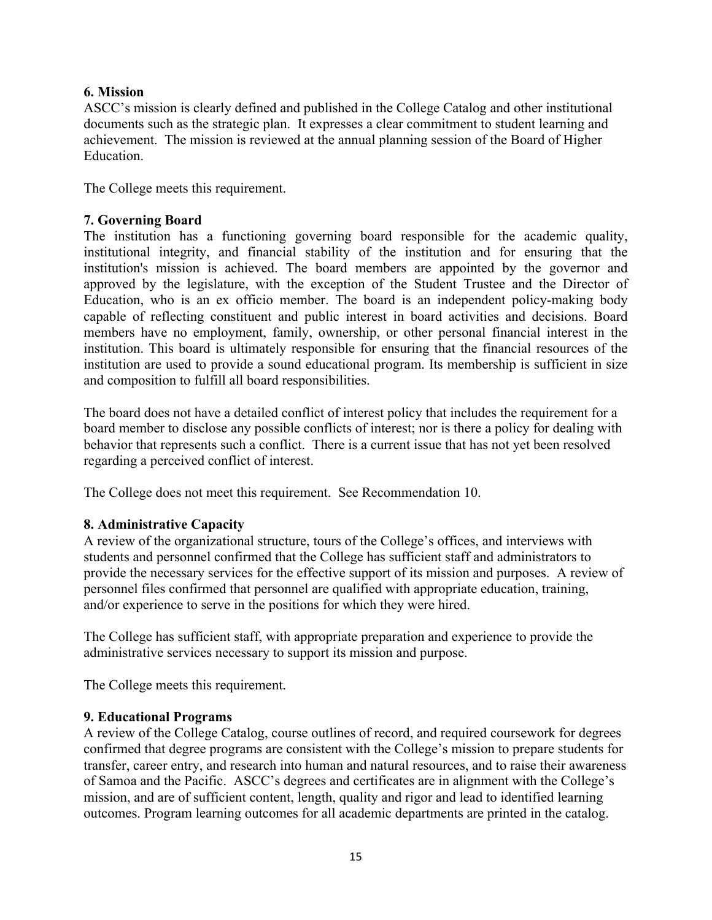**6. Mission**

ASCC's mission is clearly defined and published in the College Catalog and other institutional documents such as the strategic plan. It expresses a clear commitment to student learning and achievement. The mission is reviewed at the annual planning session of the Board of Higher Education.

The College meets this requirement.

**7. Governing Board**

The institution has a functioning governing board responsible for the academic quality, institutional integrity, and financial stability of the institution and for ensuring that the institution's mission is achieved. The board members are appointed by the governor and approved by the legislature, with the exception of the Student Trustee and the Director of Education, who is an ex officio member. The board is an independent policy-making body capable of reflecting constituent and public interest in board activities and decisions. Board members have no employment, family, ownership, or other personal financial interest in the institution. This board is ultimately responsible for ensuring that the financial resources of the institution are used to provide a sound educational program. Its membership is sufficient in size and composition to fulfill all board responsibilities.

The board does not have a detailed conflict of interest policy that includes the requirement for a board member to disclose any possible conflicts of interest; nor is there a policy for dealing with behavior that represents such a conflict. There is a current issue that has not yet been resolved regarding a perceived conflict of interest.

The College does not meet this requirement. See Recommendation 10.

**8. Administrative Capacity**

A review of the organizational structure, tours of the College's offices, and interviews with students and personnel confirmed that the College has sufficient staff and administrators to provide the necessary services for the effective support of its mission and purposes. A review of personnel files confirmed that personnel are qualified with appropriate education, training, and/or experience to serve in the positions for which they were hired.

The College has sufficient staff, with appropriate preparation and experience to provide the administrative services necessary to support its mission and purpose.

The College meets this requirement.

**9. Educational Programs**

A review of the College Catalog, course outlines of record, and required coursework for degrees confirmed that degree programs are consistent with the College's mission to prepare students for transfer, career entry, and research into human and natural resources, and to raise their awareness of Samoa and the Pacific. ASCC's degrees and certificates are in alignment with the College's mission, and are of sufficient content, length, quality and rigor and lead to identified learning outcomes. Program learning outcomes for all academic departments are printed in the catalog.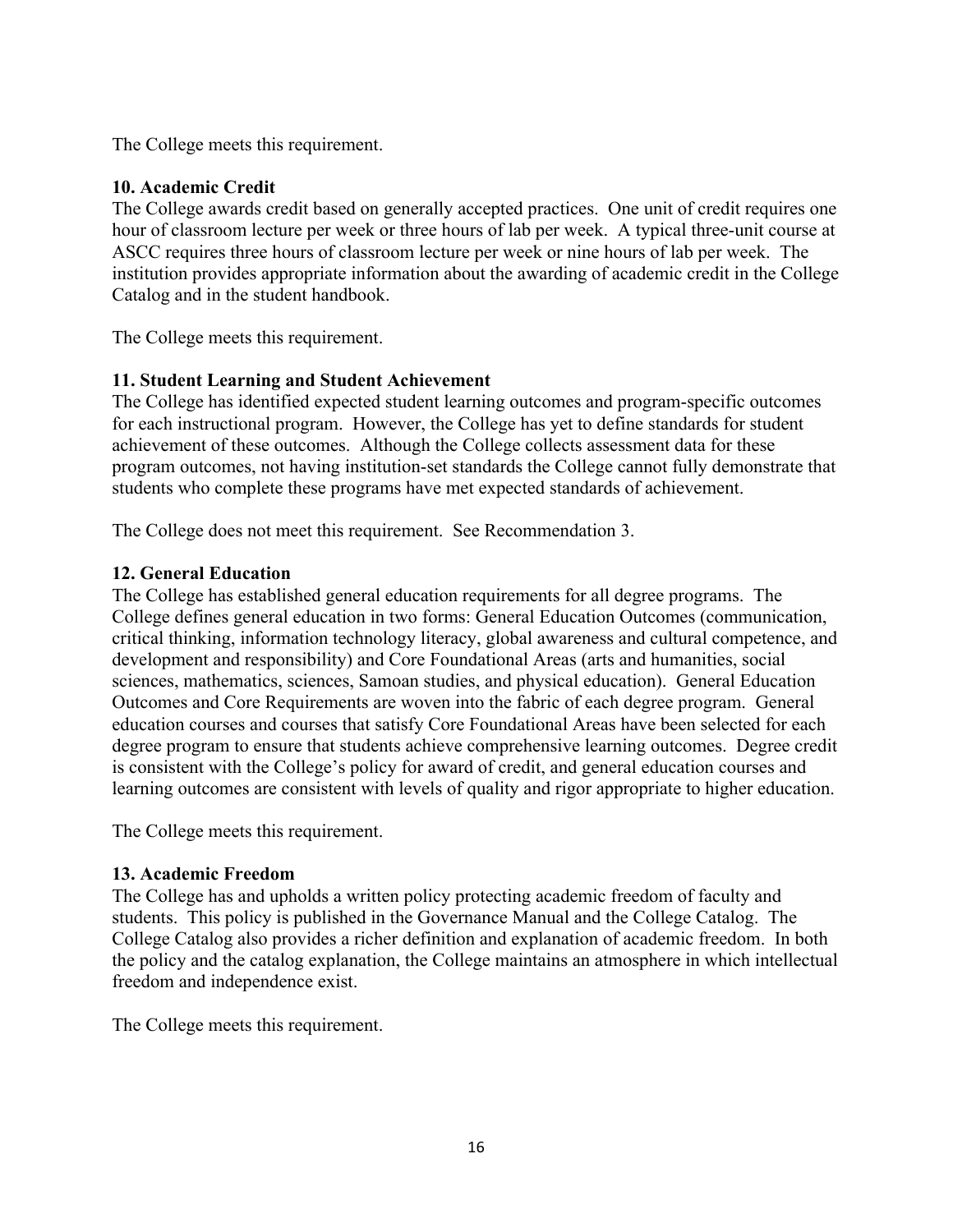The College meets this requirement.

**10. Academic Credit**

The College awards credit based on generally accepted practices. One unit of credit requires one hour of classroom lecture per week or three hours of lab per week. A typical three-unit course at ASCC requires three hours of classroom lecture per week or nine hours of lab per week. The institution provides appropriate information about the awarding of academic credit in the College Catalog and in the student handbook.

The College meets this requirement.

**11. Student Learning and Student Achievement**

The College has identified expected student learning outcomes and program-specific outcomes for each instructional program. However, the College has yet to define standards for student achievement of these outcomes. Although the College collects assessment data for these program outcomes, not having institution-set standards the College cannot fully demonstrate that students who complete these programs have met expected standards of achievement.

The College does not meet this requirement. See Recommendation 3.

**12. General Education**

The College has established general education requirements for all degree programs. The College defines general education in two forms: General Education Outcomes (communication, critical thinking, information technology literacy, global awareness and cultural competence, and development and responsibility) and Core Foundational Areas (arts and humanities, social sciences, mathematics, sciences, Samoan studies, and physical education). General Education Outcomes and Core Requirements are woven into the fabric of each degree program. General education courses and courses that satisfy Core Foundational Areas have been selected for each degree program to ensure that students achieve comprehensive learning outcomes. Degree credit is consistent with the College's policy for award of credit, and general education courses and learning outcomes are consistent with levels of quality and rigor appropriate to higher education.

The College meets this requirement.

**13. Academic Freedom**

The College has and upholds a written policy protecting academic freedom of faculty and students. This policy is published in the Governance Manual and the College Catalog. The College Catalog also provides a richer definition and explanation of academic freedom. In both the policy and the catalog explanation, the College maintains an atmosphere in which intellectual freedom and independence exist.

The College meets this requirement.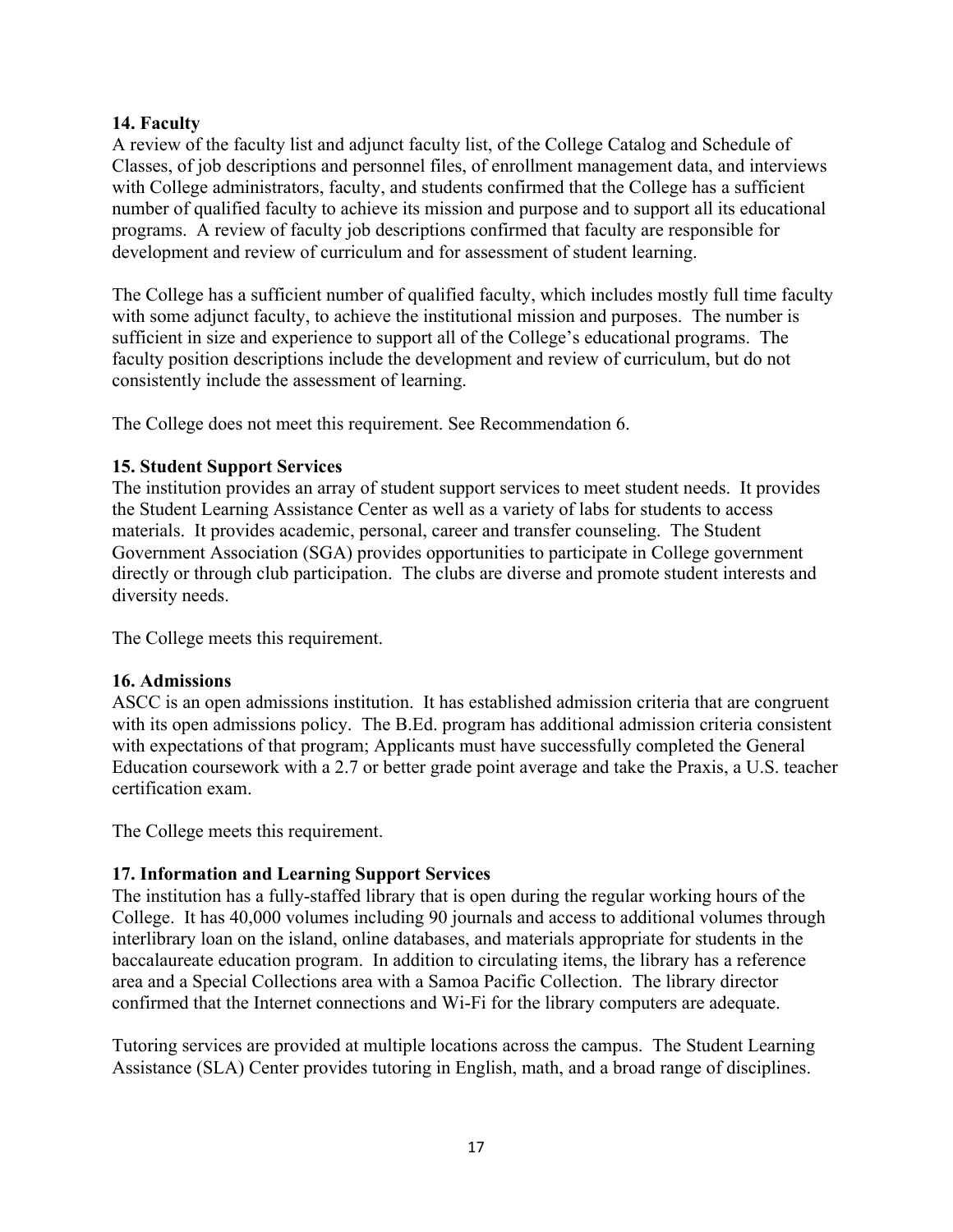**14. Faculty**

A review of the faculty list and adjunct faculty list, of the College Catalog and Schedule of Classes, of job descriptions and personnel files, of enrollment management data, and interviews with College administrators, faculty, and students confirmed that the College has a sufficient number of qualified faculty to achieve its mission and purpose and to support all its educational programs. A review of faculty job descriptions confirmed that faculty are responsible for development and review of curriculum and for assessment of student learning.

The College has a sufficient number of qualified faculty, which includes mostly full time faculty with some adjunct faculty, to achieve the institutional mission and purposes. The number is sufficient in size and experience to support all of the College's educational programs. The faculty position descriptions include the development and review of curriculum, but do not consistently include the assessment of learning.

The College does not meet this requirement. See Recommendation 6.

**15. Student Support Services**

The institution provides an array of student support services to meet student needs. It provides the Student Learning Assistance Center as well as a variety of labs for students to access materials. It provides academic, personal, career and transfer counseling. The Student Government Association (SGA) provides opportunities to participate in College government directly or through club participation. The clubs are diverse and promote student interests and diversity needs.

The College meets this requirement.

**16. Admissions**

ASCC is an open admissions institution. It has established admission criteria that are congruent with its open admissions policy. The B.Ed. program has additional admission criteria consistent with expectations of that program; Applicants must have successfully completed the General Education coursework with a 2.7 or better grade point average and take the Praxis, a U.S. teacher certification exam.

The College meets this requirement.

**17. Information and Learning Support Services**

The institution has a fully-staffed library that is open during the regular working hours of the College. It has 40,000 volumes including 90 journals and access to additional volumes through interlibrary loan on the island, online databases, and materials appropriate for students in the baccalaureate education program. In addition to circulating items, the library has a reference area and a Special Collections area with a Samoa Pacific Collection. The library director confirmed that the Internet connections and Wi-Fi for the library computers are adequate.

Tutoring services are provided at multiple locations across the campus. The Student Learning Assistance (SLA) Center provides tutoring in English, math, and a broad range of disciplines.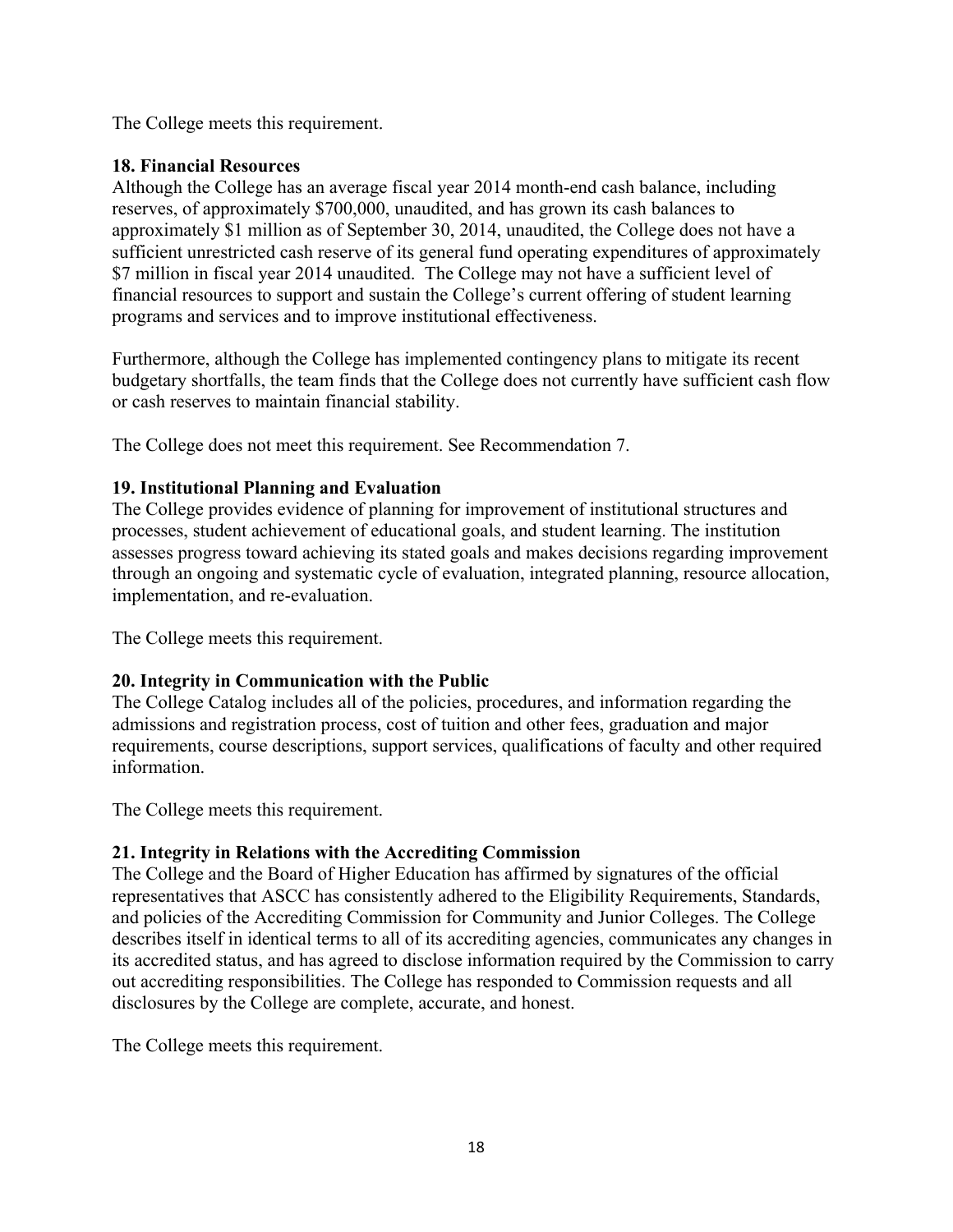The College meets this requirement.

**18. Financial Resources**

Although the College has an average fiscal year 2014 month-end cash balance, including reserves, of approximately $700,000, unaudited, and has grown its cash balances to approximately $1 million as of September 30, 2014, unaudited, the College does not have a sufficient unrestricted cash reserve of its general fund operating expenditures of approximately $7 million in fiscal year 2014 unaudited. The College may not have a sufficient level of financial resources to support and sustain the College's current offering of student learning programs and services and to improve institutional effectiveness.

Furthermore, although the College has implemented contingency plans to mitigate its recent budgetary shortfalls, the team finds that the College does not currently have sufficient cash flow or cash reserves to maintain financial stability.

The College does not meet this requirement. See Recommendation 7.

**19. Institutional Planning and Evaluation**

The College provides evidence of planning for improvement of institutional structures and processes, student achievement of educational goals, and student learning. The institution assesses progress toward achieving its stated goals and makes decisions regarding improvement through an ongoing and systematic cycle of evaluation, integrated planning, resource allocation, implementation, and re-evaluation.

The College meets this requirement.

**20. Integrity in Communication with the Public**

The College Catalog includes all of the policies, procedures, and information regarding the admissions and registration process, cost of tuition and other fees, graduation and major requirements, course descriptions, support services, qualifications of faculty and other required information.

The College meets this requirement.

**21. Integrity in Relations with the Accrediting Commission**

The College and the Board of Higher Education has affirmed by signatures of the official representatives that ASCC has consistently adhered to the Eligibility Requirements, Standards, and policies of the Accrediting Commission for Community and Junior Colleges. The College describes itself in identical terms to all of its accrediting agencies, communicates any changes in its accredited status, and has agreed to disclose information required by the Commission to carry out accrediting responsibilities. The College has responded to Commission requests and all disclosures by the College are complete, accurate, and honest.

The College meets this requirement.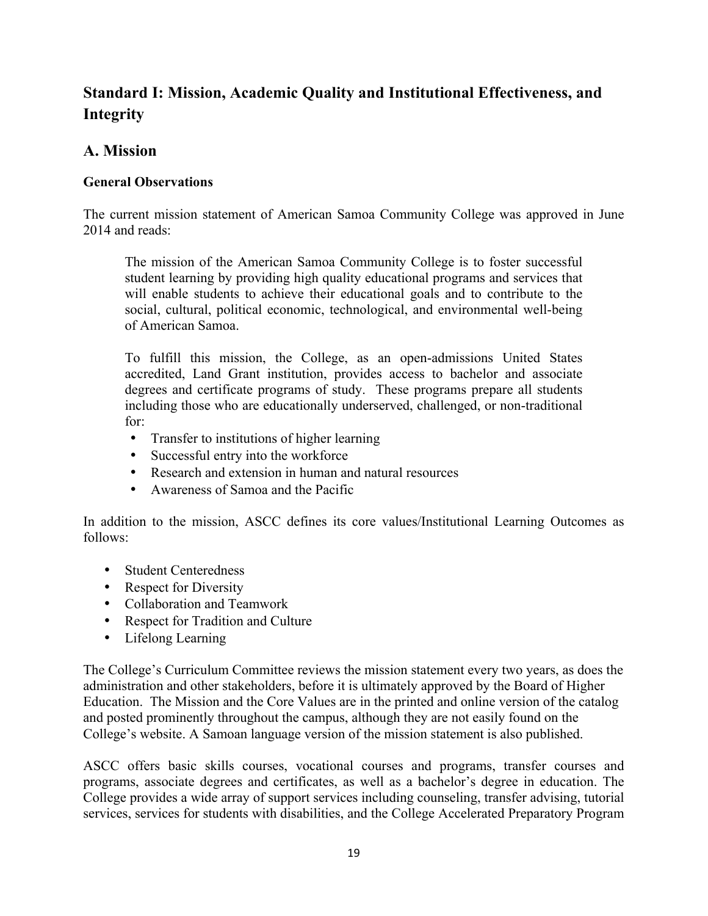## Standard I: Mission, Academic Quality and Institutional Effectiveness, and Integrity

### A. Mission

#### General Observations

The current mission statement of American Samoa Community College was approved in June 2014 and reads:

> The mission of the American Samoa Community College is to foster successful student learning by providing high quality educational programs and services that will enable students to achieve their educational goals and to contribute to the social, cultural, political economic, technological, and environmental well-being of American Samoa.
>
> To fulfill this mission, the College, as an open-admissions United States accredited, Land Grant institution, provides access to bachelor and associate degrees and certificate programs of study. These programs prepare all students including those who are educationally underserved, challenged, or non-traditional for:
>
> - Transfer to institutions of higher learning
> - Successful entry into the workforce
> - Research and extension in human and natural resources
> - Awareness of Samoa and the Pacific

In addition to the mission, ASCC defines its core values/Institutional Learning Outcomes as follows:

- Student Centeredness
- Respect for Diversity
- Collaboration and Teamwork
- Respect for Tradition and Culture
- Lifelong Learning

The College's Curriculum Committee reviews the mission statement every two years, as does the administration and other stakeholders, before it is ultimately approved by the Board of Higher Education. The Mission and the Core Values are in the printed and online version of the catalog and posted prominently throughout the campus, although they are not easily found on the College's website. A Samoan language version of the mission statement is also published.

ASCC offers basic skills courses, vocational courses and programs, transfer courses and programs, associate degrees and certificates, as well as a bachelor's degree in education. The College provides a wide array of support services including counseling, transfer advising, tutorial services, services for students with disabilities, and the College Accelerated Preparatory Program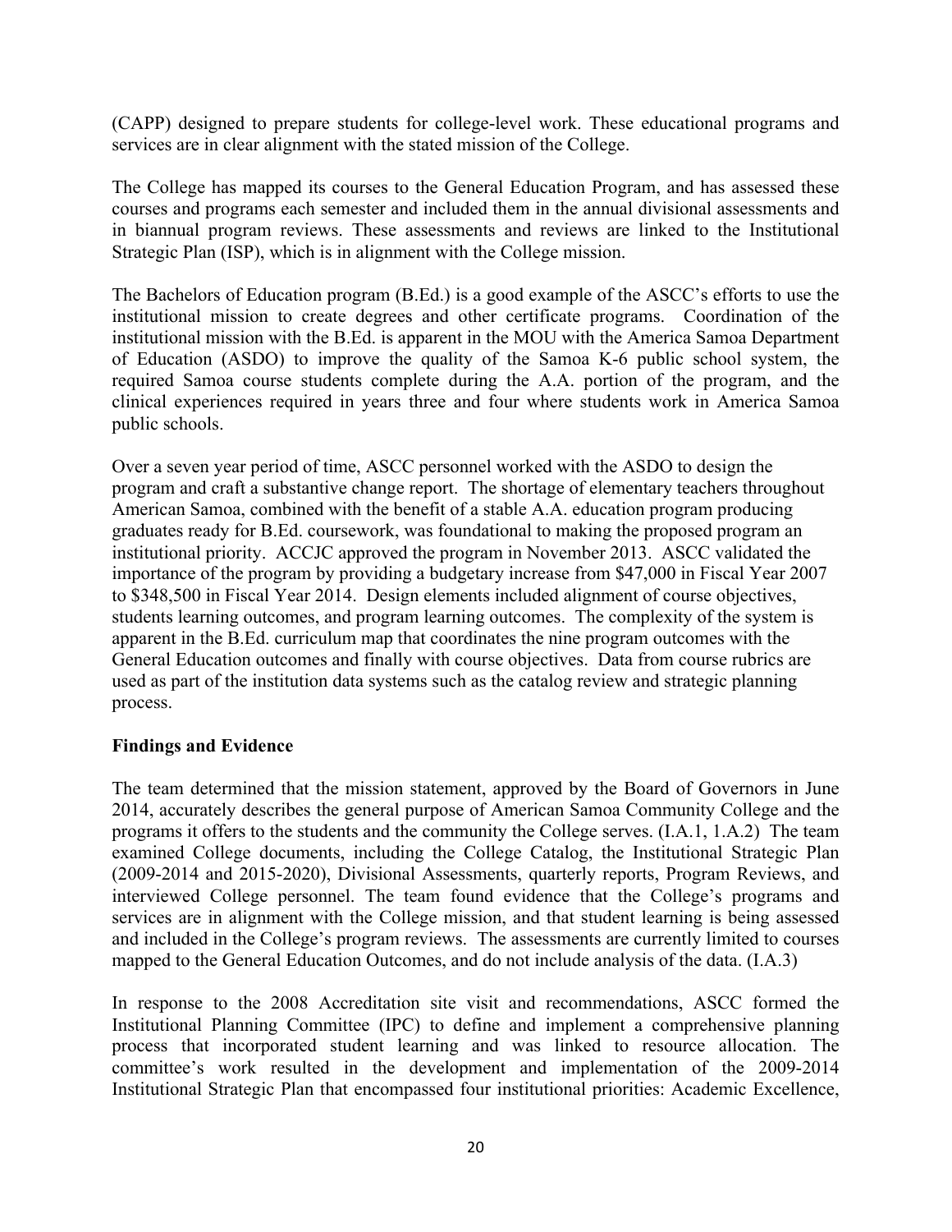(CAPP) designed to prepare students for college-level work. These educational programs and services are in clear alignment with the stated mission of the College.

The College has mapped its courses to the General Education Program, and has assessed these courses and programs each semester and included them in the annual divisional assessments and in biannual program reviews. These assessments and reviews are linked to the Institutional Strategic Plan (ISP), which is in alignment with the College mission.

The Bachelors of Education program (B.Ed.) is a good example of the ASCC's efforts to use the institutional mission to create degrees and other certificate programs. Coordination of the institutional mission with the B.Ed. is apparent in the MOU with the America Samoa Department of Education (ASDO) to improve the quality of the Samoa K-6 public school system, the required Samoa course students complete during the A.A. portion of the program, and the clinical experiences required in years three and four where students work in America Samoa public schools.

Over a seven year period of time, ASCC personnel worked with the ASDO to design the program and craft a substantive change report. The shortage of elementary teachers throughout American Samoa, combined with the benefit of a stable A.A. education program producing graduates ready for B.Ed. coursework, was foundational to making the proposed program an institutional priority. ACCJC approved the program in November 2013. ASCC validated the importance of the program by providing a budgetary increase from $47,000 in Fiscal Year 2007 to $348,500 in Fiscal Year 2014. Design elements included alignment of course objectives, students learning outcomes, and program learning outcomes. The complexity of the system is apparent in the B.Ed. curriculum map that coordinates the nine program outcomes with the General Education outcomes and finally with course objectives. Data from course rubrics are used as part of the institution data systems such as the catalog review and strategic planning process.

**Findings and Evidence**

The team determined that the mission statement, approved by the Board of Governors in June 2014, accurately describes the general purpose of American Samoa Community College and the programs it offers to the students and the community the College serves. (I.A.1, 1.A.2) The team examined College documents, including the College Catalog, the Institutional Strategic Plan (2009-2014 and 2015-2020), Divisional Assessments, quarterly reports, Program Reviews, and interviewed College personnel. The team found evidence that the College's programs and services are in alignment with the College mission, and that student learning is being assessed and included in the College's program reviews. The assessments are currently limited to courses mapped to the General Education Outcomes, and do not include analysis of the data. (I.A.3)

In response to the 2008 Accreditation site visit and recommendations, ASCC formed the Institutional Planning Committee (IPC) to define and implement a comprehensive planning process that incorporated student learning and was linked to resource allocation. The committee's work resulted in the development and implementation of the 2009-2014 Institutional Strategic Plan that encompassed four institutional priorities: Academic Excellence,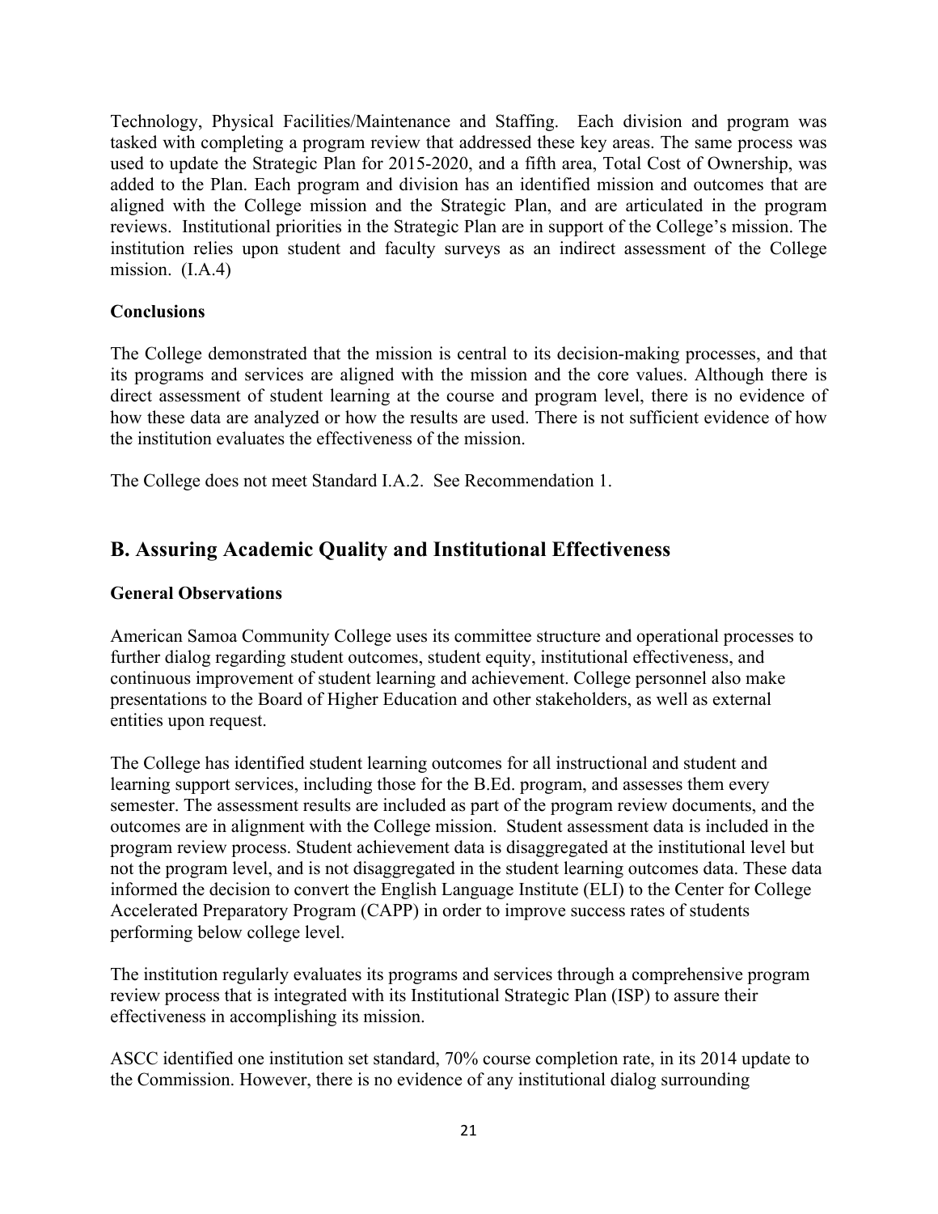Technology, Physical Facilities/Maintenance and Staffing. Each division and program was tasked with completing a program review that addressed these key areas. The same process was used to update the Strategic Plan for 2015-2020, and a fifth area, Total Cost of Ownership, was added to the Plan. Each program and division has an identified mission and outcomes that are aligned with the College mission and the Strategic Plan, and are articulated in the program reviews. Institutional priorities in the Strategic Plan are in support of the College's mission. The institution relies upon student and faculty surveys as an indirect assessment of the College mission. (I.A.4)

**Conclusions**

The College demonstrated that the mission is central to its decision-making processes, and that its programs and services are aligned with the mission and the core values. Although there is direct assessment of student learning at the course and program level, there is no evidence of how these data are analyzed or how the results are used. There is not sufficient evidence of how the institution evaluates the effectiveness of the mission.

The College does not meet Standard I.A.2. See Recommendation 1.

## B. Assuring Academic Quality and Institutional Effectiveness

**General Observations**

American Samoa Community College uses its committee structure and operational processes to further dialog regarding student outcomes, student equity, institutional effectiveness, and continuous improvement of student learning and achievement. College personnel also make presentations to the Board of Higher Education and other stakeholders, as well as external entities upon request.

The College has identified student learning outcomes for all instructional and student and learning support services, including those for the B.Ed. program, and assesses them every semester. The assessment results are included as part of the program review documents, and the outcomes are in alignment with the College mission. Student assessment data is included in the program review process. Student achievement data is disaggregated at the institutional level but not the program level, and is not disaggregated in the student learning outcomes data. These data informed the decision to convert the English Language Institute (ELI) to the Center for College Accelerated Preparatory Program (CAPP) in order to improve success rates of students performing below college level.

The institution regularly evaluates its programs and services through a comprehensive program review process that is integrated with its Institutional Strategic Plan (ISP) to assure their effectiveness in accomplishing its mission.

ASCC identified one institution set standard, 70% course completion rate, in its 2014 update to the Commission. However, there is no evidence of any institutional dialog surrounding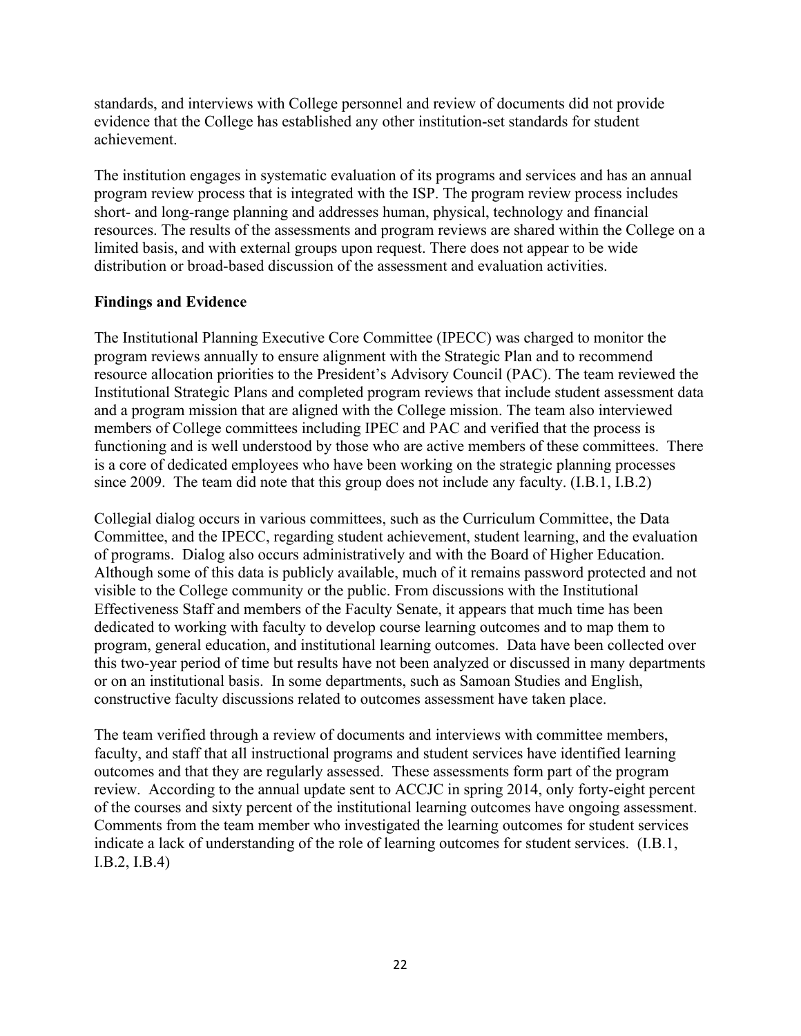standards, and interviews with College personnel and review of documents did not provide evidence that the College has established any other institution-set standards for student achievement.

The institution engages in systematic evaluation of its programs and services and has an annual program review process that is integrated with the ISP. The program review process includes short- and long-range planning and addresses human, physical, technology and financial resources. The results of the assessments and program reviews are shared within the College on a limited basis, and with external groups upon request. There does not appear to be wide distribution or broad-based discussion of the assessment and evaluation activities.

**Findings and Evidence**

The Institutional Planning Executive Core Committee (IPECC) was charged to monitor the program reviews annually to ensure alignment with the Strategic Plan and to recommend resource allocation priorities to the President's Advisory Council (PAC). The team reviewed the Institutional Strategic Plans and completed program reviews that include student assessment data and a program mission that are aligned with the College mission. The team also interviewed members of College committees including IPEC and PAC and verified that the process is functioning and is well understood by those who are active members of these committees. There is a core of dedicated employees who have been working on the strategic planning processes since 2009. The team did note that this group does not include any faculty. (I.B.1, I.B.2)

Collegial dialog occurs in various committees, such as the Curriculum Committee, the Data Committee, and the IPECC, regarding student achievement, student learning, and the evaluation of programs. Dialog also occurs administratively and with the Board of Higher Education. Although some of this data is publicly available, much of it remains password protected and not visible to the College community or the public. From discussions with the Institutional Effectiveness Staff and members of the Faculty Senate, it appears that much time has been dedicated to working with faculty to develop course learning outcomes and to map them to program, general education, and institutional learning outcomes. Data have been collected over this two-year period of time but results have not been analyzed or discussed in many departments or on an institutional basis. In some departments, such as Samoan Studies and English, constructive faculty discussions related to outcomes assessment have taken place.

The team verified through a review of documents and interviews with committee members, faculty, and staff that all instructional programs and student services have identified learning outcomes and that they are regularly assessed. These assessments form part of the program review. According to the annual update sent to ACCJC in spring 2014, only forty-eight percent of the courses and sixty percent of the institutional learning outcomes have ongoing assessment. Comments from the team member who investigated the learning outcomes for student services indicate a lack of understanding of the role of learning outcomes for student services. (I.B.1, I.B.2, I.B.4)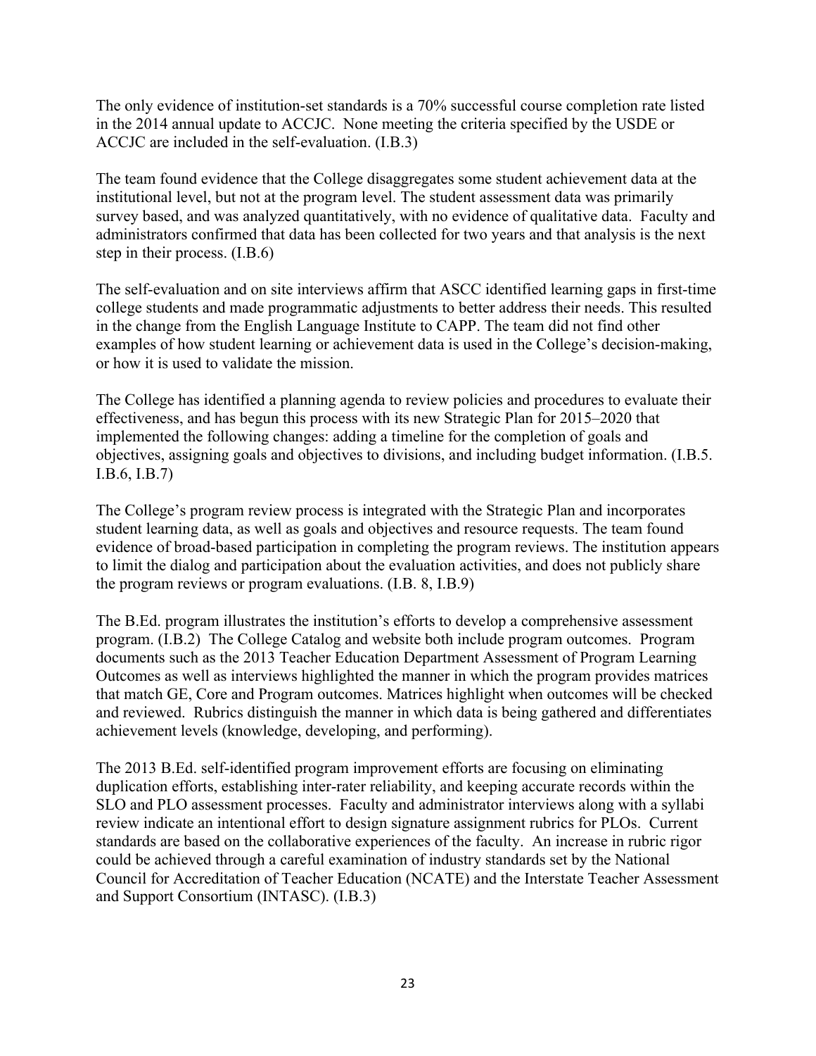The only evidence of institution-set standards is a 70% successful course completion rate listed in the 2014 annual update to ACCJC. None meeting the criteria specified by the USDE or ACCJC are included in the self-evaluation. (I.B.3)

The team found evidence that the College disaggregates some student achievement data at the institutional level, but not at the program level. The student assessment data was primarily survey based, and was analyzed quantitatively, with no evidence of qualitative data. Faculty and administrators confirmed that data has been collected for two years and that analysis is the next step in their process. (I.B.6)

The self-evaluation and on site interviews affirm that ASCC identified learning gaps in first-time college students and made programmatic adjustments to better address their needs. This resulted in the change from the English Language Institute to CAPP. The team did not find other examples of how student learning or achievement data is used in the College's decision-making, or how it is used to validate the mission.

The College has identified a planning agenda to review policies and procedures to evaluate their effectiveness, and has begun this process with its new Strategic Plan for 2015–2020 that implemented the following changes: adding a timeline for the completion of goals and objectives, assigning goals and objectives to divisions, and including budget information. (I.B.5. I.B.6, I.B.7)

The College's program review process is integrated with the Strategic Plan and incorporates student learning data, as well as goals and objectives and resource requests. The team found evidence of broad-based participation in completing the program reviews. The institution appears to limit the dialog and participation about the evaluation activities, and does not publicly share the program reviews or program evaluations. (I.B. 8, I.B.9)

The B.Ed. program illustrates the institution's efforts to develop a comprehensive assessment program. (I.B.2) The College Catalog and website both include program outcomes. Program documents such as the 2013 Teacher Education Department Assessment of Program Learning Outcomes as well as interviews highlighted the manner in which the program provides matrices that match GE, Core and Program outcomes. Matrices highlight when outcomes will be checked and reviewed. Rubrics distinguish the manner in which data is being gathered and differentiates achievement levels (knowledge, developing, and performing).

The 2013 B.Ed. self-identified program improvement efforts are focusing on eliminating duplication efforts, establishing inter-rater reliability, and keeping accurate records within the SLO and PLO assessment processes. Faculty and administrator interviews along with a syllabi review indicate an intentional effort to design signature assignment rubrics for PLOs. Current standards are based on the collaborative experiences of the faculty. An increase in rubric rigor could be achieved through a careful examination of industry standards set by the National Council for Accreditation of Teacher Education (NCATE) and the Interstate Teacher Assessment and Support Consortium (INTASC). (I.B.3)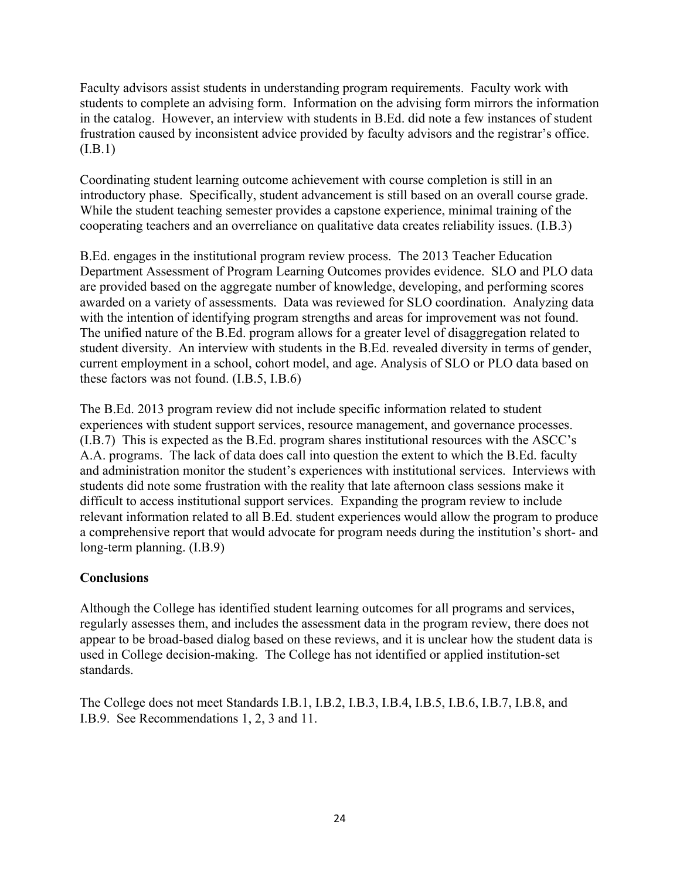Faculty advisors assist students in understanding program requirements. Faculty work with students to complete an advising form. Information on the advising form mirrors the information in the catalog. However, an interview with students in B.Ed. did note a few instances of student frustration caused by inconsistent advice provided by faculty advisors and the registrar's office. (I.B.1)

Coordinating student learning outcome achievement with course completion is still in an introductory phase. Specifically, student advancement is still based on an overall course grade. While the student teaching semester provides a capstone experience, minimal training of the cooperating teachers and an overreliance on qualitative data creates reliability issues. (I.B.3)

B.Ed. engages in the institutional program review process. The 2013 Teacher Education Department Assessment of Program Learning Outcomes provides evidence. SLO and PLO data are provided based on the aggregate number of knowledge, developing, and performing scores awarded on a variety of assessments. Data was reviewed for SLO coordination. Analyzing data with the intention of identifying program strengths and areas for improvement was not found. The unified nature of the B.Ed. program allows for a greater level of disaggregation related to student diversity. An interview with students in the B.Ed. revealed diversity in terms of gender, current employment in a school, cohort model, and age. Analysis of SLO or PLO data based on these factors was not found. (I.B.5, I.B.6)

The B.Ed. 2013 program review did not include specific information related to student experiences with student support services, resource management, and governance processes. (I.B.7) This is expected as the B.Ed. program shares institutional resources with the ASCC's A.A. programs. The lack of data does call into question the extent to which the B.Ed. faculty and administration monitor the student's experiences with institutional services. Interviews with students did note some frustration with the reality that late afternoon class sessions make it difficult to access institutional support services. Expanding the program review to include relevant information related to all B.Ed. student experiences would allow the program to produce a comprehensive report that would advocate for program needs during the institution's short- and long-term planning. (I.B.9)

**Conclusions**

Although the College has identified student learning outcomes for all programs and services, regularly assesses them, and includes the assessment data in the program review, there does not appear to be broad-based dialog based on these reviews, and it is unclear how the student data is used in College decision-making. The College has not identified or applied institution-set standards.

The College does not meet Standards I.B.1, I.B.2, I.B.3, I.B.4, I.B.5, I.B.6, I.B.7, I.B.8, and I.B.9. See Recommendations 1, 2, 3 and 11.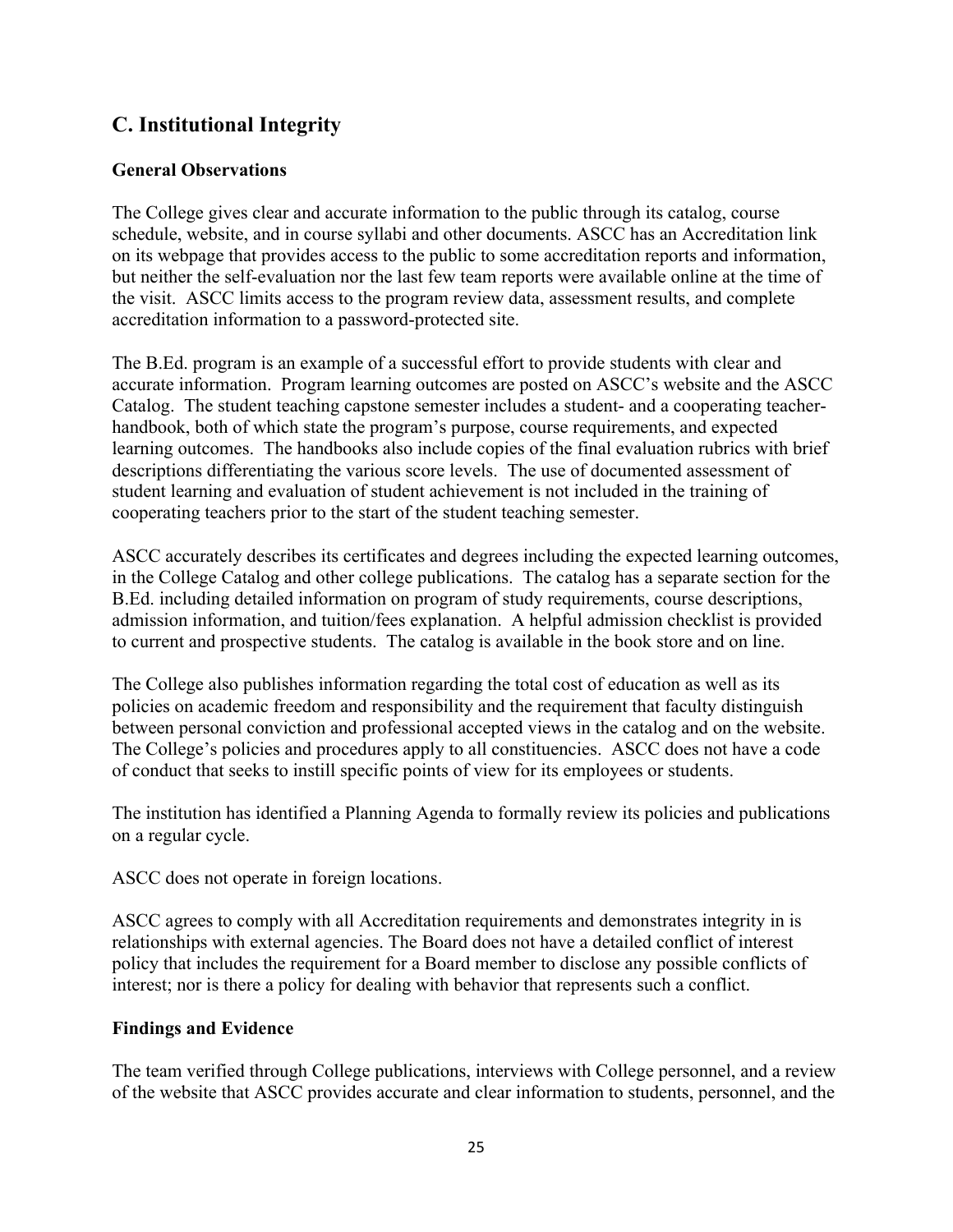## C. Institutional Integrity

### General Observations

The College gives clear and accurate information to the public through its catalog, course schedule, website, and in course syllabi and other documents. ASCC has an Accreditation link on its webpage that provides access to the public to some accreditation reports and information, but neither the self-evaluation nor the last few team reports were available online at the time of the visit. ASCC limits access to the program review data, assessment results, and complete accreditation information to a password-protected site.

The B.Ed. program is an example of a successful effort to provide students with clear and accurate information. Program learning outcomes are posted on ASCC's website and the ASCC Catalog. The student teaching capstone semester includes a student- and a cooperating teacher-handbook, both of which state the program's purpose, course requirements, and expected learning outcomes. The handbooks also include copies of the final evaluation rubrics with brief descriptions differentiating the various score levels. The use of documented assessment of student learning and evaluation of student achievement is not included in the training of cooperating teachers prior to the start of the student teaching semester.

ASCC accurately describes its certificates and degrees including the expected learning outcomes, in the College Catalog and other college publications. The catalog has a separate section for the B.Ed. including detailed information on program of study requirements, course descriptions, admission information, and tuition/fees explanation. A helpful admission checklist is provided to current and prospective students. The catalog is available in the book store and on line.

The College also publishes information regarding the total cost of education as well as its policies on academic freedom and responsibility and the requirement that faculty distinguish between personal conviction and professional accepted views in the catalog and on the website. The College's policies and procedures apply to all constituencies. ASCC does not have a code of conduct that seeks to instill specific points of view for its employees or students.

The institution has identified a Planning Agenda to formally review its policies and publications on a regular cycle.

ASCC does not operate in foreign locations.

ASCC agrees to comply with all Accreditation requirements and demonstrates integrity in is relationships with external agencies. The Board does not have a detailed conflict of interest policy that includes the requirement for a Board member to disclose any possible conflicts of interest; nor is there a policy for dealing with behavior that represents such a conflict.

### Findings and Evidence

The team verified through College publications, interviews with College personnel, and a review of the website that ASCC provides accurate and clear information to students, personnel, and the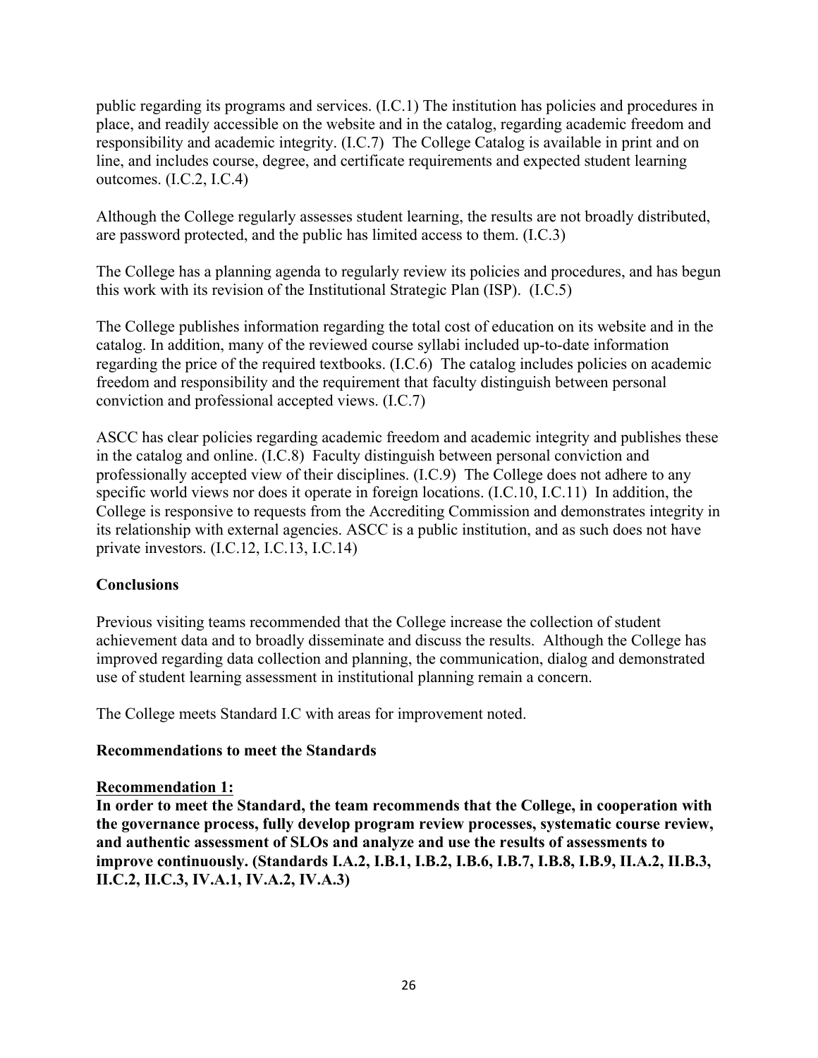public regarding its programs and services. (I.C.1) The institution has policies and procedures in place, and readily accessible on the website and in the catalog, regarding academic freedom and responsibility and academic integrity. (I.C.7) The College Catalog is available in print and on line, and includes course, degree, and certificate requirements and expected student learning outcomes. (I.C.2, I.C.4)

Although the College regularly assesses student learning, the results are not broadly distributed, are password protected, and the public has limited access to them. (I.C.3)

The College has a planning agenda to regularly review its policies and procedures, and has begun this work with its revision of the Institutional Strategic Plan (ISP). (I.C.5)

The College publishes information regarding the total cost of education on its website and in the catalog. In addition, many of the reviewed course syllabi included up-to-date information regarding the price of the required textbooks. (I.C.6) The catalog includes policies on academic freedom and responsibility and the requirement that faculty distinguish between personal conviction and professional accepted views. (I.C.7)

ASCC has clear policies regarding academic freedom and academic integrity and publishes these in the catalog and online. (I.C.8) Faculty distinguish between personal conviction and professionally accepted view of their disciplines. (I.C.9) The College does not adhere to any specific world views nor does it operate in foreign locations. (I.C.10, I.C.11) In addition, the College is responsive to requests from the Accrediting Commission and demonstrates integrity in its relationship with external agencies. ASCC is a public institution, and as such does not have private investors. (I.C.12, I.C.13, I.C.14)

**Conclusions**

Previous visiting teams recommended that the College increase the collection of student achievement data and to broadly disseminate and discuss the results. Although the College has improved regarding data collection and planning, the communication, dialog and demonstrated use of student learning assessment in institutional planning remain a concern.

The College meets Standard I.C with areas for improvement noted.

**Recommendations to meet the Standards**

**Recommendation 1:**

**In order to meet the Standard, the team recommends that the College, in cooperation with the governance process, fully develop program review processes, systematic course review, and authentic assessment of SLOs and analyze and use the results of assessments to improve continuously. (Standards I.A.2, I.B.1, I.B.2, I.B.6, I.B.7, I.B.8, I.B.9, II.A.2, II.B.3, II.C.2, II.C.3, IV.A.1, IV.A.2, IV.A.3)**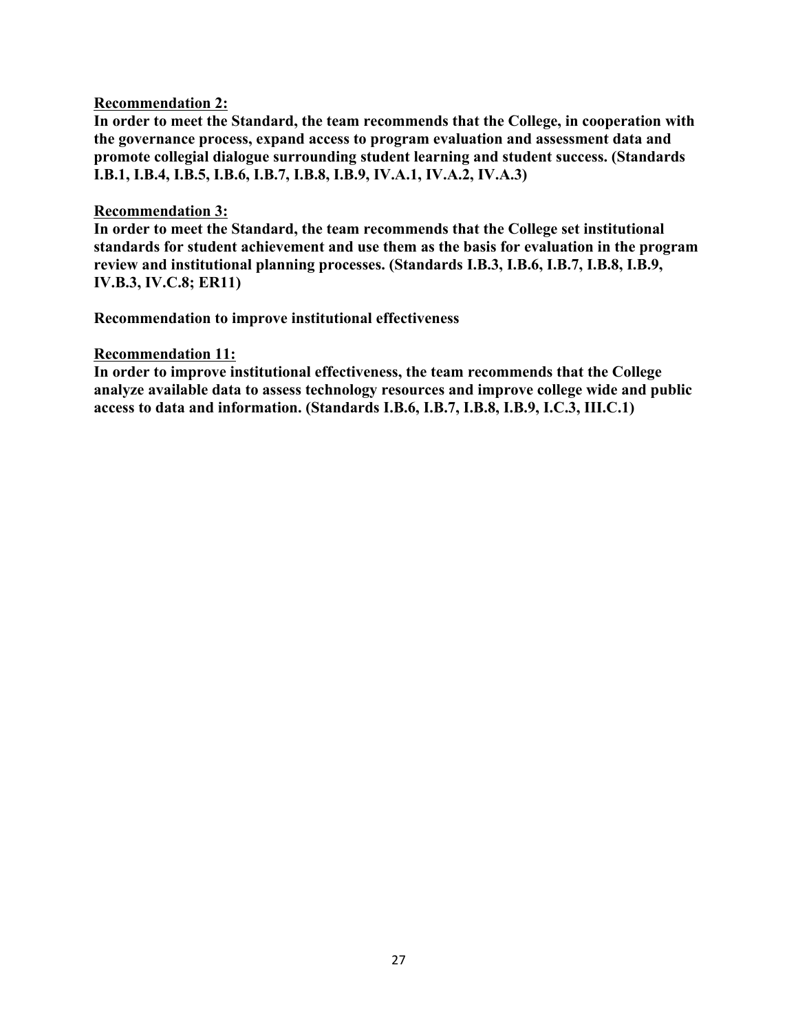<u>**Recommendation 2:**</u>

**In order to meet the Standard, the team recommends that the College, in cooperation with the governance process, expand access to program evaluation and assessment data and promote collegial dialogue surrounding student learning and student success. (Standards I.B.1, I.B.4, I.B.5, I.B.6, I.B.7, I.B.8, I.B.9, IV.A.1, IV.A.2, IV.A.3)**

<u>**Recommendation 3:**</u>

**In order to meet the Standard, the team recommends that the College set institutional standards for student achievement and use them as the basis for evaluation in the program review and institutional planning processes. (Standards I.B.3, I.B.6, I.B.7, I.B.8, I.B.9, IV.B.3, IV.C.8; ER11)**

**Recommendation to improve institutional effectiveness**

<u>**Recommendation 11:**</u>

**In order to improve institutional effectiveness, the team recommends that the College analyze available data to assess technology resources and improve college wide and public access to data and information. (Standards I.B.6, I.B.7, I.B.8, I.B.9, I.C.3, III.C.1)**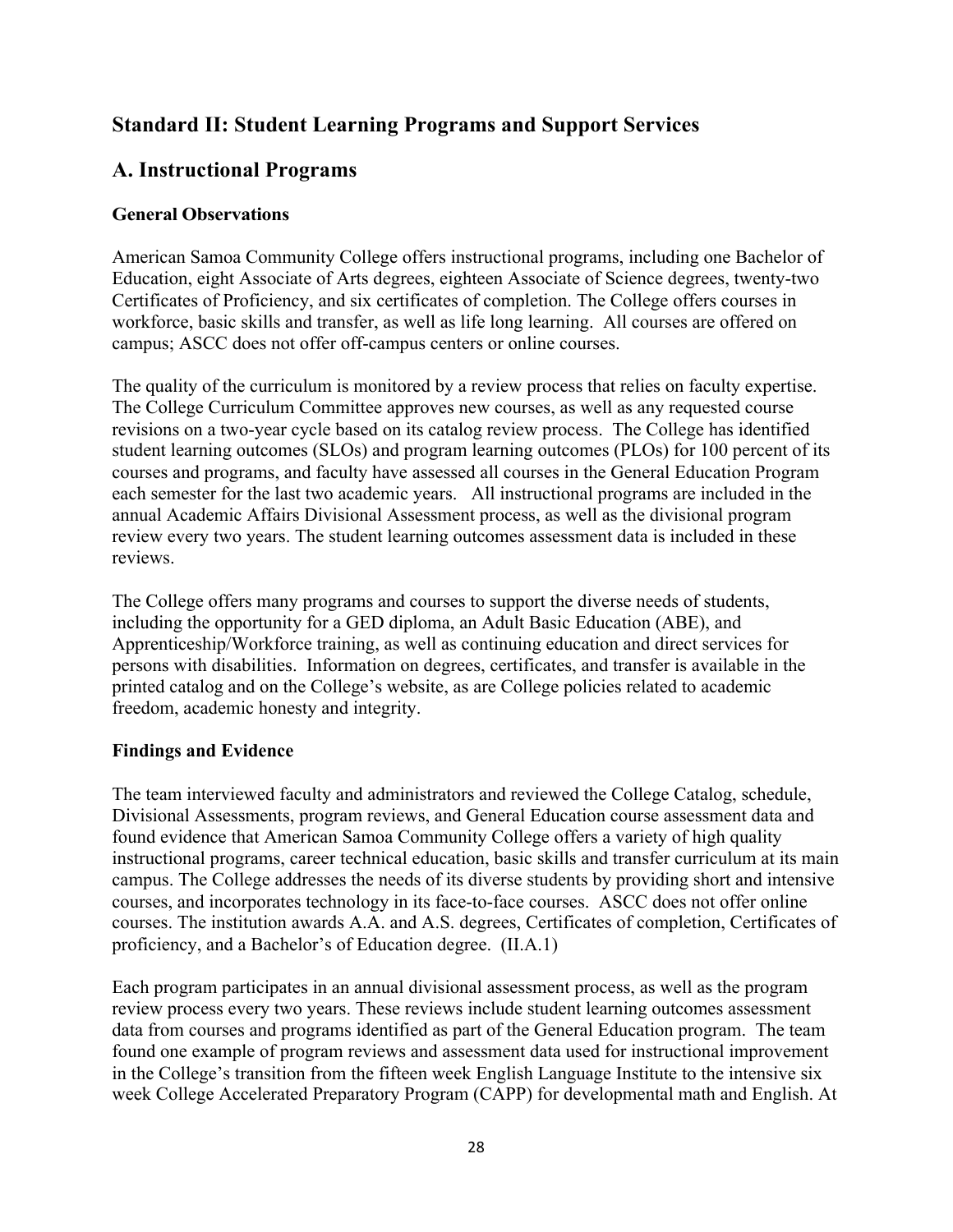## Standard II: Student Learning Programs and Support Services

## A. Instructional Programs

### General Observations

American Samoa Community College offers instructional programs, including one Bachelor of Education, eight Associate of Arts degrees, eighteen Associate of Science degrees, twenty-two Certificates of Proficiency, and six certificates of completion. The College offers courses in workforce, basic skills and transfer, as well as life long learning. All courses are offered on campus; ASCC does not offer off-campus centers or online courses.

The quality of the curriculum is monitored by a review process that relies on faculty expertise. The College Curriculum Committee approves new courses, as well as any requested course revisions on a two-year cycle based on its catalog review process. The College has identified student learning outcomes (SLOs) and program learning outcomes (PLOs) for 100 percent of its courses and programs, and faculty have assessed all courses in the General Education Program each semester for the last two academic years. All instructional programs are included in the annual Academic Affairs Divisional Assessment process, as well as the divisional program review every two years. The student learning outcomes assessment data is included in these reviews.

The College offers many programs and courses to support the diverse needs of students, including the opportunity for a GED diploma, an Adult Basic Education (ABE), and Apprenticeship/Workforce training, as well as continuing education and direct services for persons with disabilities. Information on degrees, certificates, and transfer is available in the printed catalog and on the College's website, as are College policies related to academic freedom, academic honesty and integrity.

### Findings and Evidence

The team interviewed faculty and administrators and reviewed the College Catalog, schedule, Divisional Assessments, program reviews, and General Education course assessment data and found evidence that American Samoa Community College offers a variety of high quality instructional programs, career technical education, basic skills and transfer curriculum at its main campus. The College addresses the needs of its diverse students by providing short and intensive courses, and incorporates technology in its face-to-face courses. ASCC does not offer online courses. The institution awards A.A. and A.S. degrees, Certificates of completion, Certificates of proficiency, and a Bachelor's of Education degree. (II.A.1)

Each program participates in an annual divisional assessment process, as well as the program review process every two years. These reviews include student learning outcomes assessment data from courses and programs identified as part of the General Education program. The team found one example of program reviews and assessment data used for instructional improvement in the College's transition from the fifteen week English Language Institute to the intensive six week College Accelerated Preparatory Program (CAPP) for developmental math and English. At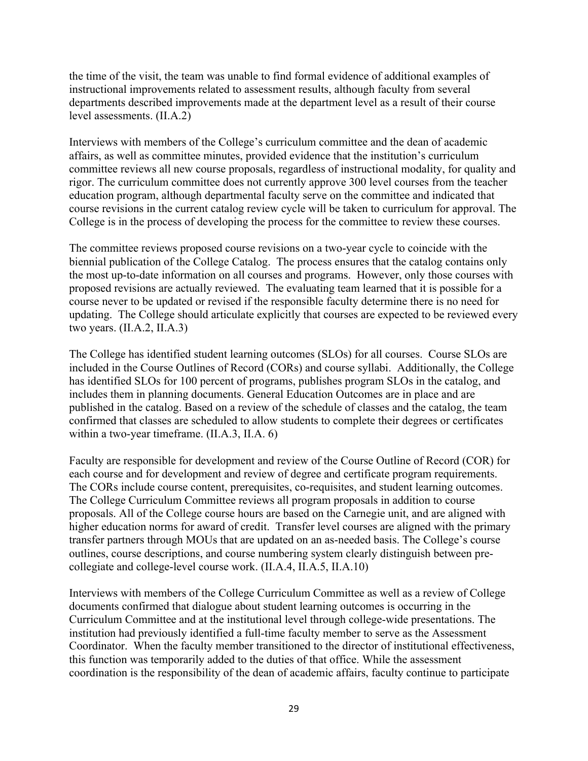the time of the visit, the team was unable to find formal evidence of additional examples of instructional improvements related to assessment results, although faculty from several departments described improvements made at the department level as a result of their course level assessments. (II.A.2)

Interviews with members of the College's curriculum committee and the dean of academic affairs, as well as committee minutes, provided evidence that the institution's curriculum committee reviews all new course proposals, regardless of instructional modality, for quality and rigor. The curriculum committee does not currently approve 300 level courses from the teacher education program, although departmental faculty serve on the committee and indicated that course revisions in the current catalog review cycle will be taken to curriculum for approval. The College is in the process of developing the process for the committee to review these courses.

The committee reviews proposed course revisions on a two-year cycle to coincide with the biennial publication of the College Catalog. The process ensures that the catalog contains only the most up-to-date information on all courses and programs. However, only those courses with proposed revisions are actually reviewed. The evaluating team learned that it is possible for a course never to be updated or revised if the responsible faculty determine there is no need for updating. The College should articulate explicitly that courses are expected to be reviewed every two years. (II.A.2, II.A.3)

The College has identified student learning outcomes (SLOs) for all courses. Course SLOs are included in the Course Outlines of Record (CORs) and course syllabi. Additionally, the College has identified SLOs for 100 percent of programs, publishes program SLOs in the catalog, and includes them in planning documents. General Education Outcomes are in place and are published in the catalog. Based on a review of the schedule of classes and the catalog, the team confirmed that classes are scheduled to allow students to complete their degrees or certificates within a two-year timeframe. (II.A.3, II.A. 6)

Faculty are responsible for development and review of the Course Outline of Record (COR) for each course and for development and review of degree and certificate program requirements. The CORs include course content, prerequisites, co-requisites, and student learning outcomes. The College Curriculum Committee reviews all program proposals in addition to course proposals. All of the College course hours are based on the Carnegie unit, and are aligned with higher education norms for award of credit. Transfer level courses are aligned with the primary transfer partners through MOUs that are updated on an as-needed basis. The College's course outlines, course descriptions, and course numbering system clearly distinguish between pre-collegiate and college-level course work. (II.A.4, II.A.5, II.A.10)

Interviews with members of the College Curriculum Committee as well as a review of College documents confirmed that dialogue about student learning outcomes is occurring in the Curriculum Committee and at the institutional level through college-wide presentations. The institution had previously identified a full-time faculty member to serve as the Assessment Coordinator. When the faculty member transitioned to the director of institutional effectiveness, this function was temporarily added to the duties of that office. While the assessment coordination is the responsibility of the dean of academic affairs, faculty continue to participate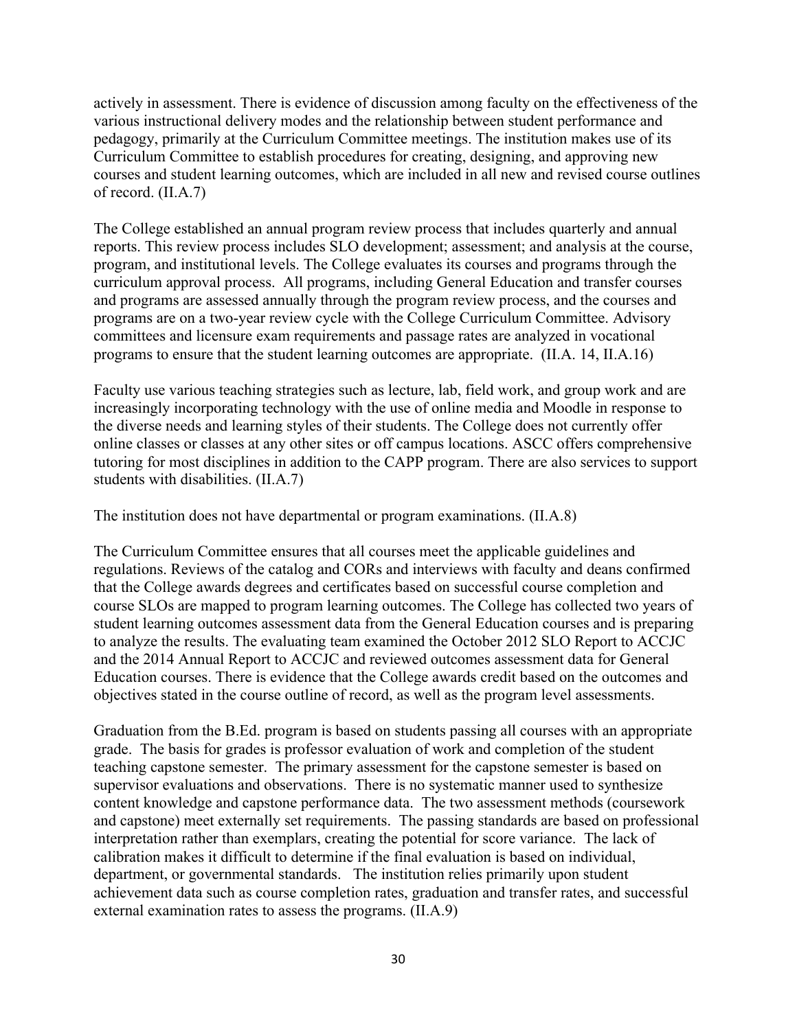actively in assessment. There is evidence of discussion among faculty on the effectiveness of the various instructional delivery modes and the relationship between student performance and pedagogy, primarily at the Curriculum Committee meetings. The institution makes use of its Curriculum Committee to establish procedures for creating, designing, and approving new courses and student learning outcomes, which are included in all new and revised course outlines of record. (II.A.7)

The College established an annual program review process that includes quarterly and annual reports. This review process includes SLO development; assessment; and analysis at the course, program, and institutional levels. The College evaluates its courses and programs through the curriculum approval process. All programs, including General Education and transfer courses and programs are assessed annually through the program review process, and the courses and programs are on a two-year review cycle with the College Curriculum Committee. Advisory committees and licensure exam requirements and passage rates are analyzed in vocational programs to ensure that the student learning outcomes are appropriate. (II.A. 14, II.A.16)

Faculty use various teaching strategies such as lecture, lab, field work, and group work and are increasingly incorporating technology with the use of online media and Moodle in response to the diverse needs and learning styles of their students. The College does not currently offer online classes or classes at any other sites or off campus locations. ASCC offers comprehensive tutoring for most disciplines in addition to the CAPP program. There are also services to support students with disabilities. (II.A.7)

The institution does not have departmental or program examinations. (II.A.8)

The Curriculum Committee ensures that all courses meet the applicable guidelines and regulations. Reviews of the catalog and CORs and interviews with faculty and deans confirmed that the College awards degrees and certificates based on successful course completion and course SLOs are mapped to program learning outcomes. The College has collected two years of student learning outcomes assessment data from the General Education courses and is preparing to analyze the results. The evaluating team examined the October 2012 SLO Report to ACCJC and the 2014 Annual Report to ACCJC and reviewed outcomes assessment data for General Education courses. There is evidence that the College awards credit based on the outcomes and objectives stated in the course outline of record, as well as the program level assessments.

Graduation from the B.Ed. program is based on students passing all courses with an appropriate grade. The basis for grades is professor evaluation of work and completion of the student teaching capstone semester. The primary assessment for the capstone semester is based on supervisor evaluations and observations. There is no systematic manner used to synthesize content knowledge and capstone performance data. The two assessment methods (coursework and capstone) meet externally set requirements. The passing standards are based on professional interpretation rather than exemplars, creating the potential for score variance. The lack of calibration makes it difficult to determine if the final evaluation is based on individual, department, or governmental standards. The institution relies primarily upon student achievement data such as course completion rates, graduation and transfer rates, and successful external examination rates to assess the programs. (II.A.9)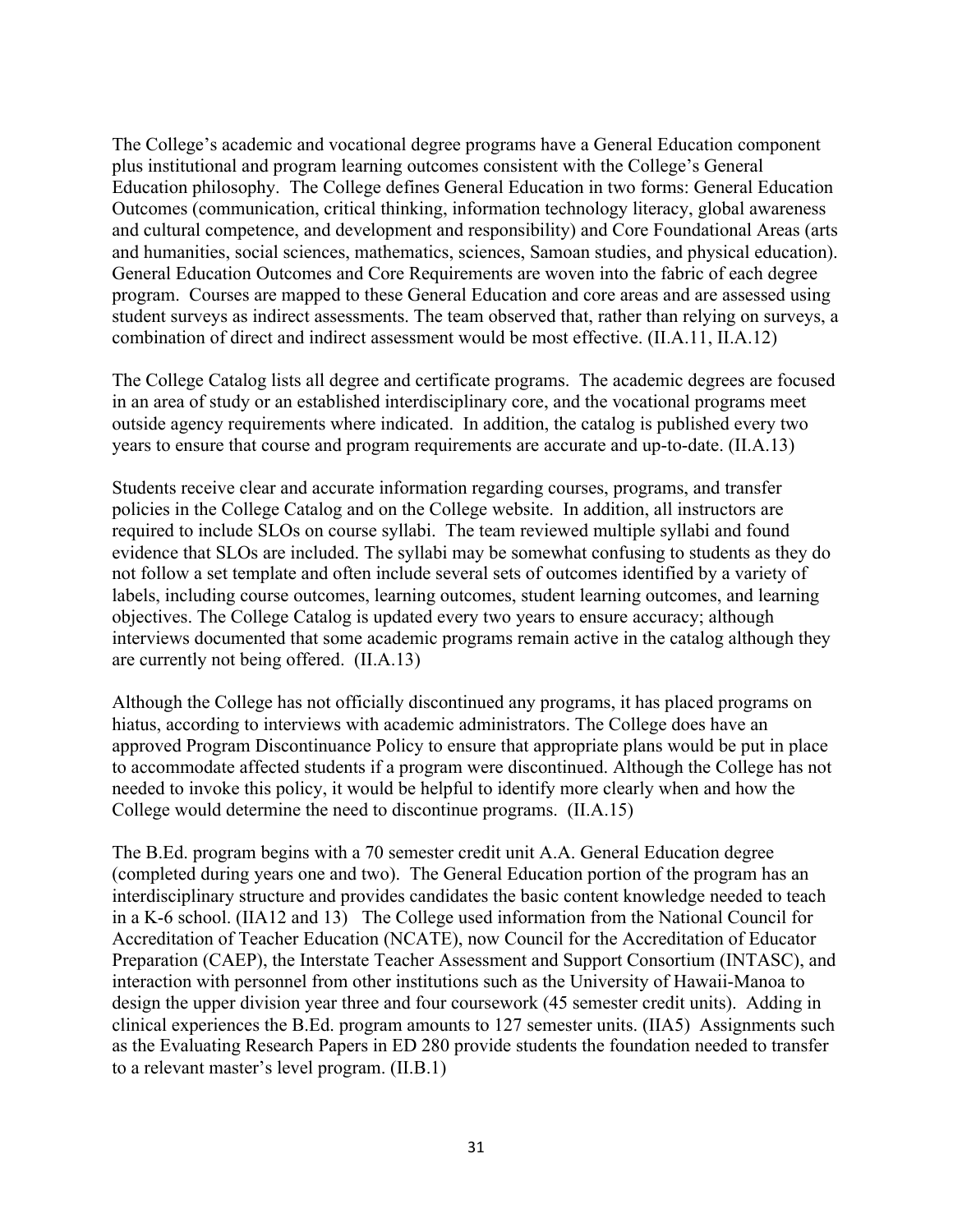The College's academic and vocational degree programs have a General Education component plus institutional and program learning outcomes consistent with the College's General Education philosophy. The College defines General Education in two forms: General Education Outcomes (communication, critical thinking, information technology literacy, global awareness and cultural competence, and development and responsibility) and Core Foundational Areas (arts and humanities, social sciences, mathematics, sciences, Samoan studies, and physical education). General Education Outcomes and Core Requirements are woven into the fabric of each degree program. Courses are mapped to these General Education and core areas and are assessed using student surveys as indirect assessments. The team observed that, rather than relying on surveys, a combination of direct and indirect assessment would be most effective. (II.A.11, II.A.12)

The College Catalog lists all degree and certificate programs. The academic degrees are focused in an area of study or an established interdisciplinary core, and the vocational programs meet outside agency requirements where indicated. In addition, the catalog is published every two years to ensure that course and program requirements are accurate and up-to-date. (II.A.13)

Students receive clear and accurate information regarding courses, programs, and transfer policies in the College Catalog and on the College website. In addition, all instructors are required to include SLOs on course syllabi. The team reviewed multiple syllabi and found evidence that SLOs are included. The syllabi may be somewhat confusing to students as they do not follow a set template and often include several sets of outcomes identified by a variety of labels, including course outcomes, learning outcomes, student learning outcomes, and learning objectives. The College Catalog is updated every two years to ensure accuracy; although interviews documented that some academic programs remain active in the catalog although they are currently not being offered. (II.A.13)

Although the College has not officially discontinued any programs, it has placed programs on hiatus, according to interviews with academic administrators. The College does have an approved Program Discontinuance Policy to ensure that appropriate plans would be put in place to accommodate affected students if a program were discontinued. Although the College has not needed to invoke this policy, it would be helpful to identify more clearly when and how the College would determine the need to discontinue programs. (II.A.15)

The B.Ed. program begins with a 70 semester credit unit A.A. General Education degree (completed during years one and two). The General Education portion of the program has an interdisciplinary structure and provides candidates the basic content knowledge needed to teach in a K-6 school. (IIA12 and 13) The College used information from the National Council for Accreditation of Teacher Education (NCATE), now Council for the Accreditation of Educator Preparation (CAEP), the Interstate Teacher Assessment and Support Consortium (INTASC), and interaction with personnel from other institutions such as the University of Hawaii-Manoa to design the upper division year three and four coursework (45 semester credit units). Adding in clinical experiences the B.Ed. program amounts to 127 semester units. (IIA5) Assignments such as the Evaluating Research Papers in ED 280 provide students the foundation needed to transfer to a relevant master's level program. (II.B.1)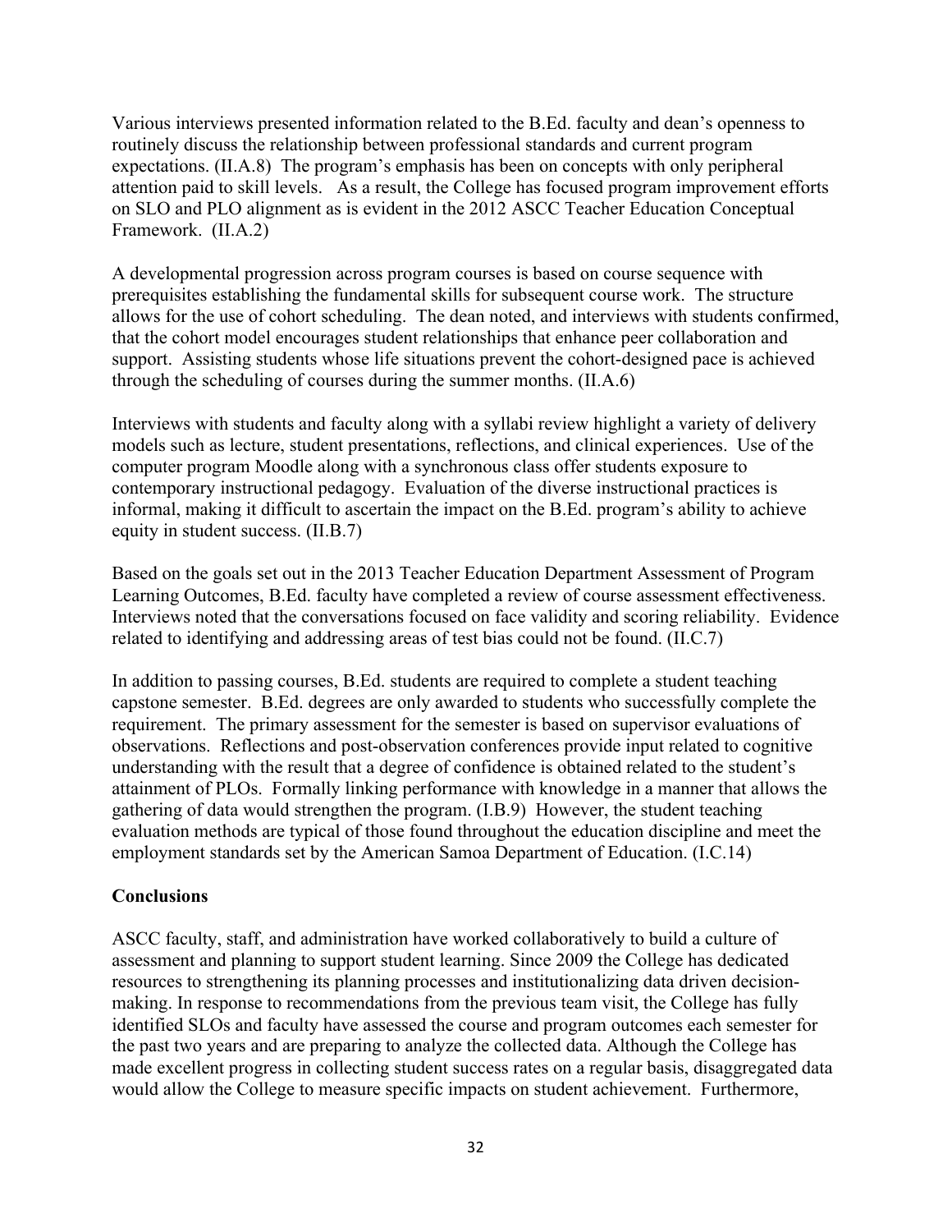Various interviews presented information related to the B.Ed. faculty and dean's openness to routinely discuss the relationship between professional standards and current program expectations. (II.A.8) The program's emphasis has been on concepts with only peripheral attention paid to skill levels. As a result, the College has focused program improvement efforts on SLO and PLO alignment as is evident in the 2012 ASCC Teacher Education Conceptual Framework. (II.A.2)

A developmental progression across program courses is based on course sequence with prerequisites establishing the fundamental skills for subsequent course work. The structure allows for the use of cohort scheduling. The dean noted, and interviews with students confirmed, that the cohort model encourages student relationships that enhance peer collaboration and support. Assisting students whose life situations prevent the cohort-designed pace is achieved through the scheduling of courses during the summer months. (II.A.6)

Interviews with students and faculty along with a syllabi review highlight a variety of delivery models such as lecture, student presentations, reflections, and clinical experiences. Use of the computer program Moodle along with a synchronous class offer students exposure to contemporary instructional pedagogy. Evaluation of the diverse instructional practices is informal, making it difficult to ascertain the impact on the B.Ed. program's ability to achieve equity in student success. (II.B.7)

Based on the goals set out in the 2013 Teacher Education Department Assessment of Program Learning Outcomes, B.Ed. faculty have completed a review of course assessment effectiveness. Interviews noted that the conversations focused on face validity and scoring reliability. Evidence related to identifying and addressing areas of test bias could not be found. (II.C.7)

In addition to passing courses, B.Ed. students are required to complete a student teaching capstone semester. B.Ed. degrees are only awarded to students who successfully complete the requirement. The primary assessment for the semester is based on supervisor evaluations of observations. Reflections and post-observation conferences provide input related to cognitive understanding with the result that a degree of confidence is obtained related to the student's attainment of PLOs. Formally linking performance with knowledge in a manner that allows the gathering of data would strengthen the program. (I.B.9) However, the student teaching evaluation methods are typical of those found throughout the education discipline and meet the employment standards set by the American Samoa Department of Education. (I.C.14)

**Conclusions**

ASCC faculty, staff, and administration have worked collaboratively to build a culture of assessment and planning to support student learning. Since 2009 the College has dedicated resources to strengthening its planning processes and institutionalizing data driven decision-making. In response to recommendations from the previous team visit, the College has fully identified SLOs and faculty have assessed the course and program outcomes each semester for the past two years and are preparing to analyze the collected data. Although the College has made excellent progress in collecting student success rates on a regular basis, disaggregated data would allow the College to measure specific impacts on student achievement. Furthermore,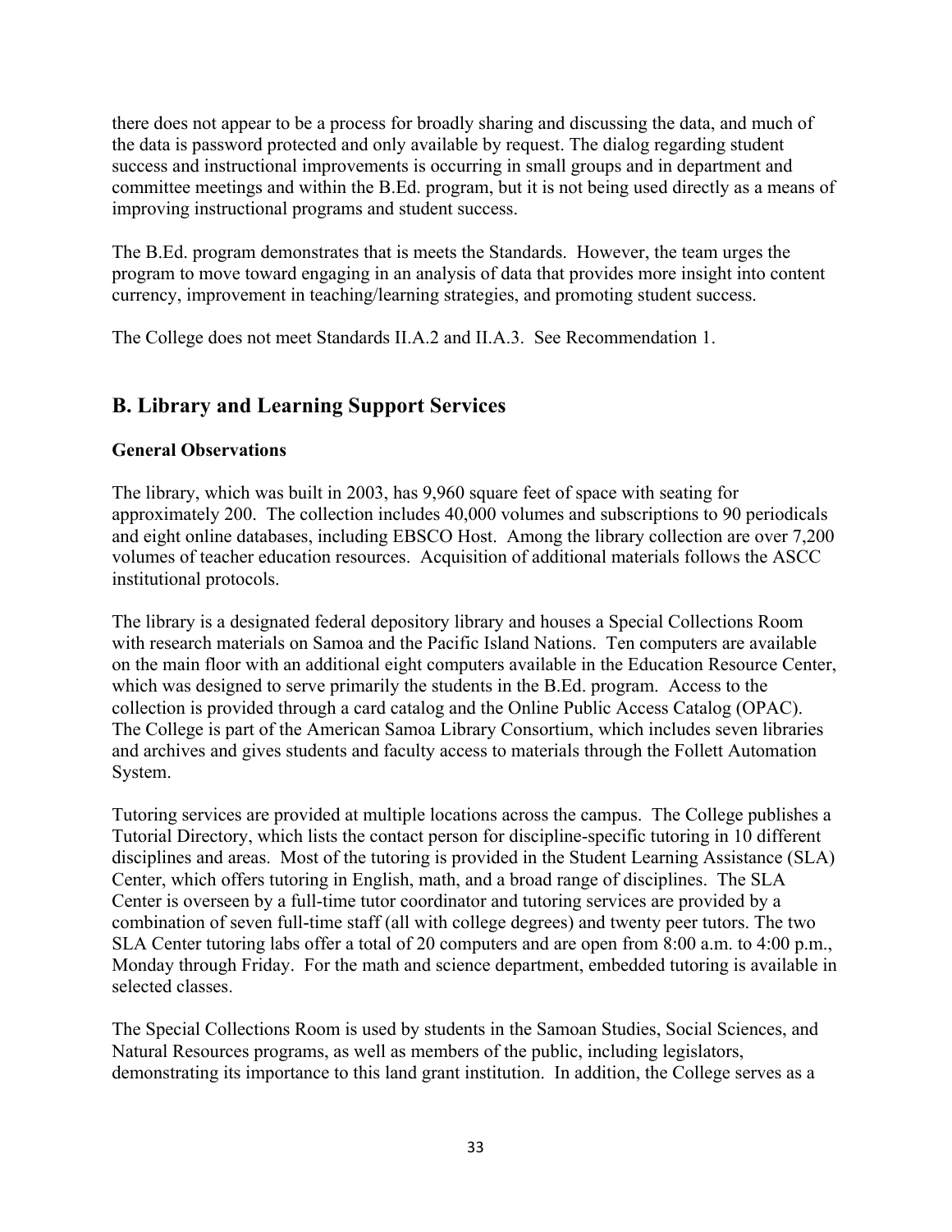there does not appear to be a process for broadly sharing and discussing the data, and much of the data is password protected and only available by request. The dialog regarding student success and instructional improvements is occurring in small groups and in department and committee meetings and within the B.Ed. program, but it is not being used directly as a means of improving instructional programs and student success.

The B.Ed. program demonstrates that is meets the Standards. However, the team urges the program to move toward engaging in an analysis of data that provides more insight into content currency, improvement in teaching/learning strategies, and promoting student success.

The College does not meet Standards II.A.2 and II.A.3. See Recommendation 1.

## B. Library and Learning Support Services

### General Observations

The library, which was built in 2003, has 9,960 square feet of space with seating for approximately 200. The collection includes 40,000 volumes and subscriptions to 90 periodicals and eight online databases, including EBSCO Host. Among the library collection are over 7,200 volumes of teacher education resources. Acquisition of additional materials follows the ASCC institutional protocols.

The library is a designated federal depository library and houses a Special Collections Room with research materials on Samoa and the Pacific Island Nations. Ten computers are available on the main floor with an additional eight computers available in the Education Resource Center, which was designed to serve primarily the students in the B.Ed. program. Access to the collection is provided through a card catalog and the Online Public Access Catalog (OPAC). The College is part of the American Samoa Library Consortium, which includes seven libraries and archives and gives students and faculty access to materials through the Follett Automation System.

Tutoring services are provided at multiple locations across the campus. The College publishes a Tutorial Directory, which lists the contact person for discipline-specific tutoring in 10 different disciplines and areas. Most of the tutoring is provided in the Student Learning Assistance (SLA) Center, which offers tutoring in English, math, and a broad range of disciplines. The SLA Center is overseen by a full-time tutor coordinator and tutoring services are provided by a combination of seven full-time staff (all with college degrees) and twenty peer tutors. The two SLA Center tutoring labs offer a total of 20 computers and are open from 8:00 a.m. to 4:00 p.m., Monday through Friday. For the math and science department, embedded tutoring is available in selected classes.

The Special Collections Room is used by students in the Samoan Studies, Social Sciences, and Natural Resources programs, as well as members of the public, including legislators, demonstrating its importance to this land grant institution. In addition, the College serves as a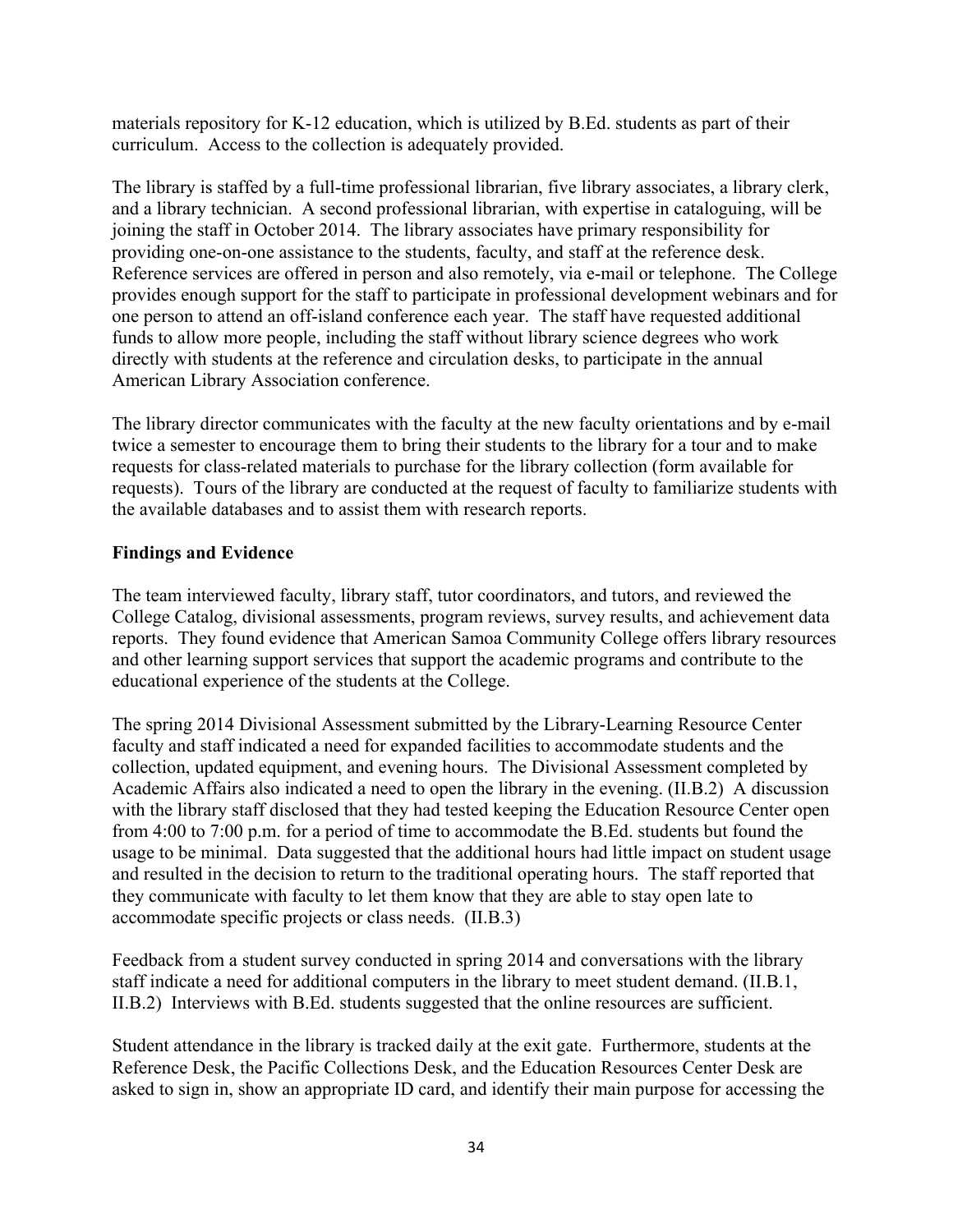materials repository for K-12 education, which is utilized by B.Ed. students as part of their curriculum. Access to the collection is adequately provided.

The library is staffed by a full-time professional librarian, five library associates, a library clerk, and a library technician. A second professional librarian, with expertise in cataloguing, will be joining the staff in October 2014. The library associates have primary responsibility for providing one-on-one assistance to the students, faculty, and staff at the reference desk. Reference services are offered in person and also remotely, via e-mail or telephone. The College provides enough support for the staff to participate in professional development webinars and for one person to attend an off-island conference each year. The staff have requested additional funds to allow more people, including the staff without library science degrees who work directly with students at the reference and circulation desks, to participate in the annual American Library Association conference.

The library director communicates with the faculty at the new faculty orientations and by e-mail twice a semester to encourage them to bring their students to the library for a tour and to make requests for class-related materials to purchase for the library collection (form available for requests). Tours of the library are conducted at the request of faculty to familiarize students with the available databases and to assist them with research reports.

**Findings and Evidence**

The team interviewed faculty, library staff, tutor coordinators, and tutors, and reviewed the College Catalog, divisional assessments, program reviews, survey results, and achievement data reports. They found evidence that American Samoa Community College offers library resources and other learning support services that support the academic programs and contribute to the educational experience of the students at the College.

The spring 2014 Divisional Assessment submitted by the Library-Learning Resource Center faculty and staff indicated a need for expanded facilities to accommodate students and the collection, updated equipment, and evening hours. The Divisional Assessment completed by Academic Affairs also indicated a need to open the library in the evening. (II.B.2) A discussion with the library staff disclosed that they had tested keeping the Education Resource Center open from 4:00 to 7:00 p.m. for a period of time to accommodate the B.Ed. students but found the usage to be minimal. Data suggested that the additional hours had little impact on student usage and resulted in the decision to return to the traditional operating hours. The staff reported that they communicate with faculty to let them know that they are able to stay open late to accommodate specific projects or class needs. (II.B.3)

Feedback from a student survey conducted in spring 2014 and conversations with the library staff indicate a need for additional computers in the library to meet student demand. (II.B.1, II.B.2) Interviews with B.Ed. students suggested that the online resources are sufficient.

Student attendance in the library is tracked daily at the exit gate. Furthermore, students at the Reference Desk, the Pacific Collections Desk, and the Education Resources Center Desk are asked to sign in, show an appropriate ID card, and identify their main purpose for accessing the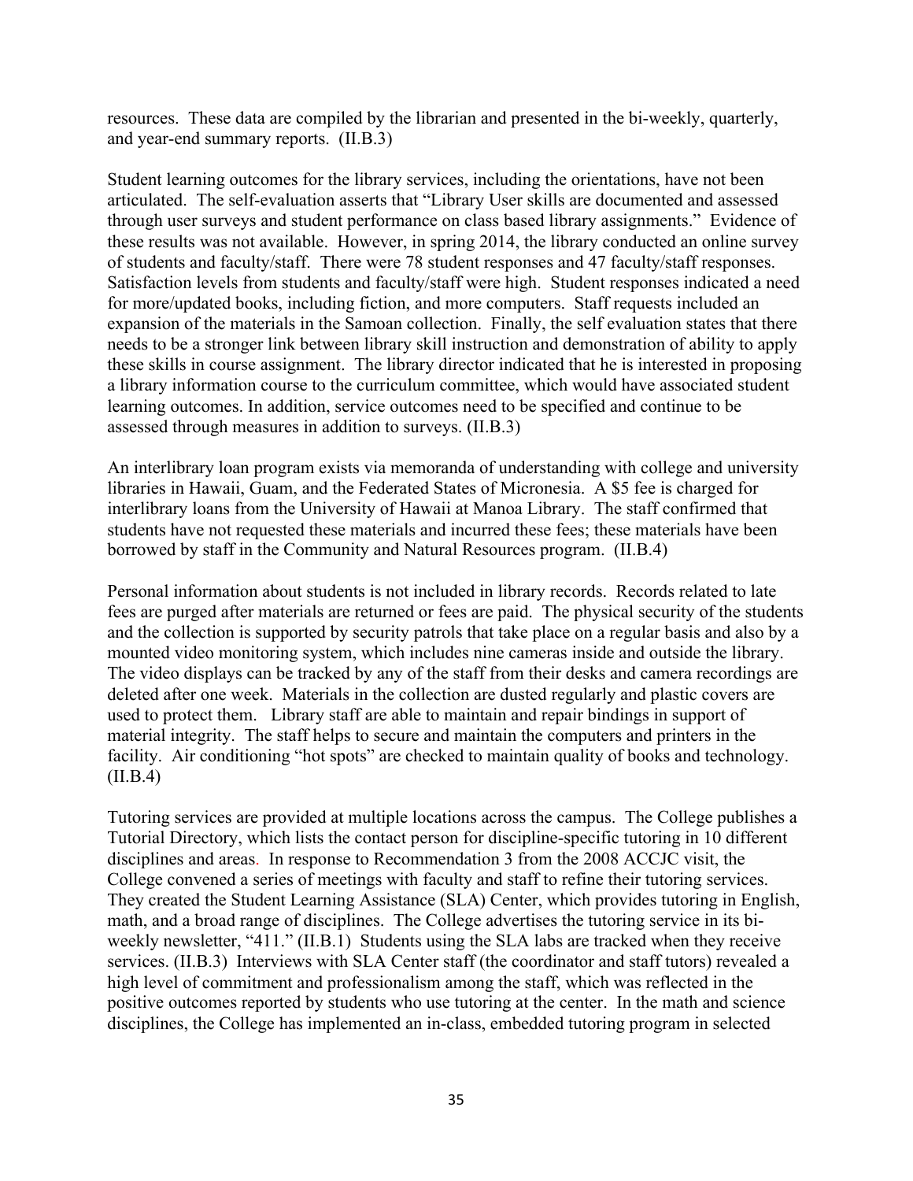resources. These data are compiled by the librarian and presented in the bi-weekly, quarterly, and year-end summary reports. (II.B.3)

Student learning outcomes for the library services, including the orientations, have not been articulated. The self-evaluation asserts that "Library User skills are documented and assessed through user surveys and student performance on class based library assignments." Evidence of these results was not available. However, in spring 2014, the library conducted an online survey of students and faculty/staff. There were 78 student responses and 47 faculty/staff responses. Satisfaction levels from students and faculty/staff were high. Student responses indicated a need for more/updated books, including fiction, and more computers. Staff requests included an expansion of the materials in the Samoan collection. Finally, the self evaluation states that there needs to be a stronger link between library skill instruction and demonstration of ability to apply these skills in course assignment. The library director indicated that he is interested in proposing a library information course to the curriculum committee, which would have associated student learning outcomes. In addition, service outcomes need to be specified and continue to be assessed through measures in addition to surveys. (II.B.3)

An interlibrary loan program exists via memoranda of understanding with college and university libraries in Hawaii, Guam, and the Federated States of Micronesia. A $5 fee is charged for interlibrary loans from the University of Hawaii at Manoa Library. The staff confirmed that students have not requested these materials and incurred these fees; these materials have been borrowed by staff in the Community and Natural Resources program. (II.B.4)

Personal information about students is not included in library records. Records related to late fees are purged after materials are returned or fees are paid. The physical security of the students and the collection is supported by security patrols that take place on a regular basis and also by a mounted video monitoring system, which includes nine cameras inside and outside the library. The video displays can be tracked by any of the staff from their desks and camera recordings are deleted after one week. Materials in the collection are dusted regularly and plastic covers are used to protect them. Library staff are able to maintain and repair bindings in support of material integrity. The staff helps to secure and maintain the computers and printers in the facility. Air conditioning "hot spots" are checked to maintain quality of books and technology. (II.B.4)

Tutoring services are provided at multiple locations across the campus. The College publishes a Tutorial Directory, which lists the contact person for discipline-specific tutoring in 10 different disciplines and areas. In response to Recommendation 3 from the 2008 ACCJC visit, the College convened a series of meetings with faculty and staff to refine their tutoring services. They created the Student Learning Assistance (SLA) Center, which provides tutoring in English, math, and a broad range of disciplines. The College advertises the tutoring service in its bi-weekly newsletter, "411." (II.B.1) Students using the SLA labs are tracked when they receive services. (II.B.3) Interviews with SLA Center staff (the coordinator and staff tutors) revealed a high level of commitment and professionalism among the staff, which was reflected in the positive outcomes reported by students who use tutoring at the center. In the math and science disciplines, the College has implemented an in-class, embedded tutoring program in selected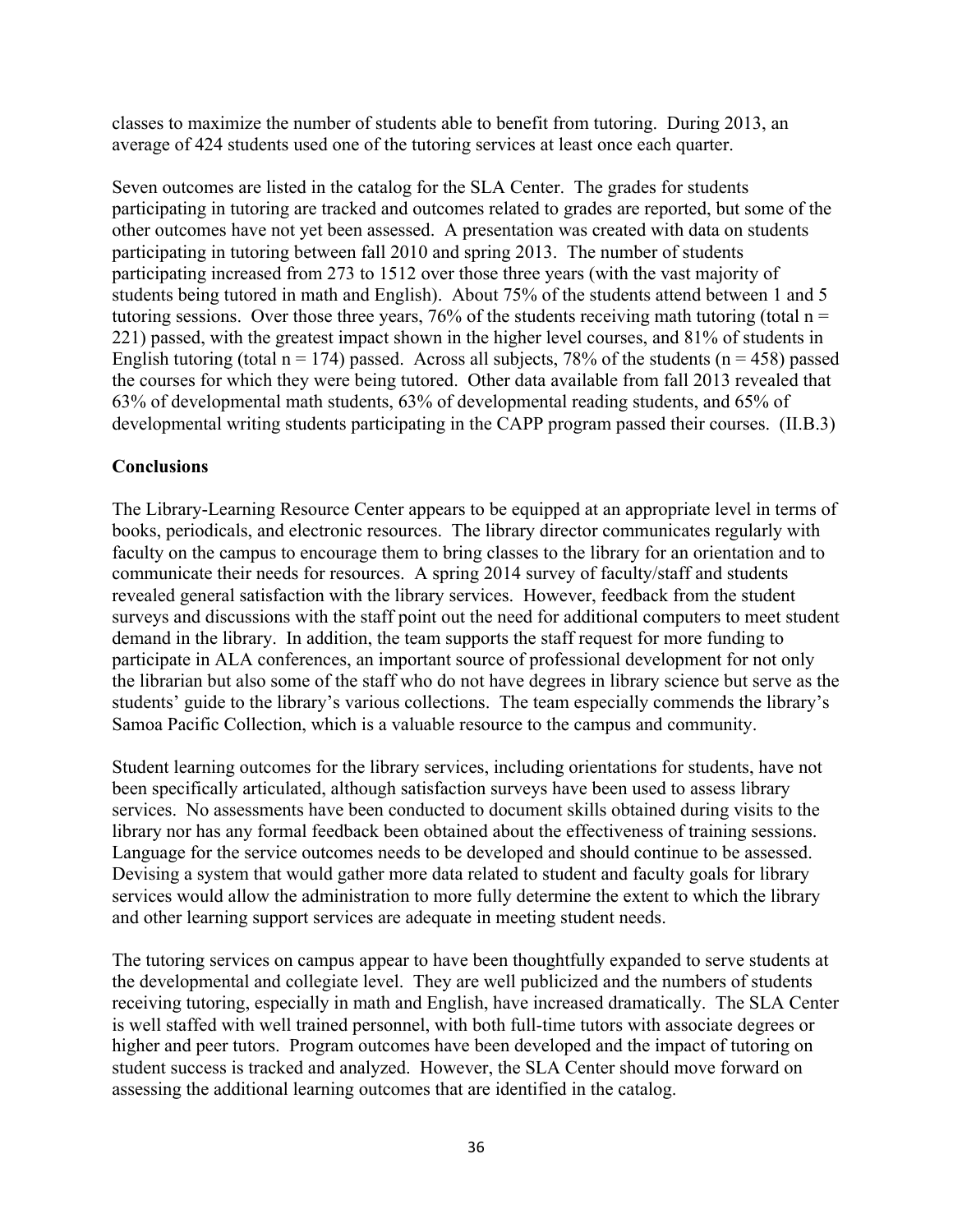classes to maximize the number of students able to benefit from tutoring. During 2013, an average of 424 students used one of the tutoring services at least once each quarter.

Seven outcomes are listed in the catalog for the SLA Center. The grades for students participating in tutoring are tracked and outcomes related to grades are reported, but some of the other outcomes have not yet been assessed. A presentation was created with data on students participating in tutoring between fall 2010 and spring 2013. The number of students participating increased from 273 to 1512 over those three years (with the vast majority of students being tutored in math and English). About 75% of the students attend between 1 and 5 tutoring sessions. Over those three years, 76% of the students receiving math tutoring (total $n = 221$) passed, with the greatest impact shown in the higher level courses, and 81% of students in English tutoring (total $n = 174$) passed. Across all subjects, 78% of the students ($n = 458$) passed the courses for which they were being tutored. Other data available from fall 2013 revealed that 63% of developmental math students, 63% of developmental reading students, and 65% of developmental writing students participating in the CAPP program passed their courses. (II.B.3)

**Conclusions**

The Library-Learning Resource Center appears to be equipped at an appropriate level in terms of books, periodicals, and electronic resources. The library director communicates regularly with faculty on the campus to encourage them to bring classes to the library for an orientation and to communicate their needs for resources. A spring 2014 survey of faculty/staff and students revealed general satisfaction with the library services. However, feedback from the student surveys and discussions with the staff point out the need for additional computers to meet student demand in the library. In addition, the team supports the staff request for more funding to participate in ALA conferences, an important source of professional development for not only the librarian but also some of the staff who do not have degrees in library science but serve as the students' guide to the library's various collections. The team especially commends the library's Samoa Pacific Collection, which is a valuable resource to the campus and community.

Student learning outcomes for the library services, including orientations for students, have not been specifically articulated, although satisfaction surveys have been used to assess library services. No assessments have been conducted to document skills obtained during visits to the library nor has any formal feedback been obtained about the effectiveness of training sessions. Language for the service outcomes needs to be developed and should continue to be assessed. Devising a system that would gather more data related to student and faculty goals for library services would allow the administration to more fully determine the extent to which the library and other learning support services are adequate in meeting student needs.

The tutoring services on campus appear to have been thoughtfully expanded to serve students at the developmental and collegiate level. They are well publicized and the numbers of students receiving tutoring, especially in math and English, have increased dramatically. The SLA Center is well staffed with well trained personnel, with both full-time tutors with associate degrees or higher and peer tutors. Program outcomes have been developed and the impact of tutoring on student success is tracked and analyzed. However, the SLA Center should move forward on assessing the additional learning outcomes that are identified in the catalog.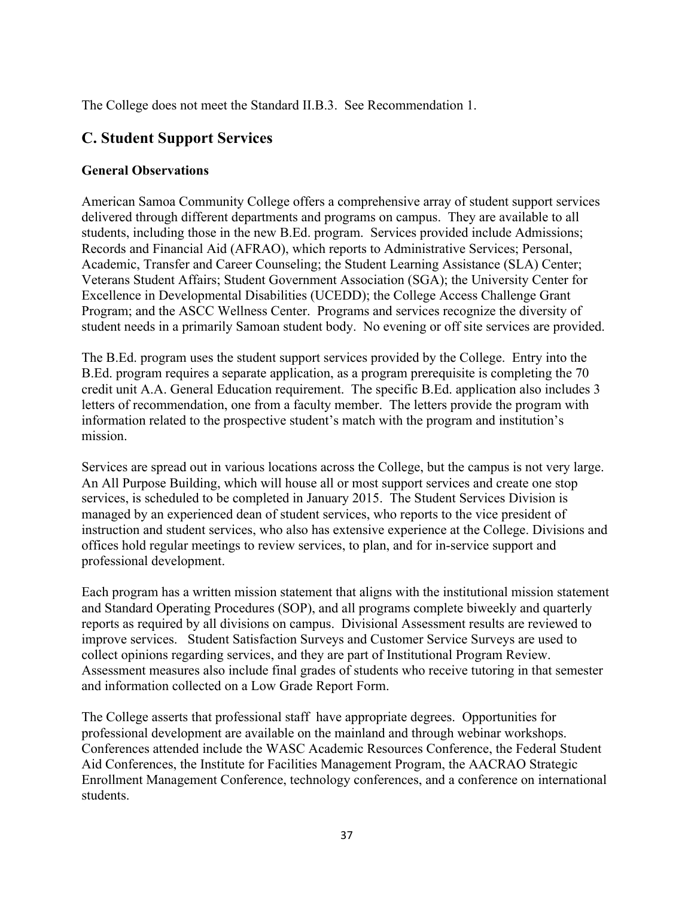The College does not meet the Standard II.B.3. See Recommendation 1.

## C. Student Support Services

### General Observations

American Samoa Community College offers a comprehensive array of student support services delivered through different departments and programs on campus. They are available to all students, including those in the new B.Ed. program. Services provided include Admissions; Records and Financial Aid (AFRAO), which reports to Administrative Services; Personal, Academic, Transfer and Career Counseling; the Student Learning Assistance (SLA) Center; Veterans Student Affairs; Student Government Association (SGA); the University Center for Excellence in Developmental Disabilities (UCEDD); the College Access Challenge Grant Program; and the ASCC Wellness Center. Programs and services recognize the diversity of student needs in a primarily Samoan student body. No evening or off site services are provided.

The B.Ed. program uses the student support services provided by the College. Entry into the B.Ed. program requires a separate application, as a program prerequisite is completing the 70 credit unit A.A. General Education requirement. The specific B.Ed. application also includes 3 letters of recommendation, one from a faculty member. The letters provide the program with information related to the prospective student's match with the program and institution's mission.

Services are spread out in various locations across the College, but the campus is not very large. An All Purpose Building, which will house all or most support services and create one stop services, is scheduled to be completed in January 2015. The Student Services Division is managed by an experienced dean of student services, who reports to the vice president of instruction and student services, who also has extensive experience at the College. Divisions and offices hold regular meetings to review services, to plan, and for in-service support and professional development.

Each program has a written mission statement that aligns with the institutional mission statement and Standard Operating Procedures (SOP), and all programs complete biweekly and quarterly reports as required by all divisions on campus. Divisional Assessment results are reviewed to improve services. Student Satisfaction Surveys and Customer Service Surveys are used to collect opinions regarding services, and they are part of Institutional Program Review. Assessment measures also include final grades of students who receive tutoring in that semester and information collected on a Low Grade Report Form.

The College asserts that professional staff have appropriate degrees. Opportunities for professional development are available on the mainland and through webinar workshops. Conferences attended include the WASC Academic Resources Conference, the Federal Student Aid Conferences, the Institute for Facilities Management Program, the AACRAO Strategic Enrollment Management Conference, technology conferences, and a conference on international students.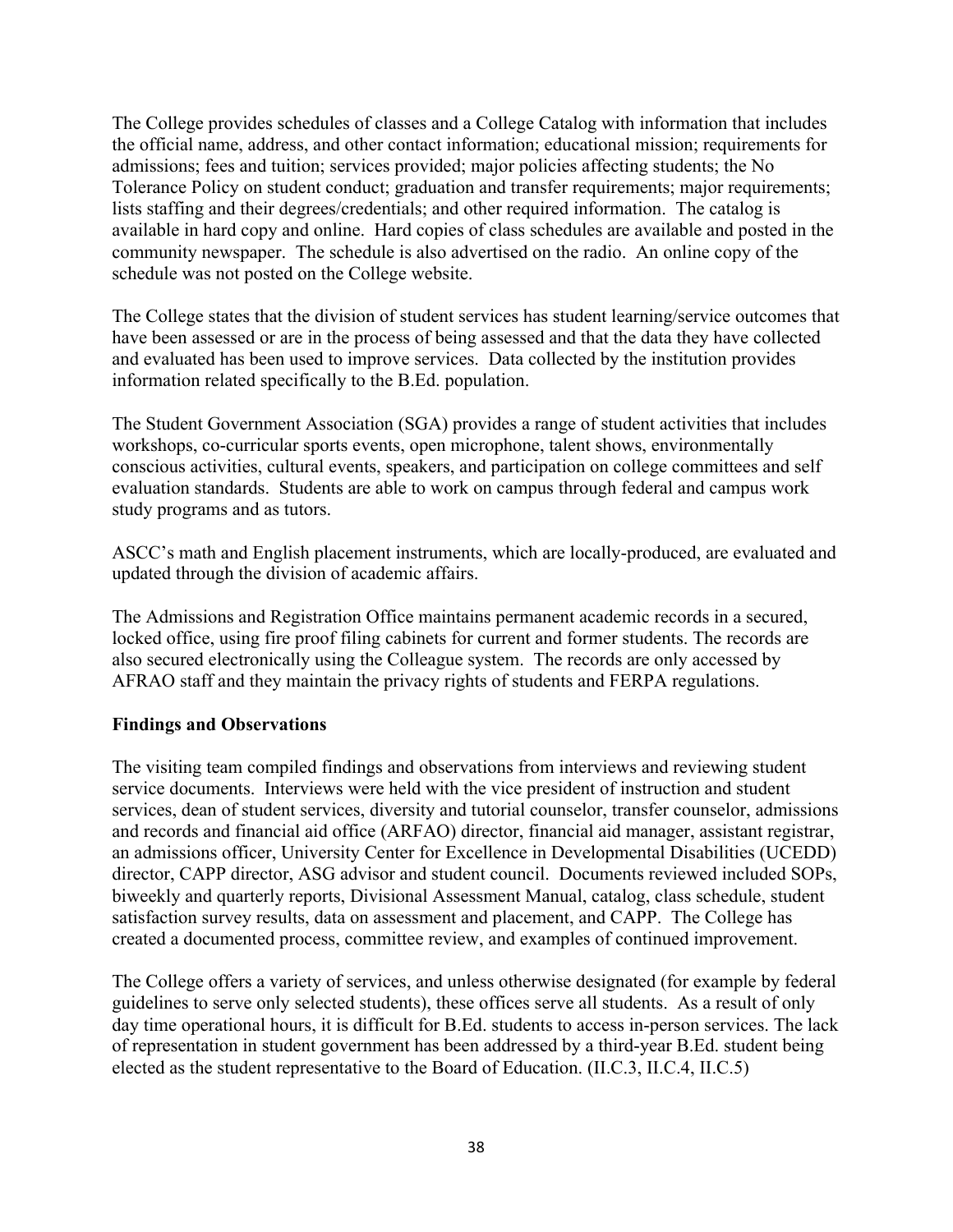The College provides schedules of classes and a College Catalog with information that includes the official name, address, and other contact information; educational mission; requirements for admissions; fees and tuition; services provided; major policies affecting students; the No Tolerance Policy on student conduct; graduation and transfer requirements; major requirements; lists staffing and their degrees/credentials; and other required information. The catalog is available in hard copy and online. Hard copies of class schedules are available and posted in the community newspaper. The schedule is also advertised on the radio. An online copy of the schedule was not posted on the College website.

The College states that the division of student services has student learning/service outcomes that have been assessed or are in the process of being assessed and that the data they have collected and evaluated has been used to improve services. Data collected by the institution provides information related specifically to the B.Ed. population.

The Student Government Association (SGA) provides a range of student activities that includes workshops, co-curricular sports events, open microphone, talent shows, environmentally conscious activities, cultural events, speakers, and participation on college committees and self evaluation standards. Students are able to work on campus through federal and campus work study programs and as tutors.

ASCC's math and English placement instruments, which are locally-produced, are evaluated and updated through the division of academic affairs.

The Admissions and Registration Office maintains permanent academic records in a secured, locked office, using fire proof filing cabinets for current and former students. The records are also secured electronically using the Colleague system. The records are only accessed by AFRAO staff and they maintain the privacy rights of students and FERPA regulations.

**Findings and Observations**

The visiting team compiled findings and observations from interviews and reviewing student service documents. Interviews were held with the vice president of instruction and student services, dean of student services, diversity and tutorial counselor, transfer counselor, admissions and records and financial aid office (ARFAO) director, financial aid manager, assistant registrar, an admissions officer, University Center for Excellence in Developmental Disabilities (UCEDD) director, CAPP director, ASG advisor and student council. Documents reviewed included SOPs, biweekly and quarterly reports, Divisional Assessment Manual, catalog, class schedule, student satisfaction survey results, data on assessment and placement, and CAPP. The College has created a documented process, committee review, and examples of continued improvement.

The College offers a variety of services, and unless otherwise designated (for example by federal guidelines to serve only selected students), these offices serve all students. As a result of only day time operational hours, it is difficult for B.Ed. students to access in-person services. The lack of representation in student government has been addressed by a third-year B.Ed. student being elected as the student representative to the Board of Education. (II.C.3, II.C.4, II.C.5)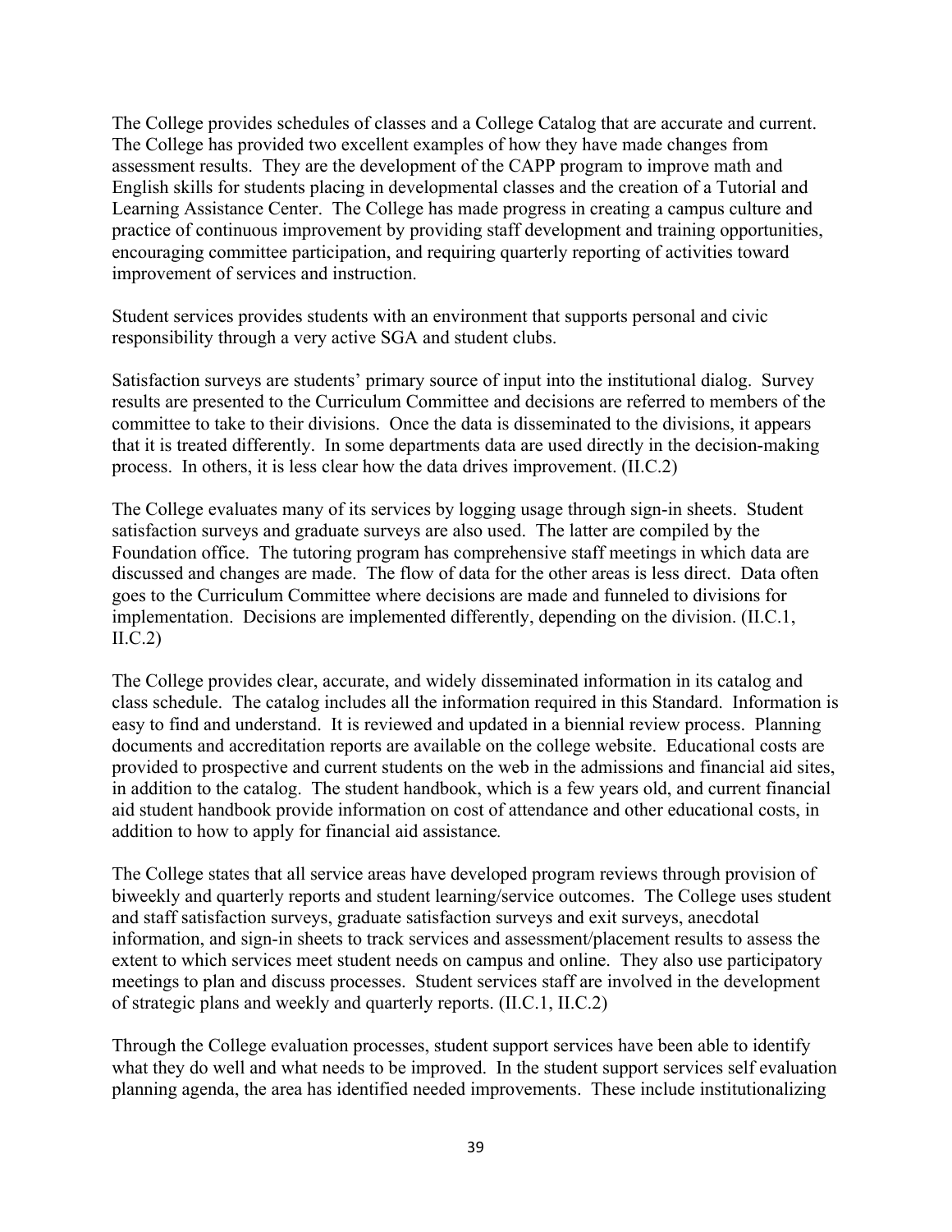The College provides schedules of classes and a College Catalog that are accurate and current. The College has provided two excellent examples of how they have made changes from assessment results. They are the development of the CAPP program to improve math and English skills for students placing in developmental classes and the creation of a Tutorial and Learning Assistance Center. The College has made progress in creating a campus culture and practice of continuous improvement by providing staff development and training opportunities, encouraging committee participation, and requiring quarterly reporting of activities toward improvement of services and instruction.

Student services provides students with an environment that supports personal and civic responsibility through a very active SGA and student clubs.

Satisfaction surveys are students' primary source of input into the institutional dialog. Survey results are presented to the Curriculum Committee and decisions are referred to members of the committee to take to their divisions. Once the data is disseminated to the divisions, it appears that it is treated differently. In some departments data are used directly in the decision-making process. In others, it is less clear how the data drives improvement. (II.C.2)

The College evaluates many of its services by logging usage through sign-in sheets. Student satisfaction surveys and graduate surveys are also used. The latter are compiled by the Foundation office. The tutoring program has comprehensive staff meetings in which data are discussed and changes are made. The flow of data for the other areas is less direct. Data often goes to the Curriculum Committee where decisions are made and funneled to divisions for implementation. Decisions are implemented differently, depending on the division. (II.C.1, II.C.2)

The College provides clear, accurate, and widely disseminated information in its catalog and class schedule. The catalog includes all the information required in this Standard. Information is easy to find and understand. It is reviewed and updated in a biennial review process. Planning documents and accreditation reports are available on the college website. Educational costs are provided to prospective and current students on the web in the admissions and financial aid sites, in addition to the catalog. The student handbook, which is a few years old, and current financial aid student handbook provide information on cost of attendance and other educational costs, in addition to how to apply for financial aid assistance.

The College states that all service areas have developed program reviews through provision of biweekly and quarterly reports and student learning/service outcomes. The College uses student and staff satisfaction surveys, graduate satisfaction surveys and exit surveys, anecdotal information, and sign-in sheets to track services and assessment/placement results to assess the extent to which services meet student needs on campus and online. They also use participatory meetings to plan and discuss processes. Student services staff are involved in the development of strategic plans and weekly and quarterly reports. (II.C.1, II.C.2)

Through the College evaluation processes, student support services have been able to identify what they do well and what needs to be improved. In the student support services self evaluation planning agenda, the area has identified needed improvements. These include institutionalizing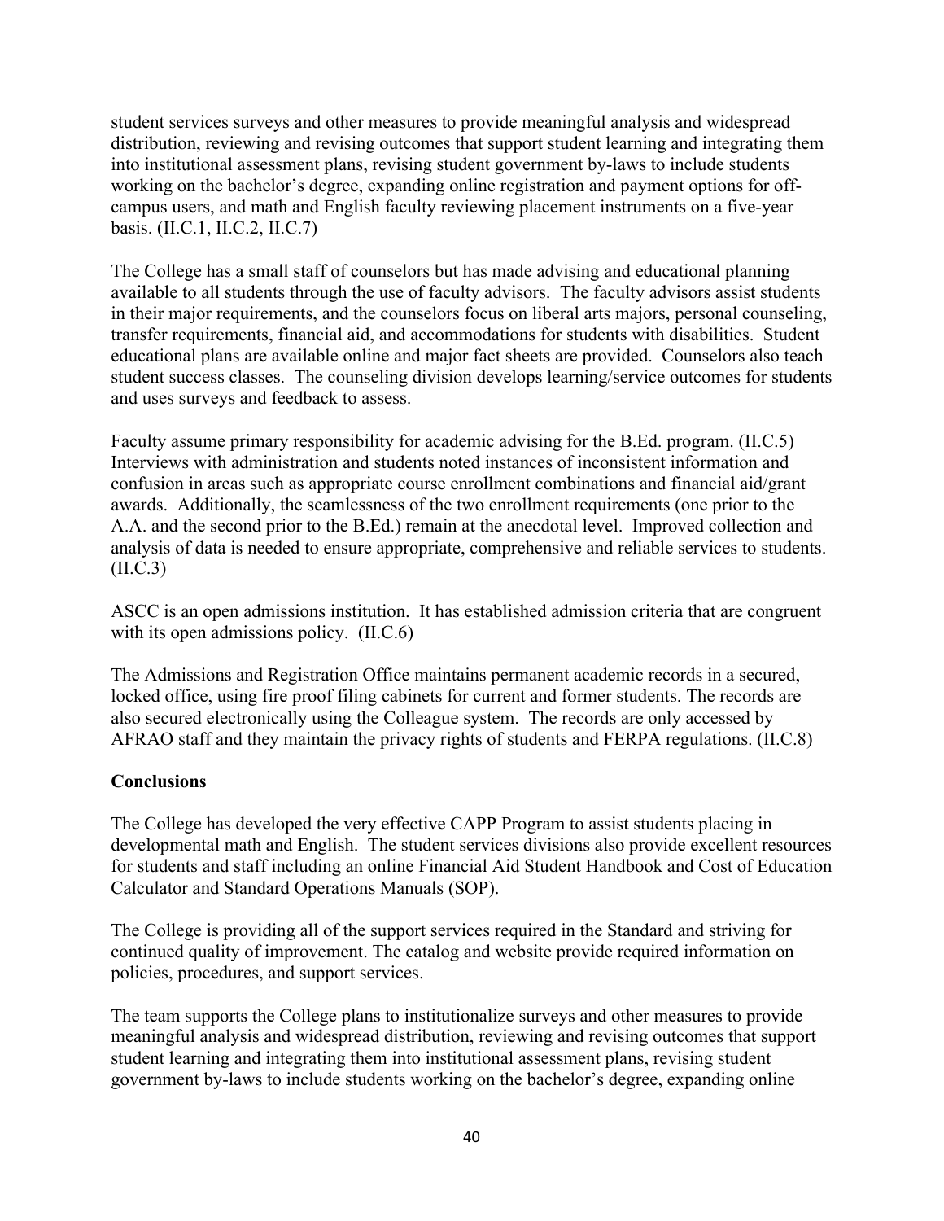student services surveys and other measures to provide meaningful analysis and widespread distribution, reviewing and revising outcomes that support student learning and integrating them into institutional assessment plans, revising student government by-laws to include students working on the bachelor's degree, expanding online registration and payment options for off-campus users, and math and English faculty reviewing placement instruments on a five-year basis. (II.C.1, II.C.2, II.C.7)

The College has a small staff of counselors but has made advising and educational planning available to all students through the use of faculty advisors. The faculty advisors assist students in their major requirements, and the counselors focus on liberal arts majors, personal counseling, transfer requirements, financial aid, and accommodations for students with disabilities. Student educational plans are available online and major fact sheets are provided. Counselors also teach student success classes. The counseling division develops learning/service outcomes for students and uses surveys and feedback to assess.

Faculty assume primary responsibility for academic advising for the B.Ed. program. (II.C.5) Interviews with administration and students noted instances of inconsistent information and confusion in areas such as appropriate course enrollment combinations and financial aid/grant awards. Additionally, the seamlessness of the two enrollment requirements (one prior to the A.A. and the second prior to the B.Ed.) remain at the anecdotal level. Improved collection and analysis of data is needed to ensure appropriate, comprehensive and reliable services to students. (II.C.3)

ASCC is an open admissions institution. It has established admission criteria that are congruent with its open admissions policy. (II.C.6)

The Admissions and Registration Office maintains permanent academic records in a secured, locked office, using fire proof filing cabinets for current and former students. The records are also secured electronically using the Colleague system. The records are only accessed by AFRAO staff and they maintain the privacy rights of students and FERPA regulations. (II.C.8)

**Conclusions**

The College has developed the very effective CAPP Program to assist students placing in developmental math and English. The student services divisions also provide excellent resources for students and staff including an online Financial Aid Student Handbook and Cost of Education Calculator and Standard Operations Manuals (SOP).

The College is providing all of the support services required in the Standard and striving for continued quality of improvement. The catalog and website provide required information on policies, procedures, and support services.

The team supports the College plans to institutionalize surveys and other measures to provide meaningful analysis and widespread distribution, reviewing and revising outcomes that support student learning and integrating them into institutional assessment plans, revising student government by-laws to include students working on the bachelor's degree, expanding online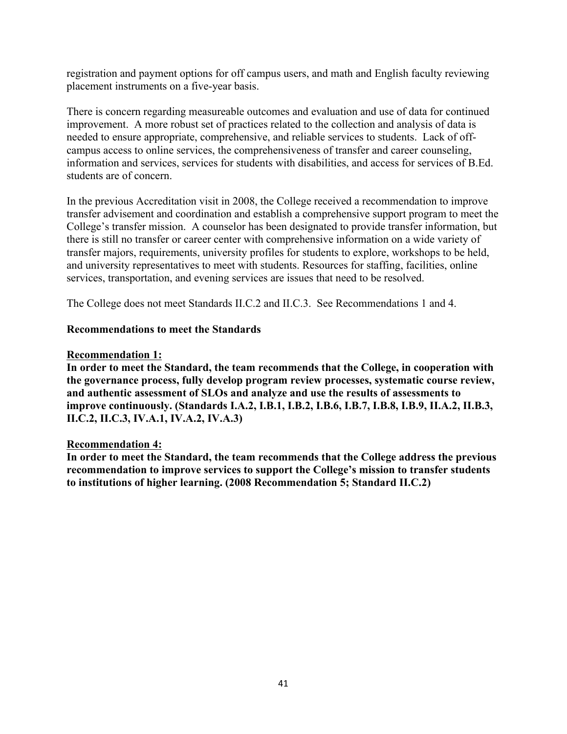registration and payment options for off campus users, and math and English faculty reviewing placement instruments on a five-year basis.

There is concern regarding measureable outcomes and evaluation and use of data for continued improvement. A more robust set of practices related to the collection and analysis of data is needed to ensure appropriate, comprehensive, and reliable services to students. Lack of off-campus access to online services, the comprehensiveness of transfer and career counseling, information and services, services for students with disabilities, and access for services of B.Ed. students are of concern.

In the previous Accreditation visit in 2008, the College received a recommendation to improve transfer advisement and coordination and establish a comprehensive support program to meet the College's transfer mission. A counselor has been designated to provide transfer information, but there is still no transfer or career center with comprehensive information on a wide variety of transfer majors, requirements, university profiles for students to explore, workshops to be held, and university representatives to meet with students. Resources for staffing, facilities, online services, transportation, and evening services are issues that need to be resolved.

The College does not meet Standards II.C.2 and II.C.3. See Recommendations 1 and 4.

**Recommendations to meet the Standards**

**Recommendation 1:**

**In order to meet the Standard, the team recommends that the College, in cooperation with the governance process, fully develop program review processes, systematic course review, and authentic assessment of SLOs and analyze and use the results of assessments to improve continuously. (Standards I.A.2, I.B.1, I.B.2, I.B.6, I.B.7, I.B.8, I.B.9, II.A.2, II.B.3, II.C.2, II.C.3, IV.A.1, IV.A.2, IV.A.3)**

**Recommendation 4:**

**In order to meet the Standard, the team recommends that the College address the previous recommendation to improve services to support the College's mission to transfer students to institutions of higher learning. (2008 Recommendation 5; Standard II.C.2)**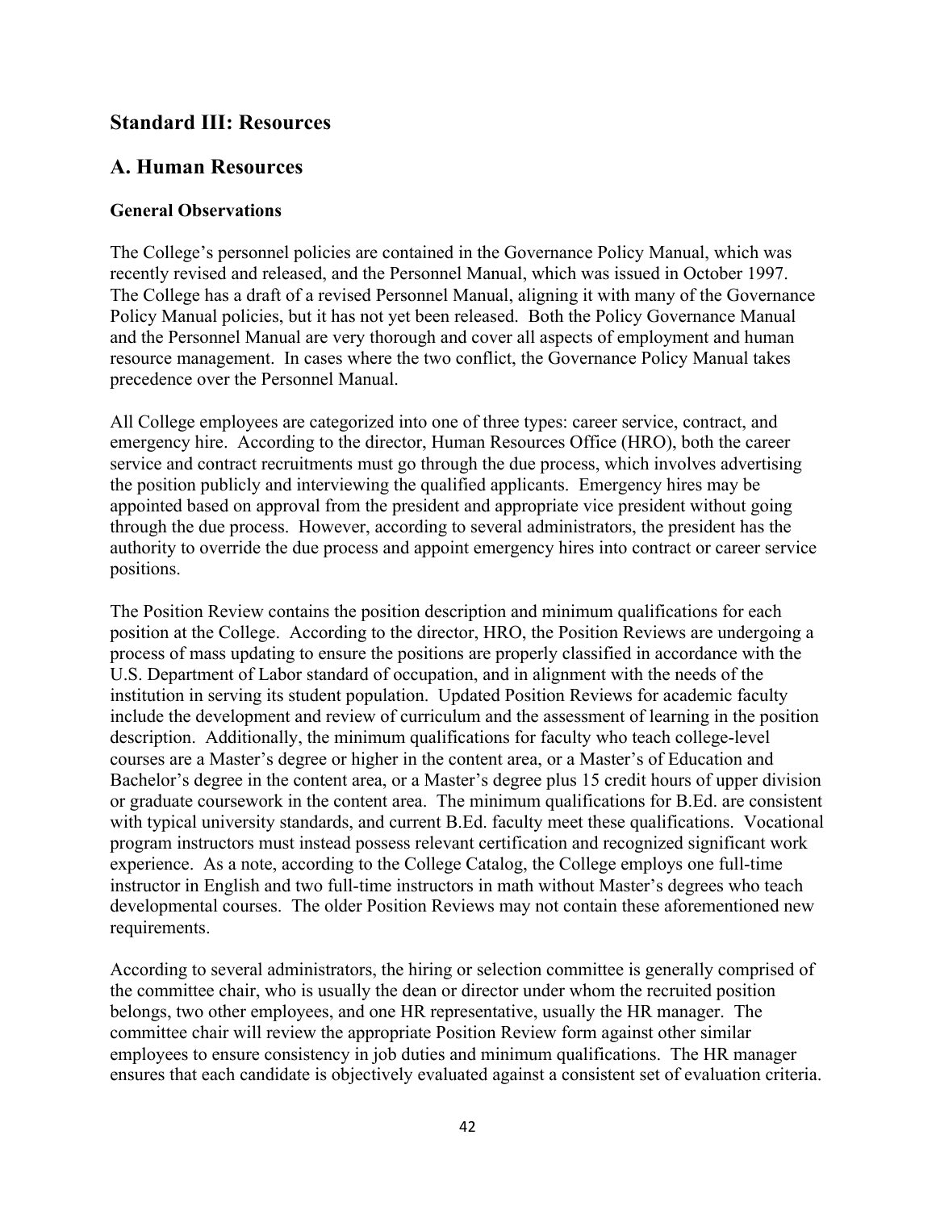## Standard III: Resources

## A. Human Resources

### General Observations

The College's personnel policies are contained in the Governance Policy Manual, which was recently revised and released, and the Personnel Manual, which was issued in October 1997. The College has a draft of a revised Personnel Manual, aligning it with many of the Governance Policy Manual policies, but it has not yet been released. Both the Policy Governance Manual and the Personnel Manual are very thorough and cover all aspects of employment and human resource management. In cases where the two conflict, the Governance Policy Manual takes precedence over the Personnel Manual.

All College employees are categorized into one of three types: career service, contract, and emergency hire. According to the director, Human Resources Office (HRO), both the career service and contract recruitments must go through the due process, which involves advertising the position publicly and interviewing the qualified applicants. Emergency hires may be appointed based on approval from the president and appropriate vice president without going through the due process. However, according to several administrators, the president has the authority to override the due process and appoint emergency hires into contract or career service positions.

The Position Review contains the position description and minimum qualifications for each position at the College. According to the director, HRO, the Position Reviews are undergoing a process of mass updating to ensure the positions are properly classified in accordance with the U.S. Department of Labor standard of occupation, and in alignment with the needs of the institution in serving its student population. Updated Position Reviews for academic faculty include the development and review of curriculum and the assessment of learning in the position description. Additionally, the minimum qualifications for faculty who teach college-level courses are a Master's degree or higher in the content area, or a Master's of Education and Bachelor's degree in the content area, or a Master's degree plus 15 credit hours of upper division or graduate coursework in the content area. The minimum qualifications for B.Ed. are consistent with typical university standards, and current B.Ed. faculty meet these qualifications. Vocational program instructors must instead possess relevant certification and recognized significant work experience. As a note, according to the College Catalog, the College employs one full-time instructor in English and two full-time instructors in math without Master's degrees who teach developmental courses. The older Position Reviews may not contain these aforementioned new requirements.

According to several administrators, the hiring or selection committee is generally comprised of the committee chair, who is usually the dean or director under whom the recruited position belongs, two other employees, and one HR representative, usually the HR manager. The committee chair will review the appropriate Position Review form against other similar employees to ensure consistency in job duties and minimum qualifications. The HR manager ensures that each candidate is objectively evaluated against a consistent set of evaluation criteria.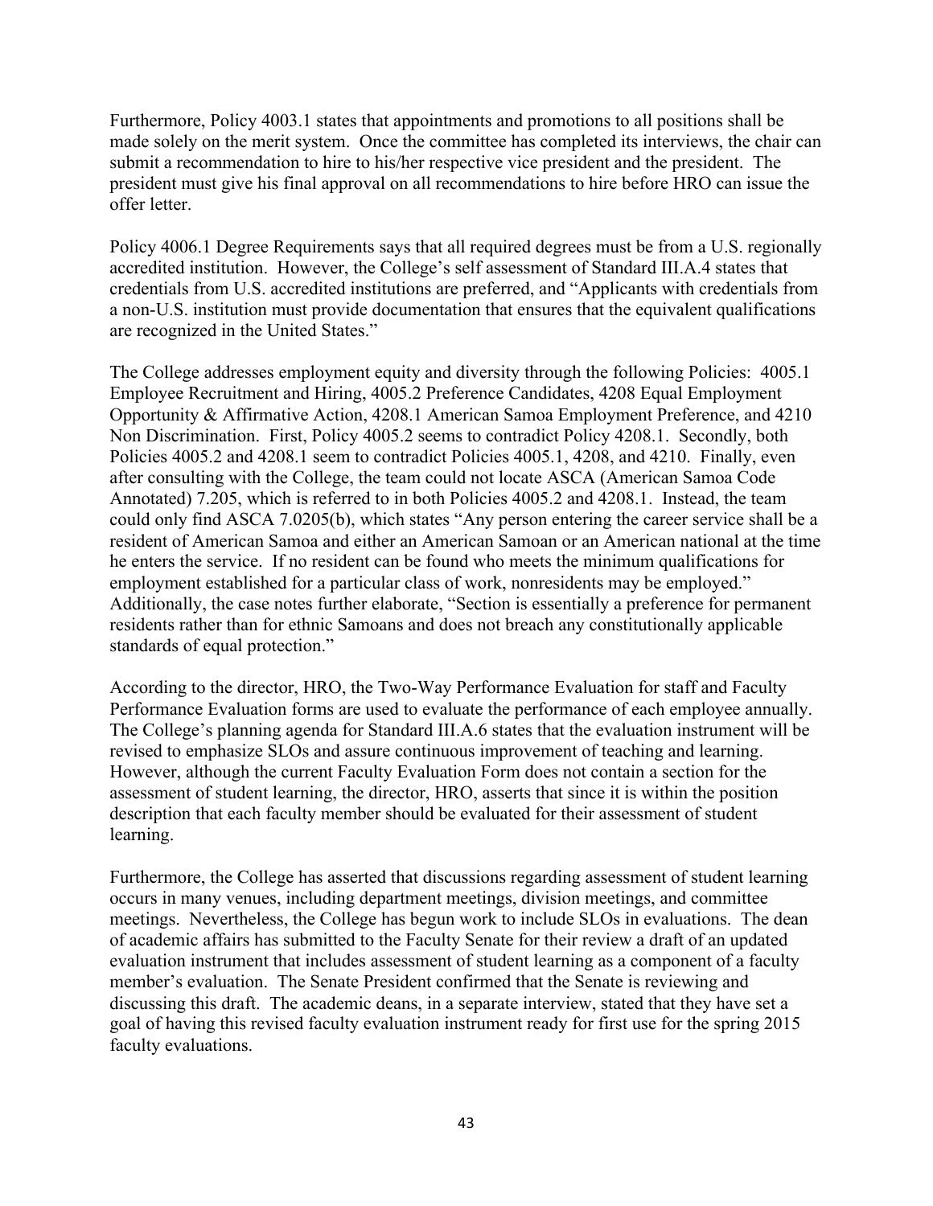Furthermore, Policy 4003.1 states that appointments and promotions to all positions shall be made solely on the merit system. Once the committee has completed its interviews, the chair can submit a recommendation to hire to his/her respective vice president and the president. The president must give his final approval on all recommendations to hire before HRO can issue the offer letter.

Policy 4006.1 Degree Requirements says that all required degrees must be from a U.S. regionally accredited institution. However, the College's self assessment of Standard III.A.4 states that credentials from U.S. accredited institutions are preferred, and "Applicants with credentials from a non-U.S. institution must provide documentation that ensures that the equivalent qualifications are recognized in the United States."

The College addresses employment equity and diversity through the following Policies: 4005.1 Employee Recruitment and Hiring, 4005.2 Preference Candidates, 4208 Equal Employment Opportunity & Affirmative Action, 4208.1 American Samoa Employment Preference, and 4210 Non Discrimination. First, Policy 4005.2 seems to contradict Policy 4208.1. Secondly, both Policies 4005.2 and 4208.1 seem to contradict Policies 4005.1, 4208, and 4210. Finally, even after consulting with the College, the team could not locate ASCA (American Samoa Code Annotated) 7.205, which is referred to in both Policies 4005.2 and 4208.1. Instead, the team could only find ASCA 7.0205(b), which states "Any person entering the career service shall be a resident of American Samoa and either an American Samoan or an American national at the time he enters the service. If no resident can be found who meets the minimum qualifications for employment established for a particular class of work, nonresidents may be employed." Additionally, the case notes further elaborate, "Section is essentially a preference for permanent residents rather than for ethnic Samoans and does not breach any constitutionally applicable standards of equal protection."

According to the director, HRO, the Two-Way Performance Evaluation for staff and Faculty Performance Evaluation forms are used to evaluate the performance of each employee annually. The College's planning agenda for Standard III.A.6 states that the evaluation instrument will be revised to emphasize SLOs and assure continuous improvement of teaching and learning. However, although the current Faculty Evaluation Form does not contain a section for the assessment of student learning, the director, HRO, asserts that since it is within the position description that each faculty member should be evaluated for their assessment of student learning.

Furthermore, the College has asserted that discussions regarding assessment of student learning occurs in many venues, including department meetings, division meetings, and committee meetings. Nevertheless, the College has begun work to include SLOs in evaluations. The dean of academic affairs has submitted to the Faculty Senate for their review a draft of an updated evaluation instrument that includes assessment of student learning as a component of a faculty member's evaluation. The Senate President confirmed that the Senate is reviewing and discussing this draft. The academic deans, in a separate interview, stated that they have set a goal of having this revised faculty evaluation instrument ready for first use for the spring 2015 faculty evaluations.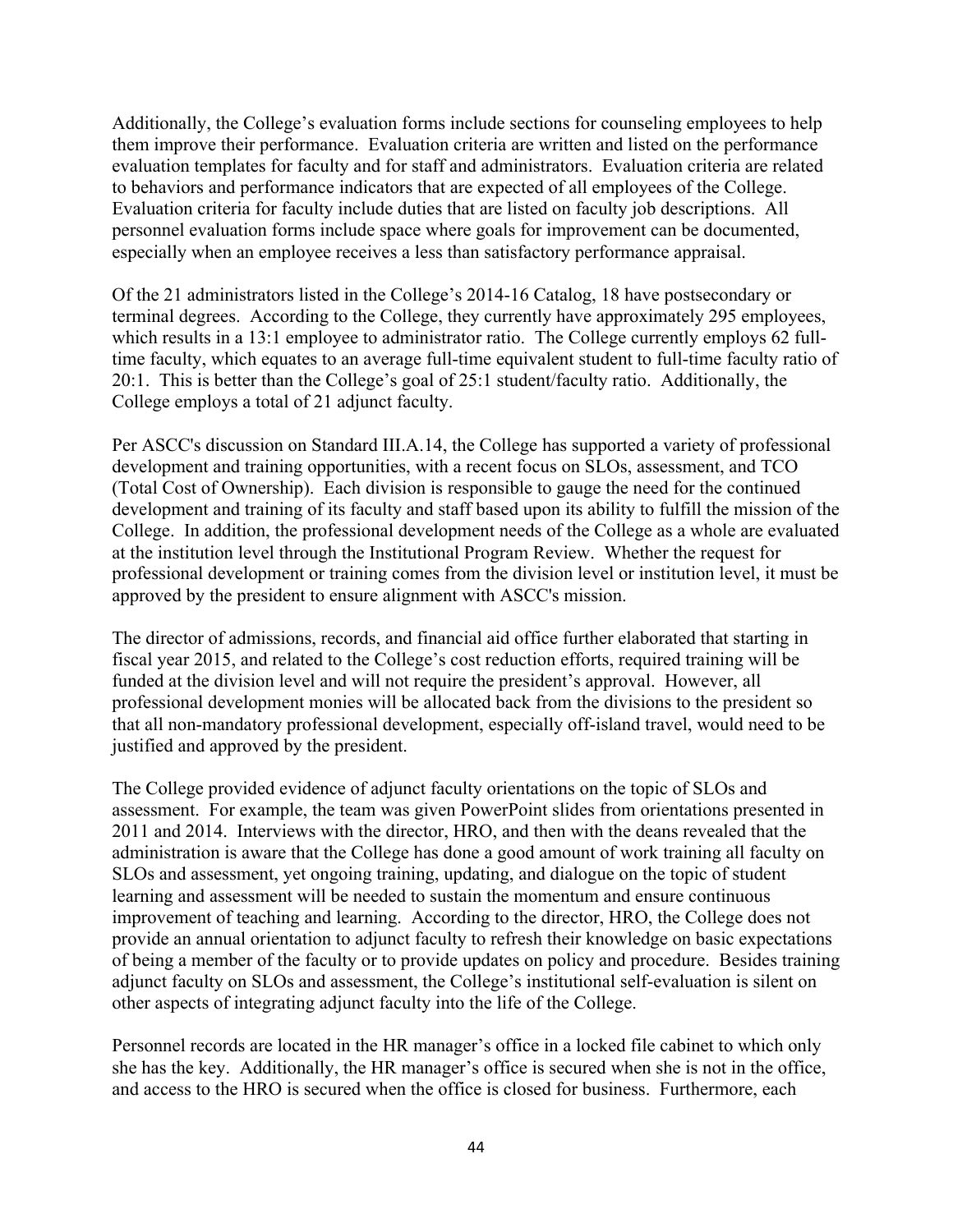Additionally, the College's evaluation forms include sections for counseling employees to help them improve their performance. Evaluation criteria are written and listed on the performance evaluation templates for faculty and for staff and administrators. Evaluation criteria are related to behaviors and performance indicators that are expected of all employees of the College. Evaluation criteria for faculty include duties that are listed on faculty job descriptions. All personnel evaluation forms include space where goals for improvement can be documented, especially when an employee receives a less than satisfactory performance appraisal.

Of the 21 administrators listed in the College's 2014-16 Catalog, 18 have postsecondary or terminal degrees. According to the College, they currently have approximately 295 employees, which results in a 13:1 employee to administrator ratio. The College currently employs 62 full-time faculty, which equates to an average full-time equivalent student to full-time faculty ratio of 20:1. This is better than the College's goal of 25:1 student/faculty ratio. Additionally, the College employs a total of 21 adjunct faculty.

Per ASCC's discussion on Standard III.A.14, the College has supported a variety of professional development and training opportunities, with a recent focus on SLOs, assessment, and TCO (Total Cost of Ownership). Each division is responsible to gauge the need for the continued development and training of its faculty and staff based upon its ability to fulfill the mission of the College. In addition, the professional development needs of the College as a whole are evaluated at the institution level through the Institutional Program Review. Whether the request for professional development or training comes from the division level or institution level, it must be approved by the president to ensure alignment with ASCC's mission.

The director of admissions, records, and financial aid office further elaborated that starting in fiscal year 2015, and related to the College's cost reduction efforts, required training will be funded at the division level and will not require the president's approval. However, all professional development monies will be allocated back from the divisions to the president so that all non-mandatory professional development, especially off-island travel, would need to be justified and approved by the president.

The College provided evidence of adjunct faculty orientations on the topic of SLOs and assessment. For example, the team was given PowerPoint slides from orientations presented in 2011 and 2014. Interviews with the director, HRO, and then with the deans revealed that the administration is aware that the College has done a good amount of work training all faculty on SLOs and assessment, yet ongoing training, updating, and dialogue on the topic of student learning and assessment will be needed to sustain the momentum and ensure continuous improvement of teaching and learning. According to the director, HRO, the College does not provide an annual orientation to adjunct faculty to refresh their knowledge on basic expectations of being a member of the faculty or to provide updates on policy and procedure. Besides training adjunct faculty on SLOs and assessment, the College's institutional self-evaluation is silent on other aspects of integrating adjunct faculty into the life of the College.

Personnel records are located in the HR manager's office in a locked file cabinet to which only she has the key. Additionally, the HR manager's office is secured when she is not in the office, and access to the HRO is secured when the office is closed for business. Furthermore, each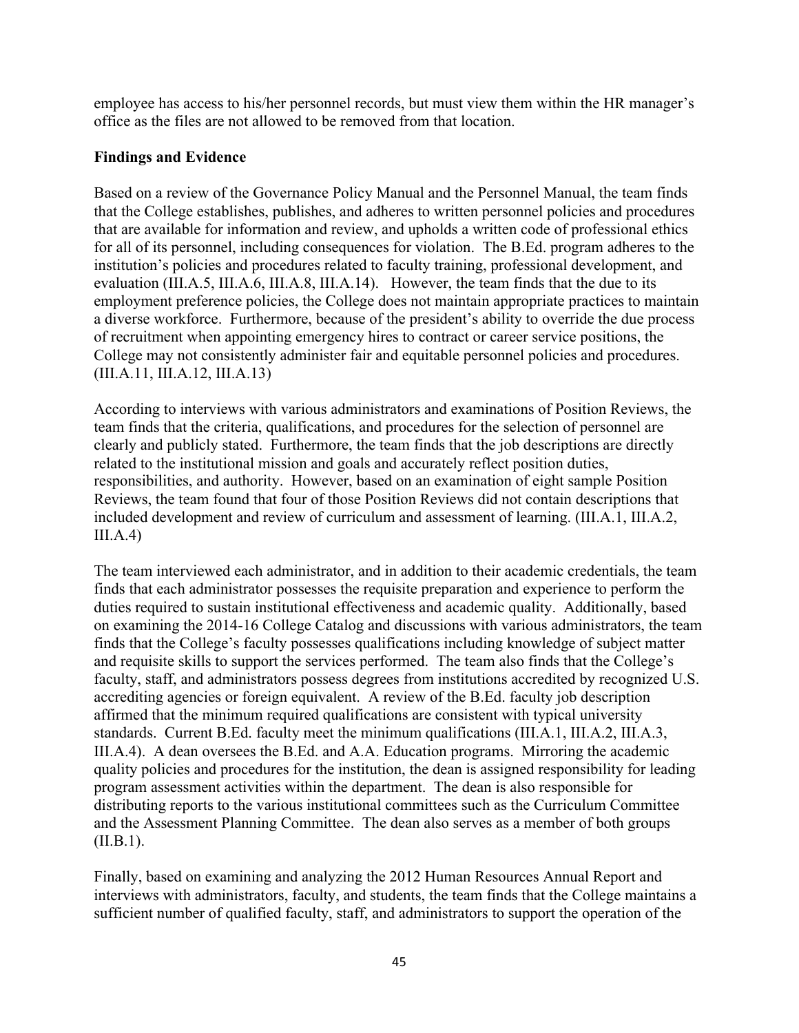employee has access to his/her personnel records, but must view them within the HR manager's office as the files are not allowed to be removed from that location.

**Findings and Evidence**

Based on a review of the Governance Policy Manual and the Personnel Manual, the team finds that the College establishes, publishes, and adheres to written personnel policies and procedures that are available for information and review, and upholds a written code of professional ethics for all of its personnel, including consequences for violation. The B.Ed. program adheres to the institution's policies and procedures related to faculty training, professional development, and evaluation (III.A.5, III.A.6, III.A.8, III.A.14). However, the team finds that the due to its employment preference policies, the College does not maintain appropriate practices to maintain a diverse workforce. Furthermore, because of the president's ability to override the due process of recruitment when appointing emergency hires to contract or career service positions, the College may not consistently administer fair and equitable personnel policies and procedures. (III.A.11, III.A.12, III.A.13)

According to interviews with various administrators and examinations of Position Reviews, the team finds that the criteria, qualifications, and procedures for the selection of personnel are clearly and publicly stated. Furthermore, the team finds that the job descriptions are directly related to the institutional mission and goals and accurately reflect position duties, responsibilities, and authority. However, based on an examination of eight sample Position Reviews, the team found that four of those Position Reviews did not contain descriptions that included development and review of curriculum and assessment of learning. (III.A.1, III.A.2, III.A.4)

The team interviewed each administrator, and in addition to their academic credentials, the team finds that each administrator possesses the requisite preparation and experience to perform the duties required to sustain institutional effectiveness and academic quality. Additionally, based on examining the 2014-16 College Catalog and discussions with various administrators, the team finds that the College's faculty possesses qualifications including knowledge of subject matter and requisite skills to support the services performed. The team also finds that the College's faculty, staff, and administrators possess degrees from institutions accredited by recognized U.S. accrediting agencies or foreign equivalent. A review of the B.Ed. faculty job description affirmed that the minimum required qualifications are consistent with typical university standards. Current B.Ed. faculty meet the minimum qualifications (III.A.1, III.A.2, III.A.3, III.A.4). A dean oversees the B.Ed. and A.A. Education programs. Mirroring the academic quality policies and procedures for the institution, the dean is assigned responsibility for leading program assessment activities within the department. The dean is also responsible for distributing reports to the various institutional committees such as the Curriculum Committee and the Assessment Planning Committee. The dean also serves as a member of both groups (II.B.1).

Finally, based on examining and analyzing the 2012 Human Resources Annual Report and interviews with administrators, faculty, and students, the team finds that the College maintains a sufficient number of qualified faculty, staff, and administrators to support the operation of the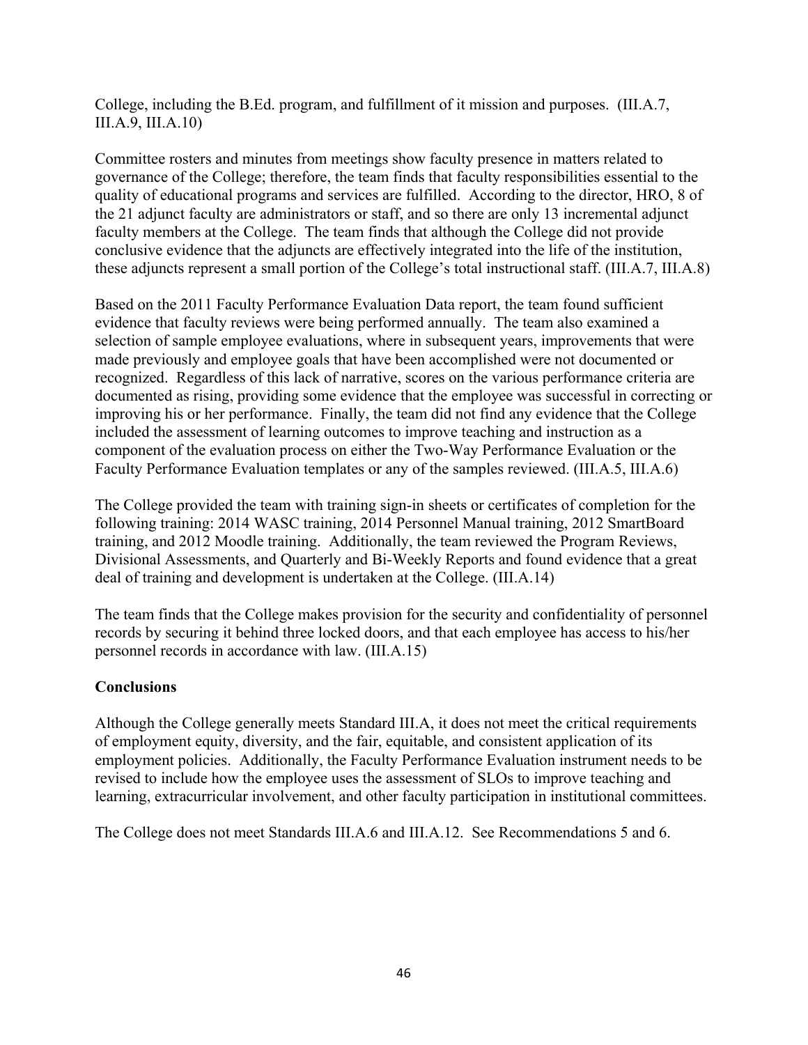College, including the B.Ed. program, and fulfillment of it mission and purposes. (III.A.7, III.A.9, III.A.10)

Committee rosters and minutes from meetings show faculty presence in matters related to governance of the College; therefore, the team finds that faculty responsibilities essential to the quality of educational programs and services are fulfilled. According to the director, HRO, 8 of the 21 adjunct faculty are administrators or staff, and so there are only 13 incremental adjunct faculty members at the College. The team finds that although the College did not provide conclusive evidence that the adjuncts are effectively integrated into the life of the institution, these adjuncts represent a small portion of the College's total instructional staff. (III.A.7, III.A.8)

Based on the 2011 Faculty Performance Evaluation Data report, the team found sufficient evidence that faculty reviews were being performed annually. The team also examined a selection of sample employee evaluations, where in subsequent years, improvements that were made previously and employee goals that have been accomplished were not documented or recognized. Regardless of this lack of narrative, scores on the various performance criteria are documented as rising, providing some evidence that the employee was successful in correcting or improving his or her performance. Finally, the team did not find any evidence that the College included the assessment of learning outcomes to improve teaching and instruction as a component of the evaluation process on either the Two-Way Performance Evaluation or the Faculty Performance Evaluation templates or any of the samples reviewed. (III.A.5, III.A.6)

The College provided the team with training sign-in sheets or certificates of completion for the following training: 2014 WASC training, 2014 Personnel Manual training, 2012 SmartBoard training, and 2012 Moodle training. Additionally, the team reviewed the Program Reviews, Divisional Assessments, and Quarterly and Bi-Weekly Reports and found evidence that a great deal of training and development is undertaken at the College. (III.A.14)

The team finds that the College makes provision for the security and confidentiality of personnel records by securing it behind three locked doors, and that each employee has access to his/her personnel records in accordance with law. (III.A.15)

**Conclusions**

Although the College generally meets Standard III.A, it does not meet the critical requirements of employment equity, diversity, and the fair, equitable, and consistent application of its employment policies. Additionally, the Faculty Performance Evaluation instrument needs to be revised to include how the employee uses the assessment of SLOs to improve teaching and learning, extracurricular involvement, and other faculty participation in institutional committees.

The College does not meet Standards III.A.6 and III.A.12. See Recommendations 5 and 6.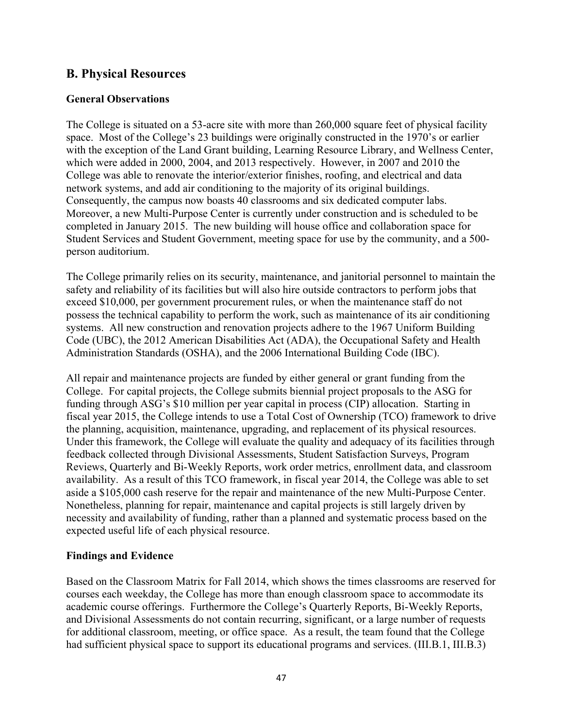## B. Physical Resources

### General Observations

The College is situated on a 53-acre site with more than 260,000 square feet of physical facility space. Most of the College's 23 buildings were originally constructed in the 1970's or earlier with the exception of the Land Grant building, Learning Resource Library, and Wellness Center, which were added in 2000, 2004, and 2013 respectively. However, in 2007 and 2010 the College was able to renovate the interior/exterior finishes, roofing, and electrical and data network systems, and add air conditioning to the majority of its original buildings. Consequently, the campus now boasts 40 classrooms and six dedicated computer labs. Moreover, a new Multi-Purpose Center is currently under construction and is scheduled to be completed in January 2015. The new building will house office and collaboration space for Student Services and Student Government, meeting space for use by the community, and a 500-person auditorium.

The College primarily relies on its security, maintenance, and janitorial personnel to maintain the safety and reliability of its facilities but will also hire outside contractors to perform jobs that exceed $10,000, per government procurement rules, or when the maintenance staff do not possess the technical capability to perform the work, such as maintenance of its air conditioning systems. All new construction and renovation projects adhere to the 1967 Uniform Building Code (UBC), the 2012 American Disabilities Act (ADA), the Occupational Safety and Health Administration Standards (OSHA), and the 2006 International Building Code (IBC).

All repair and maintenance projects are funded by either general or grant funding from the College. For capital projects, the College submits biennial project proposals to the ASG for funding through ASG's $10 million per year capital in process (CIP) allocation. Starting in fiscal year 2015, the College intends to use a Total Cost of Ownership (TCO) framework to drive the planning, acquisition, maintenance, upgrading, and replacement of its physical resources. Under this framework, the College will evaluate the quality and adequacy of its facilities through feedback collected through Divisional Assessments, Student Satisfaction Surveys, Program Reviews, Quarterly and Bi-Weekly Reports, work order metrics, enrollment data, and classroom availability. As a result of this TCO framework, in fiscal year 2014, the College was able to set aside a $105,000 cash reserve for the repair and maintenance of the new Multi-Purpose Center. Nonetheless, planning for repair, maintenance and capital projects is still largely driven by necessity and availability of funding, rather than a planned and systematic process based on the expected useful life of each physical resource.

### Findings and Evidence

Based on the Classroom Matrix for Fall 2014, which shows the times classrooms are reserved for courses each weekday, the College has more than enough classroom space to accommodate its academic course offerings. Furthermore the College's Quarterly Reports, Bi-Weekly Reports, and Divisional Assessments do not contain recurring, significant, or a large number of requests for additional classroom, meeting, or office space. As a result, the team found that the College had sufficient physical space to support its educational programs and services. (III.B.1, III.B.3)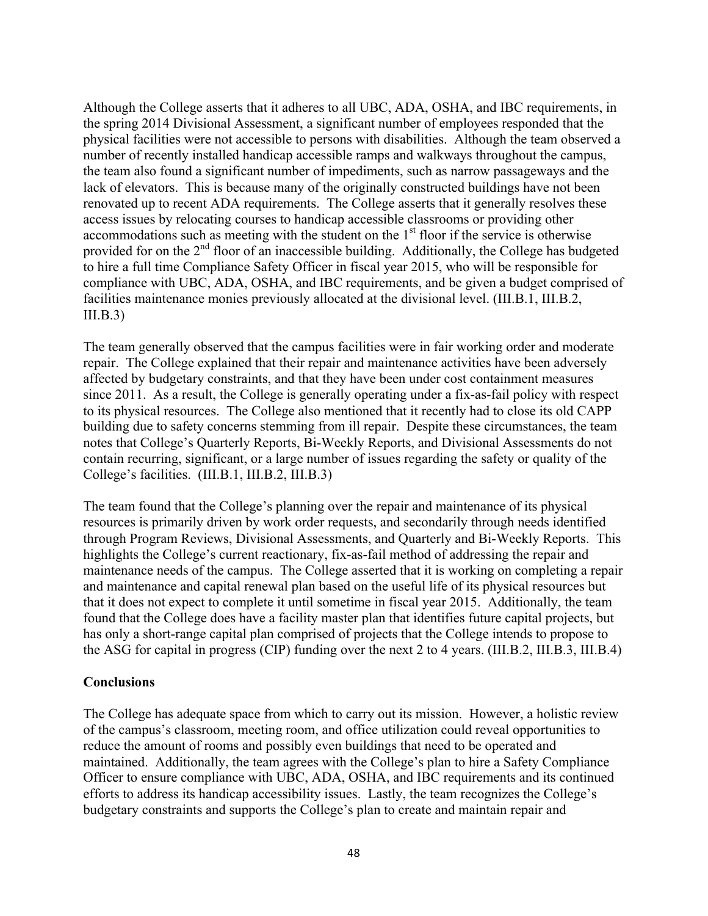Although the College asserts that it adheres to all UBC, ADA, OSHA, and IBC requirements, in the spring 2014 Divisional Assessment, a significant number of employees responded that the physical facilities were not accessible to persons with disabilities. Although the team observed a number of recently installed handicap accessible ramps and walkways throughout the campus, the team also found a significant number of impediments, such as narrow passageways and the lack of elevators. This is because many of the originally constructed buildings have not been renovated up to recent ADA requirements. The College asserts that it generally resolves these access issues by relocating courses to handicap accessible classrooms or providing other accommodations such as meeting with the student on the 1st floor if the service is otherwise provided for on the 2nd floor of an inaccessible building. Additionally, the College has budgeted to hire a full time Compliance Safety Officer in fiscal year 2015, who will be responsible for compliance with UBC, ADA, OSHA, and IBC requirements, and be given a budget comprised of facilities maintenance monies previously allocated at the divisional level. (III.B.1, III.B.2, III.B.3)

The team generally observed that the campus facilities were in fair working order and moderate repair. The College explained that their repair and maintenance activities have been adversely affected by budgetary constraints, and that they have been under cost containment measures since 2011. As a result, the College is generally operating under a fix-as-fail policy with respect to its physical resources. The College also mentioned that it recently had to close its old CAPP building due to safety concerns stemming from ill repair. Despite these circumstances, the team notes that College's Quarterly Reports, Bi-Weekly Reports, and Divisional Assessments do not contain recurring, significant, or a large number of issues regarding the safety or quality of the College's facilities. (III.B.1, III.B.2, III.B.3)

The team found that the College's planning over the repair and maintenance of its physical resources is primarily driven by work order requests, and secondarily through needs identified through Program Reviews, Divisional Assessments, and Quarterly and Bi-Weekly Reports. This highlights the College's current reactionary, fix-as-fail method of addressing the repair and maintenance needs of the campus. The College asserted that it is working on completing a repair and maintenance and capital renewal plan based on the useful life of its physical resources but that it does not expect to complete it until sometime in fiscal year 2015. Additionally, the team found that the College does have a facility master plan that identifies future capital projects, but has only a short-range capital plan comprised of projects that the College intends to propose to the ASG for capital in progress (CIP) funding over the next 2 to 4 years. (III.B.2, III.B.3, III.B.4)

**Conclusions**

The College has adequate space from which to carry out its mission. However, a holistic review of the campus's classroom, meeting room, and office utilization could reveal opportunities to reduce the amount of rooms and possibly even buildings that need to be operated and maintained. Additionally, the team agrees with the College's plan to hire a Safety Compliance Officer to ensure compliance with UBC, ADA, OSHA, and IBC requirements and its continued efforts to address its handicap accessibility issues. Lastly, the team recognizes the College's budgetary constraints and supports the College's plan to create and maintain repair and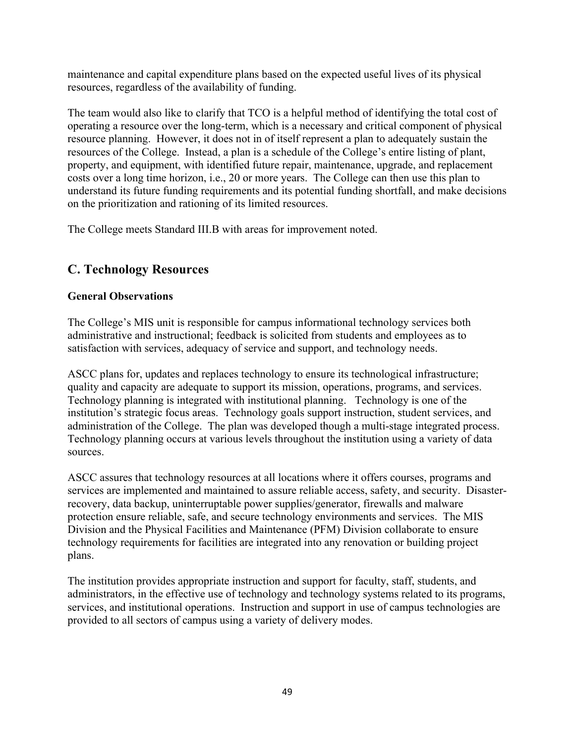maintenance and capital expenditure plans based on the expected useful lives of its physical resources, regardless of the availability of funding.

The team would also like to clarify that TCO is a helpful method of identifying the total cost of operating a resource over the long-term, which is a necessary and critical component of physical resource planning. However, it does not in of itself represent a plan to adequately sustain the resources of the College. Instead, a plan is a schedule of the College's entire listing of plant, property, and equipment, with identified future repair, maintenance, upgrade, and replacement costs over a long time horizon, i.e., 20 or more years. The College can then use this plan to understand its future funding requirements and its potential funding shortfall, and make decisions on the prioritization and rationing of its limited resources.

The College meets Standard III.B with areas for improvement noted.

## C. Technology Resources

**General Observations**

The College's MIS unit is responsible for campus informational technology services both administrative and instructional; feedback is solicited from students and employees as to satisfaction with services, adequacy of service and support, and technology needs.

ASCC plans for, updates and replaces technology to ensure its technological infrastructure; quality and capacity are adequate to support its mission, operations, programs, and services. Technology planning is integrated with institutional planning. Technology is one of the institution's strategic focus areas. Technology goals support instruction, student services, and administration of the College. The plan was developed though a multi-stage integrated process. Technology planning occurs at various levels throughout the institution using a variety of data sources.

ASCC assures that technology resources at all locations where it offers courses, programs and services are implemented and maintained to assure reliable access, safety, and security. Disaster-recovery, data backup, uninterruptable power supplies/generator, firewalls and malware protection ensure reliable, safe, and secure technology environments and services. The MIS Division and the Physical Facilities and Maintenance (PFM) Division collaborate to ensure technology requirements for facilities are integrated into any renovation or building project plans.

The institution provides appropriate instruction and support for faculty, staff, students, and administrators, in the effective use of technology and technology systems related to its programs, services, and institutional operations. Instruction and support in use of campus technologies are provided to all sectors of campus using a variety of delivery modes.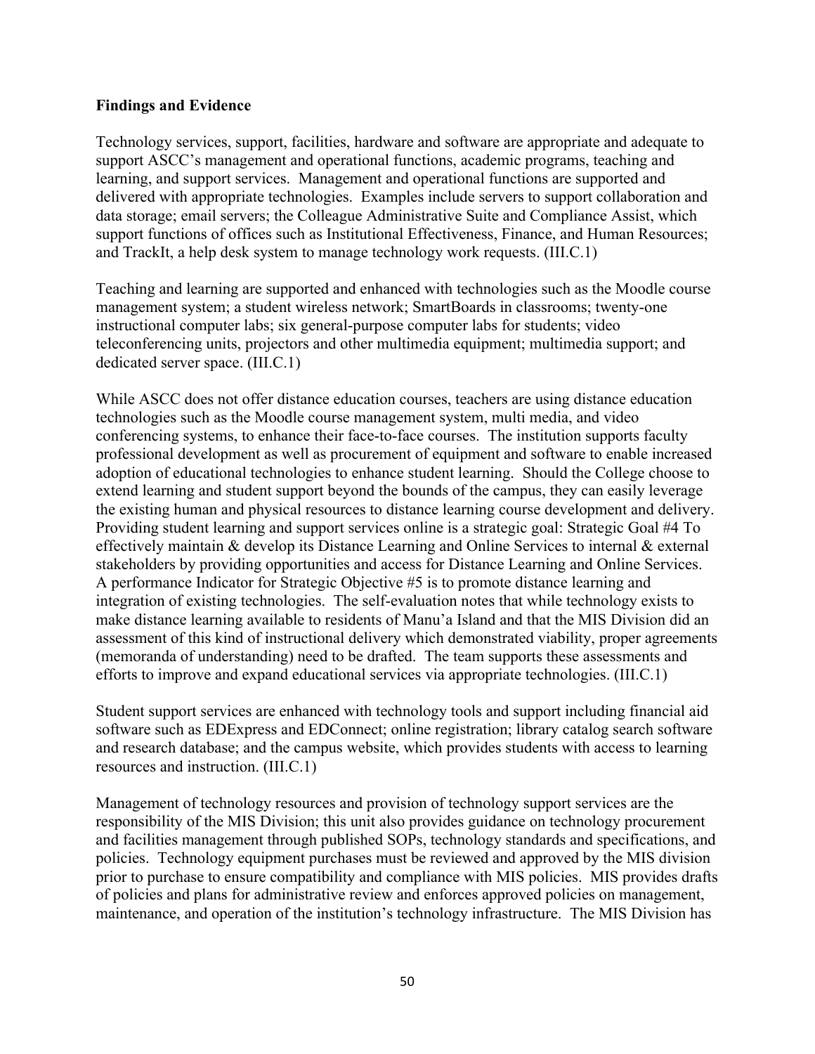**Findings and Evidence**

Technology services, support, facilities, hardware and software are appropriate and adequate to support ASCC's management and operational functions, academic programs, teaching and learning, and support services. Management and operational functions are supported and delivered with appropriate technologies. Examples include servers to support collaboration and data storage; email servers; the Colleague Administrative Suite and Compliance Assist, which support functions of offices such as Institutional Effectiveness, Finance, and Human Resources; and TrackIt, a help desk system to manage technology work requests. (III.C.1)

Teaching and learning are supported and enhanced with technologies such as the Moodle course management system; a student wireless network; SmartBoards in classrooms; twenty-one instructional computer labs; six general-purpose computer labs for students; video teleconferencing units, projectors and other multimedia equipment; multimedia support; and dedicated server space. (III.C.1)

While ASCC does not offer distance education courses, teachers are using distance education technologies such as the Moodle course management system, multi media, and video conferencing systems, to enhance their face-to-face courses. The institution supports faculty professional development as well as procurement of equipment and software to enable increased adoption of educational technologies to enhance student learning. Should the College choose to extend learning and student support beyond the bounds of the campus, they can easily leverage the existing human and physical resources to distance learning course development and delivery. Providing student learning and support services online is a strategic goal: Strategic Goal #4 To effectively maintain & develop its Distance Learning and Online Services to internal & external stakeholders by providing opportunities and access for Distance Learning and Online Services. A performance Indicator for Strategic Objective #5 is to promote distance learning and integration of existing technologies. The self-evaluation notes that while technology exists to make distance learning available to residents of Manu'a Island and that the MIS Division did an assessment of this kind of instructional delivery which demonstrated viability, proper agreements (memoranda of understanding) need to be drafted. The team supports these assessments and efforts to improve and expand educational services via appropriate technologies. (III.C.1)

Student support services are enhanced with technology tools and support including financial aid software such as EDExpress and EDConnect; online registration; library catalog search software and research database; and the campus website, which provides students with access to learning resources and instruction. (III.C.1)

Management of technology resources and provision of technology support services are the responsibility of the MIS Division; this unit also provides guidance on technology procurement and facilities management through published SOPs, technology standards and specifications, and policies. Technology equipment purchases must be reviewed and approved by the MIS division prior to purchase to ensure compatibility and compliance with MIS policies. MIS provides drafts of policies and plans for administrative review and enforces approved policies on management, maintenance, and operation of the institution's technology infrastructure. The MIS Division has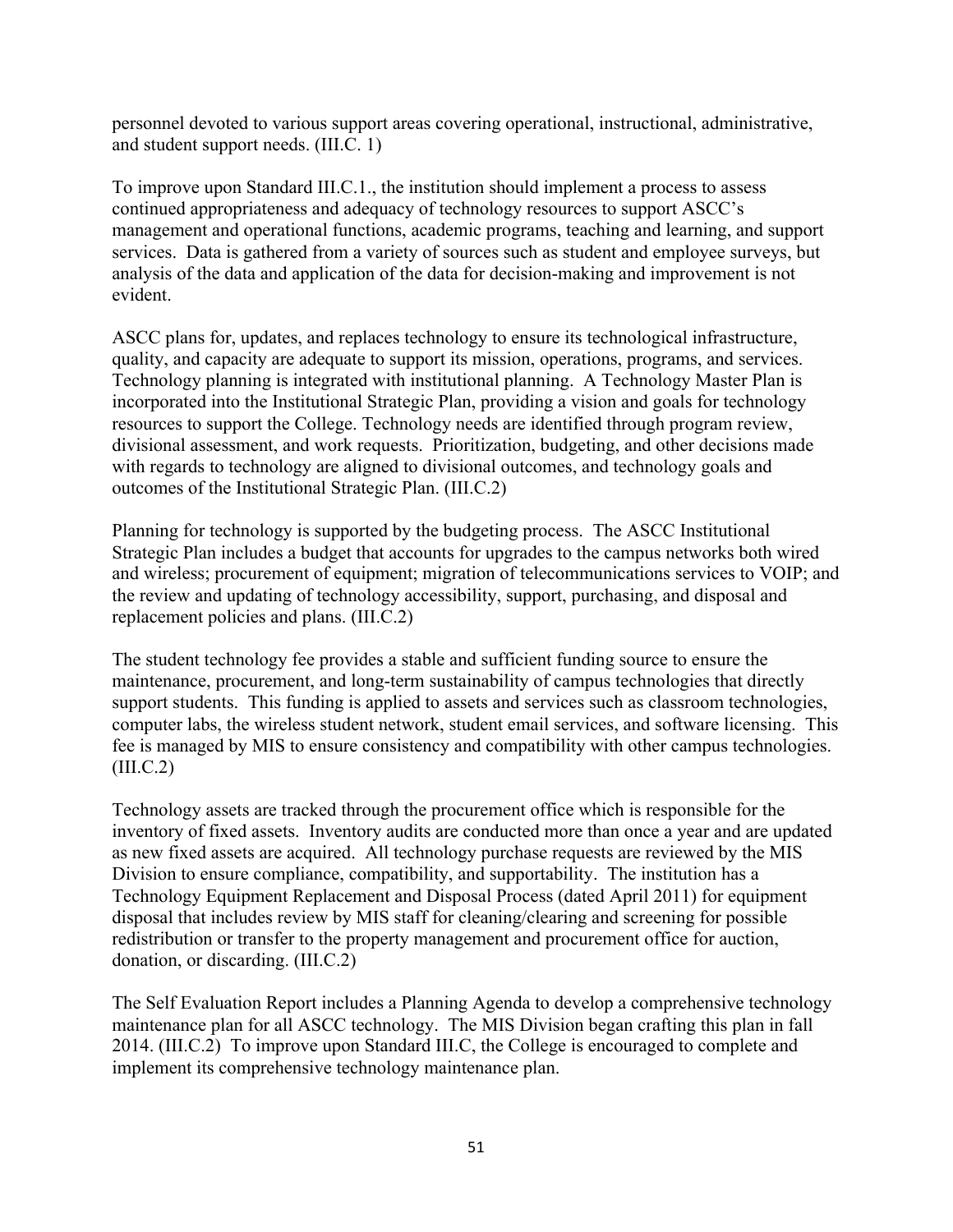personnel devoted to various support areas covering operational, instructional, administrative, and student support needs. (III.C. 1)

To improve upon Standard III.C.1., the institution should implement a process to assess continued appropriateness and adequacy of technology resources to support ASCC's management and operational functions, academic programs, teaching and learning, and support services. Data is gathered from a variety of sources such as student and employee surveys, but analysis of the data and application of the data for decision-making and improvement is not evident.

ASCC plans for, updates, and replaces technology to ensure its technological infrastructure, quality, and capacity are adequate to support its mission, operations, programs, and services. Technology planning is integrated with institutional planning. A Technology Master Plan is incorporated into the Institutional Strategic Plan, providing a vision and goals for technology resources to support the College. Technology needs are identified through program review, divisional assessment, and work requests. Prioritization, budgeting, and other decisions made with regards to technology are aligned to divisional outcomes, and technology goals and outcomes of the Institutional Strategic Plan. (III.C.2)

Planning for technology is supported by the budgeting process. The ASCC Institutional Strategic Plan includes a budget that accounts for upgrades to the campus networks both wired and wireless; procurement of equipment; migration of telecommunications services to VOIP; and the review and updating of technology accessibility, support, purchasing, and disposal and replacement policies and plans. (III.C.2)

The student technology fee provides a stable and sufficient funding source to ensure the maintenance, procurement, and long-term sustainability of campus technologies that directly support students. This funding is applied to assets and services such as classroom technologies, computer labs, the wireless student network, student email services, and software licensing. This fee is managed by MIS to ensure consistency and compatibility with other campus technologies. (III.C.2)

Technology assets are tracked through the procurement office which is responsible for the inventory of fixed assets. Inventory audits are conducted more than once a year and are updated as new fixed assets are acquired. All technology purchase requests are reviewed by the MIS Division to ensure compliance, compatibility, and supportability. The institution has a Technology Equipment Replacement and Disposal Process (dated April 2011) for equipment disposal that includes review by MIS staff for cleaning/clearing and screening for possible redistribution or transfer to the property management and procurement office for auction, donation, or discarding. (III.C.2)

The Self Evaluation Report includes a Planning Agenda to develop a comprehensive technology maintenance plan for all ASCC technology. The MIS Division began crafting this plan in fall 2014. (III.C.2) To improve upon Standard III.C, the College is encouraged to complete and implement its comprehensive technology maintenance plan.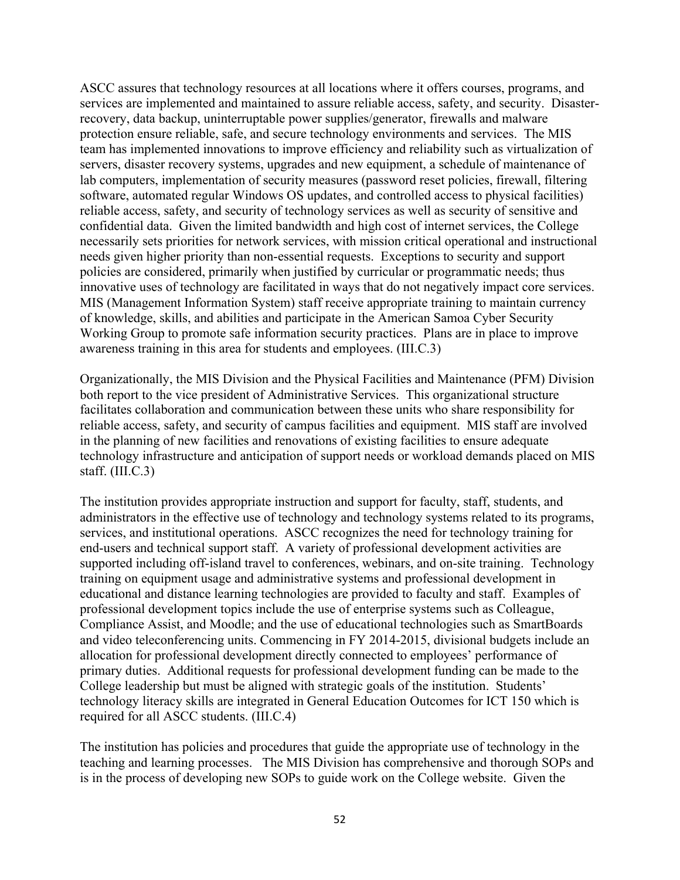ASCC assures that technology resources at all locations where it offers courses, programs, and services are implemented and maintained to assure reliable access, safety, and security. Disaster-recovery, data backup, uninterruptable power supplies/generator, firewalls and malware protection ensure reliable, safe, and secure technology environments and services. The MIS team has implemented innovations to improve efficiency and reliability such as virtualization of servers, disaster recovery systems, upgrades and new equipment, a schedule of maintenance of lab computers, implementation of security measures (password reset policies, firewall, filtering software, automated regular Windows OS updates, and controlled access to physical facilities) reliable access, safety, and security of technology services as well as security of sensitive and confidential data. Given the limited bandwidth and high cost of internet services, the College necessarily sets priorities for network services, with mission critical operational and instructional needs given higher priority than non-essential requests. Exceptions to security and support policies are considered, primarily when justified by curricular or programmatic needs; thus innovative uses of technology are facilitated in ways that do not negatively impact core services. MIS (Management Information System) staff receive appropriate training to maintain currency of knowledge, skills, and abilities and participate in the American Samoa Cyber Security Working Group to promote safe information security practices. Plans are in place to improve awareness training in this area for students and employees. (III.C.3)

Organizationally, the MIS Division and the Physical Facilities and Maintenance (PFM) Division both report to the vice president of Administrative Services. This organizational structure facilitates collaboration and communication between these units who share responsibility for reliable access, safety, and security of campus facilities and equipment. MIS staff are involved in the planning of new facilities and renovations of existing facilities to ensure adequate technology infrastructure and anticipation of support needs or workload demands placed on MIS staff. (III.C.3)

The institution provides appropriate instruction and support for faculty, staff, students, and administrators in the effective use of technology and technology systems related to its programs, services, and institutional operations. ASCC recognizes the need for technology training for end-users and technical support staff. A variety of professional development activities are supported including off-island travel to conferences, webinars, and on-site training. Technology training on equipment usage and administrative systems and professional development in educational and distance learning technologies are provided to faculty and staff. Examples of professional development topics include the use of enterprise systems such as Colleague, Compliance Assist, and Moodle; and the use of educational technologies such as SmartBoards and video teleconferencing units. Commencing in FY 2014-2015, divisional budgets include an allocation for professional development directly connected to employees' performance of primary duties. Additional requests for professional development funding can be made to the College leadership but must be aligned with strategic goals of the institution. Students' technology literacy skills are integrated in General Education Outcomes for ICT 150 which is required for all ASCC students. (III.C.4)

The institution has policies and procedures that guide the appropriate use of technology in the teaching and learning processes. The MIS Division has comprehensive and thorough SOPs and is in the process of developing new SOPs to guide work on the College website. Given the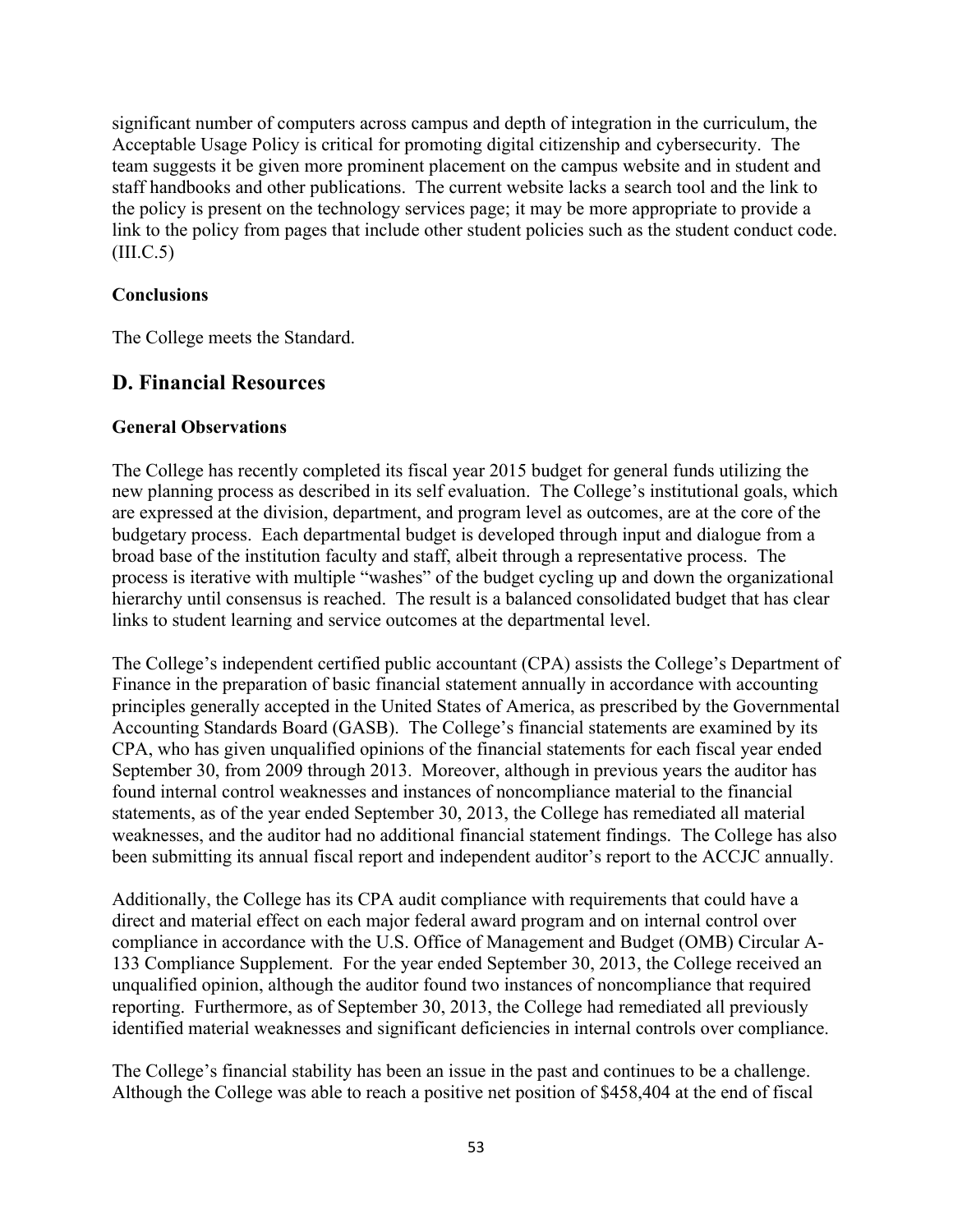significant number of computers across campus and depth of integration in the curriculum, the Acceptable Usage Policy is critical for promoting digital citizenship and cybersecurity. The team suggests it be given more prominent placement on the campus website and in student and staff handbooks and other publications. The current website lacks a search tool and the link to the policy is present on the technology services page; it may be more appropriate to provide a link to the policy from pages that include other student policies such as the student conduct code. (III.C.5)

**Conclusions**

The College meets the Standard.

## D. Financial Resources

**General Observations**

The College has recently completed its fiscal year 2015 budget for general funds utilizing the new planning process as described in its self evaluation. The College's institutional goals, which are expressed at the division, department, and program level as outcomes, are at the core of the budgetary process. Each departmental budget is developed through input and dialogue from a broad base of the institution faculty and staff, albeit through a representative process. The process is iterative with multiple "washes" of the budget cycling up and down the organizational hierarchy until consensus is reached. The result is a balanced consolidated budget that has clear links to student learning and service outcomes at the departmental level.

The College's independent certified public accountant (CPA) assists the College's Department of Finance in the preparation of basic financial statement annually in accordance with accounting principles generally accepted in the United States of America, as prescribed by the Governmental Accounting Standards Board (GASB). The College's financial statements are examined by its CPA, who has given unqualified opinions of the financial statements for each fiscal year ended September 30, from 2009 through 2013. Moreover, although in previous years the auditor has found internal control weaknesses and instances of noncompliance material to the financial statements, as of the year ended September 30, 2013, the College has remediated all material weaknesses, and the auditor had no additional financial statement findings. The College has also been submitting its annual fiscal report and independent auditor's report to the ACCJC annually.

Additionally, the College has its CPA audit compliance with requirements that could have a direct and material effect on each major federal award program and on internal control over compliance in accordance with the U.S. Office of Management and Budget (OMB) Circular A-133 Compliance Supplement. For the year ended September 30, 2013, the College received an unqualified opinion, although the auditor found two instances of noncompliance that required reporting. Furthermore, as of September 30, 2013, the College had remediated all previously identified material weaknesses and significant deficiencies in internal controls over compliance.

The College's financial stability has been an issue in the past and continues to be a challenge. Although the College was able to reach a positive net position of $458,404 at the end of fiscal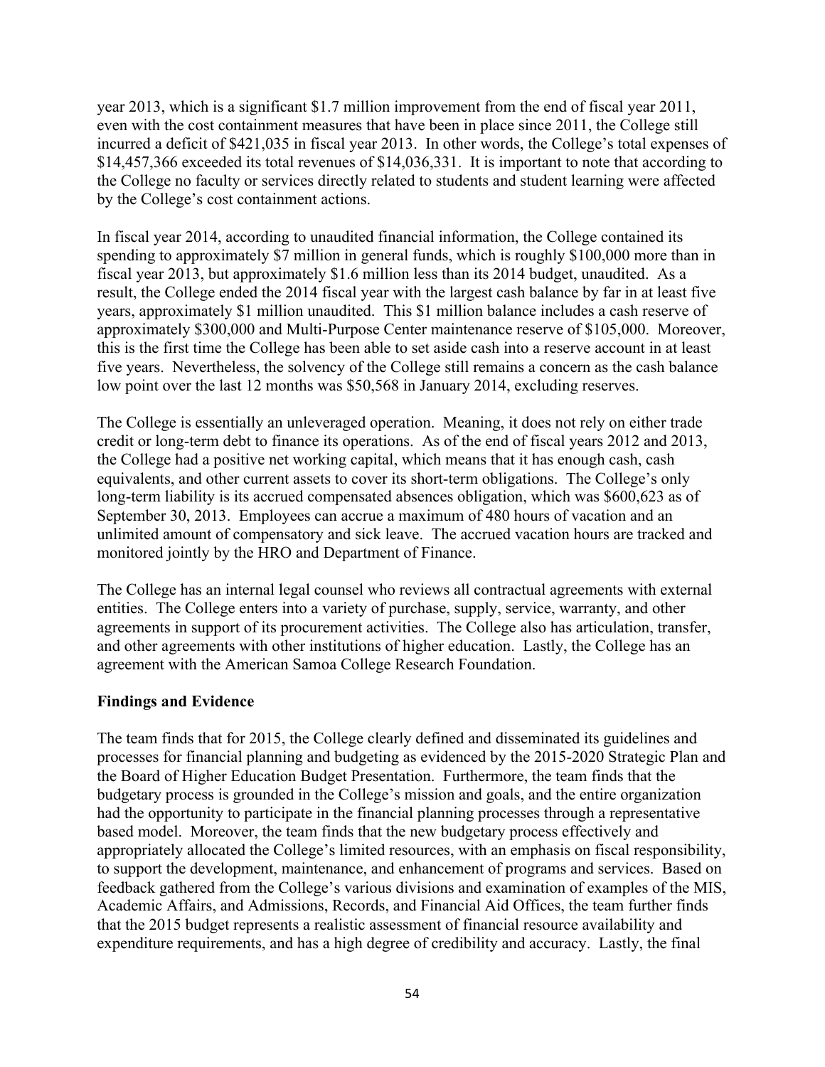year 2013, which is a significant $1.7 million improvement from the end of fiscal year 2011, even with the cost containment measures that have been in place since 2011, the College still incurred a deficit of $421,035 in fiscal year 2013. In other words, the College's total expenses of $14,457,366 exceeded its total revenues of $14,036,331. It is important to note that according to the College no faculty or services directly related to students and student learning were affected by the College's cost containment actions.

In fiscal year 2014, according to unaudited financial information, the College contained its spending to approximately $7 million in general funds, which is roughly $100,000 more than in fiscal year 2013, but approximately $1.6 million less than its 2014 budget, unaudited. As a result, the College ended the 2014 fiscal year with the largest cash balance by far in at least five years, approximately $1 million unaudited. This $1 million balance includes a cash reserve of approximately $300,000 and Multi-Purpose Center maintenance reserve of $105,000. Moreover, this is the first time the College has been able to set aside cash into a reserve account in at least five years. Nevertheless, the solvency of the College still remains a concern as the cash balance low point over the last 12 months was $50,568 in January 2014, excluding reserves.

The College is essentially an unleveraged operation. Meaning, it does not rely on either trade credit or long-term debt to finance its operations. As of the end of fiscal years 2012 and 2013, the College had a positive net working capital, which means that it has enough cash, cash equivalents, and other current assets to cover its short-term obligations. The College's only long-term liability is its accrued compensated absences obligation, which was $600,623 as of September 30, 2013. Employees can accrue a maximum of 480 hours of vacation and an unlimited amount of compensatory and sick leave. The accrued vacation hours are tracked and monitored jointly by the HRO and Department of Finance.

The College has an internal legal counsel who reviews all contractual agreements with external entities. The College enters into a variety of purchase, supply, service, warranty, and other agreements in support of its procurement activities. The College also has articulation, transfer, and other agreements with other institutions of higher education. Lastly, the College has an agreement with the American Samoa College Research Foundation.

**Findings and Evidence**

The team finds that for 2015, the College clearly defined and disseminated its guidelines and processes for financial planning and budgeting as evidenced by the 2015-2020 Strategic Plan and the Board of Higher Education Budget Presentation. Furthermore, the team finds that the budgetary process is grounded in the College's mission and goals, and the entire organization had the opportunity to participate in the financial planning processes through a representative based model. Moreover, the team finds that the new budgetary process effectively and appropriately allocated the College's limited resources, with an emphasis on fiscal responsibility, to support the development, maintenance, and enhancement of programs and services. Based on feedback gathered from the College's various divisions and examination of examples of the MIS, Academic Affairs, and Admissions, Records, and Financial Aid Offices, the team further finds that the 2015 budget represents a realistic assessment of financial resource availability and expenditure requirements, and has a high degree of credibility and accuracy. Lastly, the final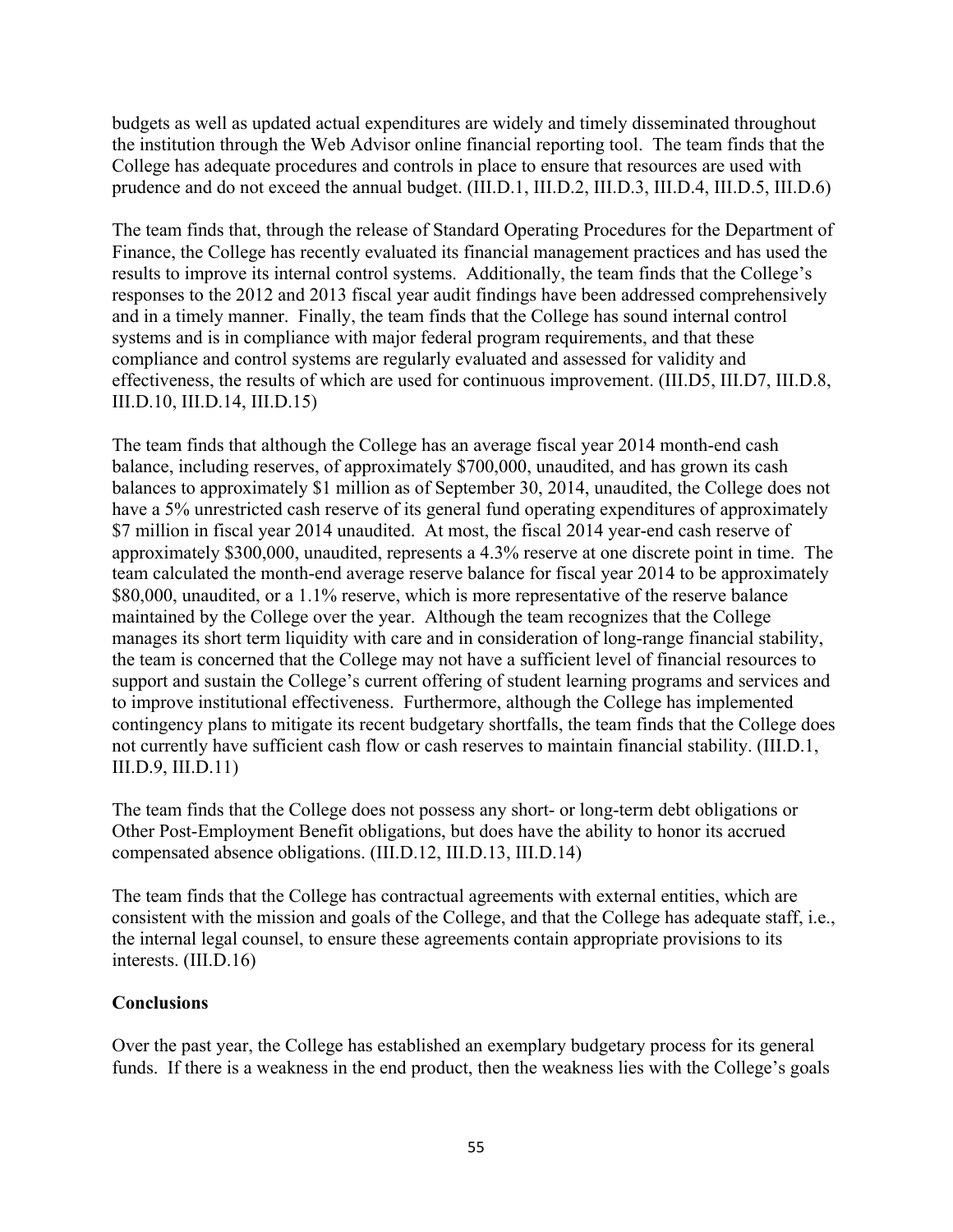budgets as well as updated actual expenditures are widely and timely disseminated throughout the institution through the Web Advisor online financial reporting tool. The team finds that the College has adequate procedures and controls in place to ensure that resources are used with prudence and do not exceed the annual budget. (III.D.1, III.D.2, III.D.3, III.D.4, III.D.5, III.D.6)

The team finds that, through the release of Standard Operating Procedures for the Department of Finance, the College has recently evaluated its financial management practices and has used the results to improve its internal control systems. Additionally, the team finds that the College's responses to the 2012 and 2013 fiscal year audit findings have been addressed comprehensively and in a timely manner. Finally, the team finds that the College has sound internal control systems and is in compliance with major federal program requirements, and that these compliance and control systems are regularly evaluated and assessed for validity and effectiveness, the results of which are used for continuous improvement. (III.D5, III.D7, III.D.8, III.D.10, III.D.14, III.D.15)

The team finds that although the College has an average fiscal year 2014 month-end cash balance, including reserves, of approximately $700,000, unaudited, and has grown its cash balances to approximately $1 million as of September 30, 2014, unaudited, the College does not have a 5% unrestricted cash reserve of its general fund operating expenditures of approximately $7 million in fiscal year 2014 unaudited. At most, the fiscal 2014 year-end cash reserve of approximately $300,000, unaudited, represents a 4.3% reserve at one discrete point in time. The team calculated the month-end average reserve balance for fiscal year 2014 to be approximately $80,000, unaudited, or a 1.1% reserve, which is more representative of the reserve balance maintained by the College over the year. Although the team recognizes that the College manages its short term liquidity with care and in consideration of long-range financial stability, the team is concerned that the College may not have a sufficient level of financial resources to support and sustain the College's current offering of student learning programs and services and to improve institutional effectiveness. Furthermore, although the College has implemented contingency plans to mitigate its recent budgetary shortfalls, the team finds that the College does not currently have sufficient cash flow or cash reserves to maintain financial stability. (III.D.1, III.D.9, III.D.11)

The team finds that the College does not possess any short- or long-term debt obligations or Other Post-Employment Benefit obligations, but does have the ability to honor its accrued compensated absence obligations. (III.D.12, III.D.13, III.D.14)

The team finds that the College has contractual agreements with external entities, which are consistent with the mission and goals of the College, and that the College has adequate staff, i.e., the internal legal counsel, to ensure these agreements contain appropriate provisions to its interests. (III.D.16)

**Conclusions**

Over the past year, the College has established an exemplary budgetary process for its general funds. If there is a weakness in the end product, then the weakness lies with the College's goals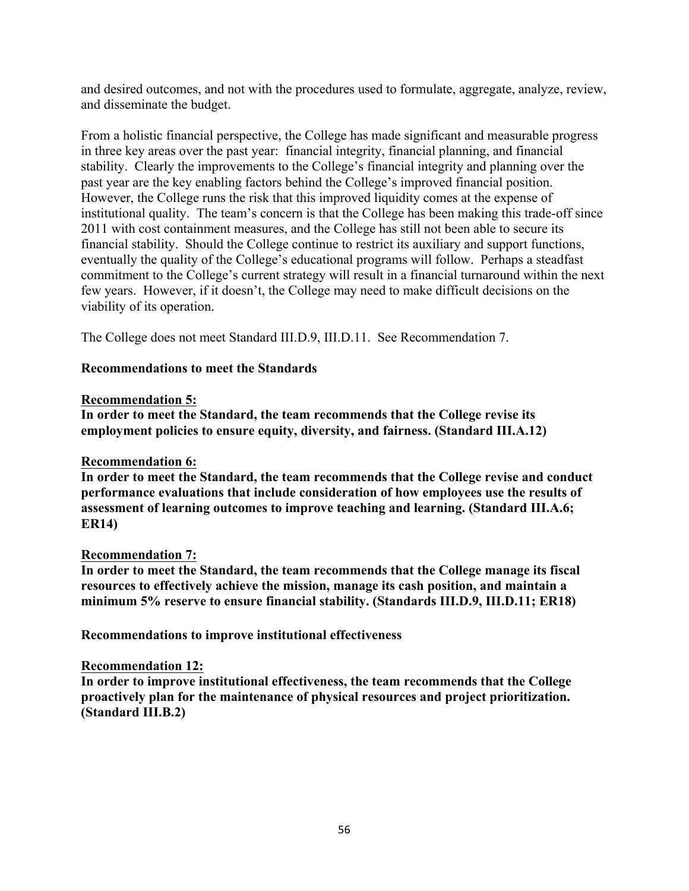and desired outcomes, and not with the procedures used to formulate, aggregate, analyze, review, and disseminate the budget.

From a holistic financial perspective, the College has made significant and measurable progress in three key areas over the past year: financial integrity, financial planning, and financial stability. Clearly the improvements to the College's financial integrity and planning over the past year are the key enabling factors behind the College's improved financial position. However, the College runs the risk that this improved liquidity comes at the expense of institutional quality. The team's concern is that the College has been making this trade-off since 2011 with cost containment measures, and the College has still not been able to secure its financial stability. Should the College continue to restrict its auxiliary and support functions, eventually the quality of the College's educational programs will follow. Perhaps a steadfast commitment to the College's current strategy will result in a financial turnaround within the next few years. However, if it doesn't, the College may need to make difficult decisions on the viability of its operation.

The College does not meet Standard III.D.9, III.D.11. See Recommendation 7.

**Recommendations to meet the Standards**

**Recommendation 5:**
**In order to meet the Standard, the team recommends that the College revise its employment policies to ensure equity, diversity, and fairness. (Standard III.A.12)**

**Recommendation 6:**
**In order to meet the Standard, the team recommends that the College revise and conduct performance evaluations that include consideration of how employees use the results of assessment of learning outcomes to improve teaching and learning. (Standard III.A.6; ER14)**

**Recommendation 7:**
**In order to meet the Standard, the team recommends that the College manage its fiscal resources to effectively achieve the mission, manage its cash position, and maintain a minimum 5% reserve to ensure financial stability. (Standards III.D.9, III.D.11; ER18)**

**Recommendations to improve institutional effectiveness**

**Recommendation 12:**
**In order to improve institutional effectiveness, the team recommends that the College proactively plan for the maintenance of physical resources and project prioritization. (Standard III.B.2)**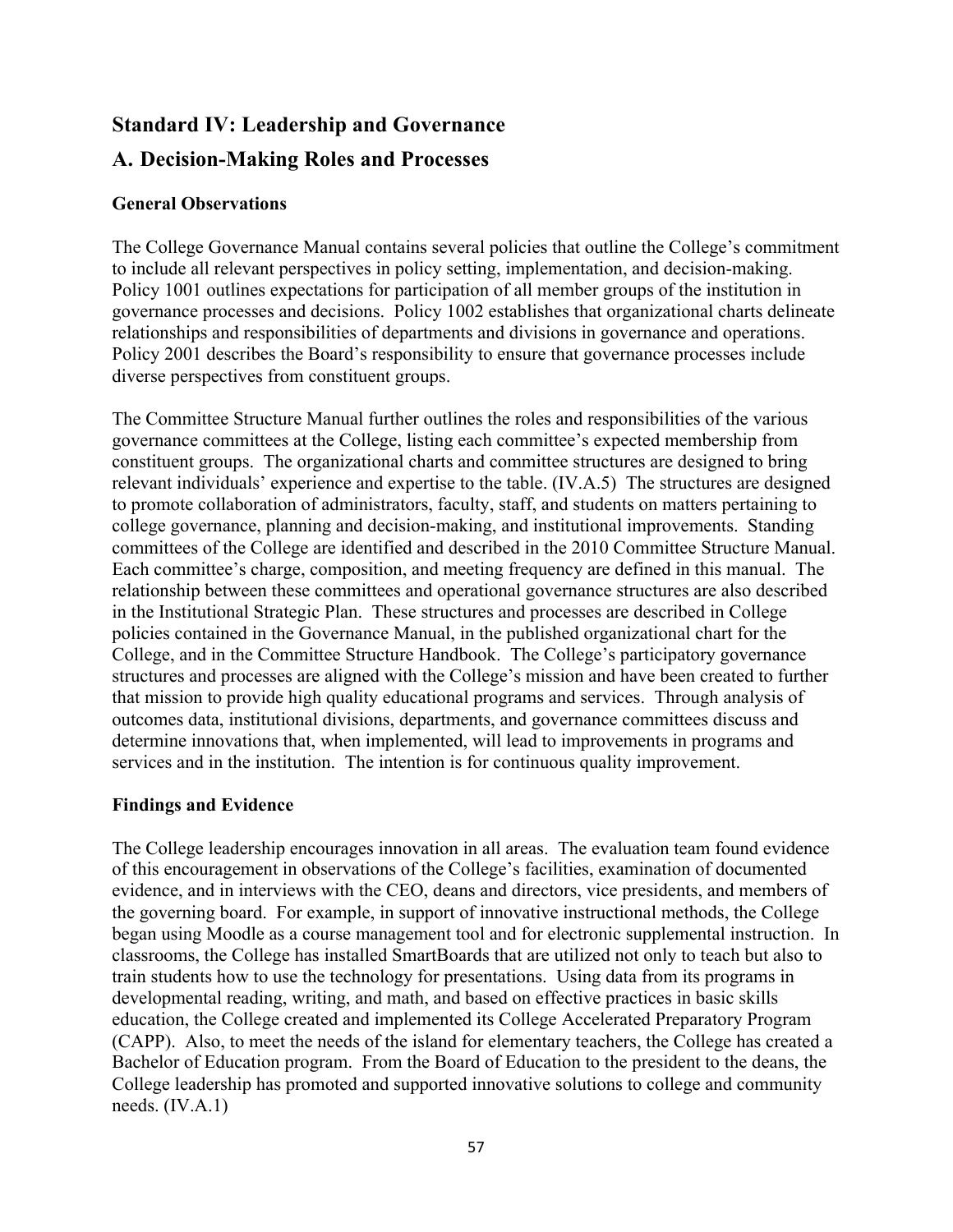## Standard IV: Leadership and Governance

## A. Decision-Making Roles and Processes

### General Observations

The College Governance Manual contains several policies that outline the College's commitment to include all relevant perspectives in policy setting, implementation, and decision-making. Policy 1001 outlines expectations for participation of all member groups of the institution in governance processes and decisions. Policy 1002 establishes that organizational charts delineate relationships and responsibilities of departments and divisions in governance and operations. Policy 2001 describes the Board's responsibility to ensure that governance processes include diverse perspectives from constituent groups.

The Committee Structure Manual further outlines the roles and responsibilities of the various governance committees at the College, listing each committee's expected membership from constituent groups. The organizational charts and committee structures are designed to bring relevant individuals' experience and expertise to the table. (IV.A.5) The structures are designed to promote collaboration of administrators, faculty, staff, and students on matters pertaining to college governance, planning and decision-making, and institutional improvements. Standing committees of the College are identified and described in the 2010 Committee Structure Manual. Each committee's charge, composition, and meeting frequency are defined in this manual. The relationship between these committees and operational governance structures are also described in the Institutional Strategic Plan. These structures and processes are described in College policies contained in the Governance Manual, in the published organizational chart for the College, and in the Committee Structure Handbook. The College's participatory governance structures and processes are aligned with the College's mission and have been created to further that mission to provide high quality educational programs and services. Through analysis of outcomes data, institutional divisions, departments, and governance committees discuss and determine innovations that, when implemented, will lead to improvements in programs and services and in the institution. The intention is for continuous quality improvement.

### Findings and Evidence

The College leadership encourages innovation in all areas. The evaluation team found evidence of this encouragement in observations of the College's facilities, examination of documented evidence, and in interviews with the CEO, deans and directors, vice presidents, and members of the governing board. For example, in support of innovative instructional methods, the College began using Moodle as a course management tool and for electronic supplemental instruction. In classrooms, the College has installed SmartBoards that are utilized not only to teach but also to train students how to use the technology for presentations. Using data from its programs in developmental reading, writing, and math, and based on effective practices in basic skills education, the College created and implemented its College Accelerated Preparatory Program (CAPP). Also, to meet the needs of the island for elementary teachers, the College has created a Bachelor of Education program. From the Board of Education to the president to the deans, the College leadership has promoted and supported innovative solutions to college and community needs. (IV.A.1)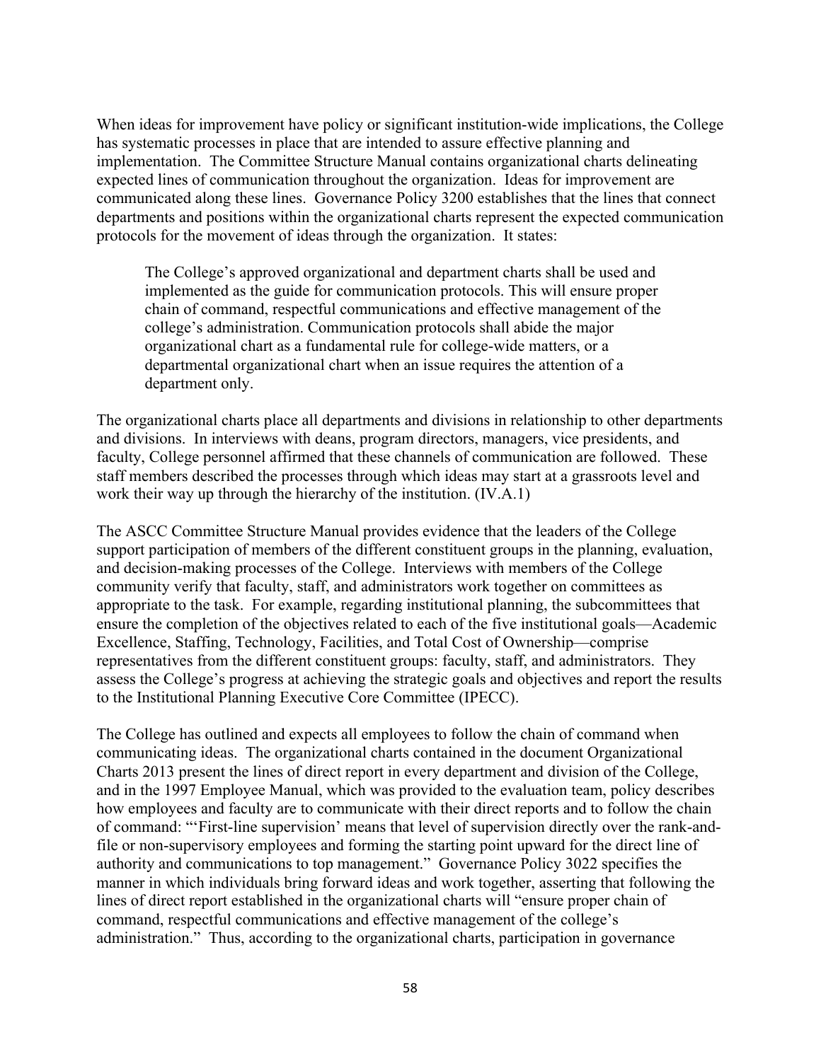When ideas for improvement have policy or significant institution-wide implications, the College has systematic processes in place that are intended to assure effective planning and implementation. The Committee Structure Manual contains organizational charts delineating expected lines of communication throughout the organization. Ideas for improvement are communicated along these lines. Governance Policy 3200 establishes that the lines that connect departments and positions within the organizational charts represent the expected communication protocols for the movement of ideas through the organization. It states:

> The College's approved organizational and department charts shall be used and implemented as the guide for communication protocols. This will ensure proper chain of command, respectful communications and effective management of the college's administration. Communication protocols shall abide the major organizational chart as a fundamental rule for college-wide matters, or a departmental organizational chart when an issue requires the attention of a department only.

The organizational charts place all departments and divisions in relationship to other departments and divisions. In interviews with deans, program directors, managers, vice presidents, and faculty, College personnel affirmed that these channels of communication are followed. These staff members described the processes through which ideas may start at a grassroots level and work their way up through the hierarchy of the institution. (IV.A.1)

The ASCC Committee Structure Manual provides evidence that the leaders of the College support participation of members of the different constituent groups in the planning, evaluation, and decision-making processes of the College. Interviews with members of the College community verify that faculty, staff, and administrators work together on committees as appropriate to the task. For example, regarding institutional planning, the subcommittees that ensure the completion of the objectives related to each of the five institutional goals—Academic Excellence, Staffing, Technology, Facilities, and Total Cost of Ownership—comprise representatives from the different constituent groups: faculty, staff, and administrators. They assess the College's progress at achieving the strategic goals and objectives and report the results to the Institutional Planning Executive Core Committee (IPECC).

The College has outlined and expects all employees to follow the chain of command when communicating ideas. The organizational charts contained in the document Organizational Charts 2013 present the lines of direct report in every department and division of the College, and in the 1997 Employee Manual, which was provided to the evaluation team, policy describes how employees and faculty are to communicate with their direct reports and to follow the chain of command: "'First-line supervision' means that level of supervision directly over the rank-and-file or non-supervisory employees and forming the starting point upward for the direct line of authority and communications to top management." Governance Policy 3022 specifies the manner in which individuals bring forward ideas and work together, asserting that following the lines of direct report established in the organizational charts will "ensure proper chain of command, respectful communications and effective management of the college's administration." Thus, according to the organizational charts, participation in governance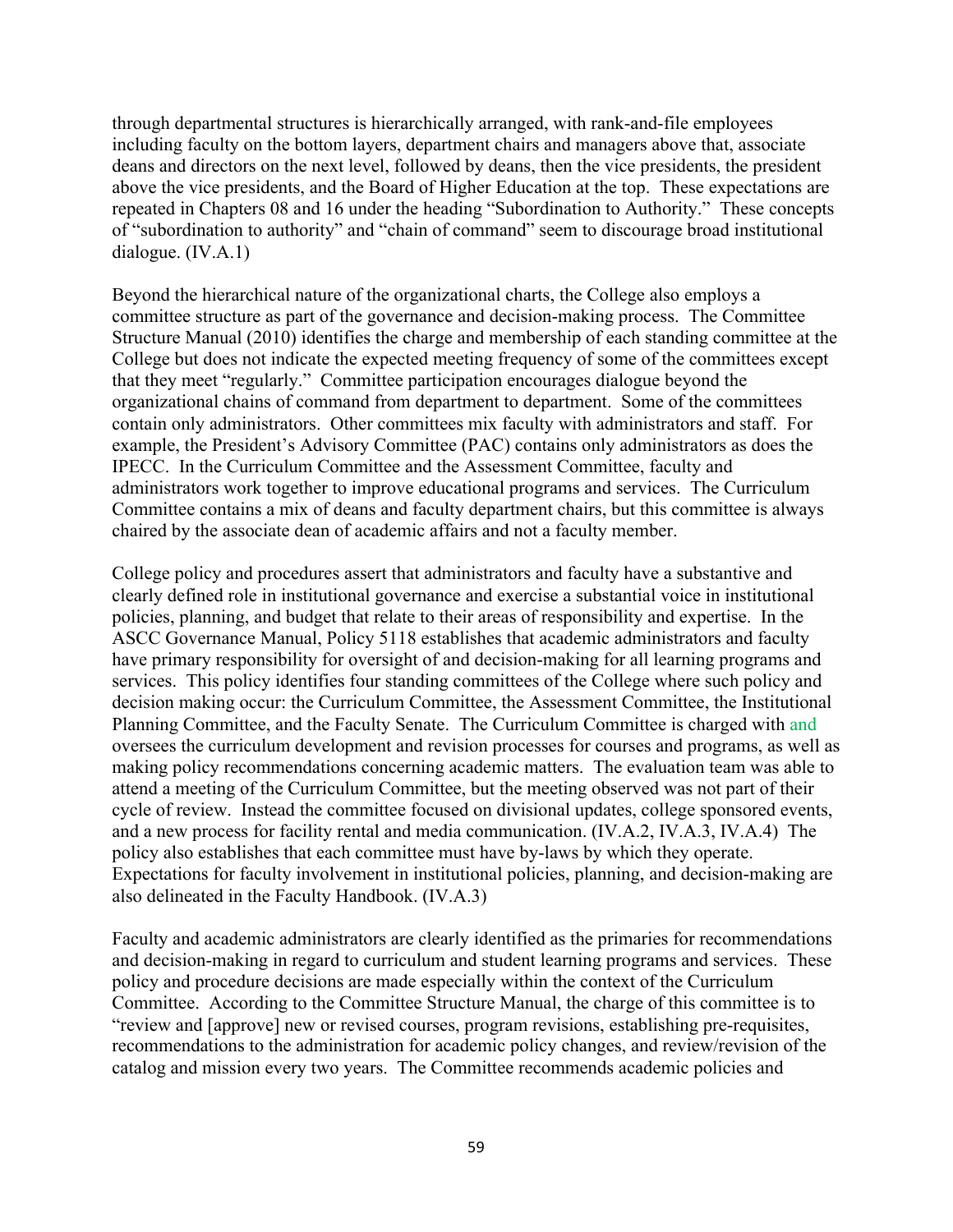through departmental structures is hierarchically arranged, with rank-and-file employees including faculty on the bottom layers, department chairs and managers above that, associate deans and directors on the next level, followed by deans, then the vice presidents, the president above the vice presidents, and the Board of Higher Education at the top. These expectations are repeated in Chapters 08 and 16 under the heading "Subordination to Authority." These concepts of "subordination to authority" and "chain of command" seem to discourage broad institutional dialogue. (IV.A.1)

Beyond the hierarchical nature of the organizational charts, the College also employs a committee structure as part of the governance and decision-making process. The Committee Structure Manual (2010) identifies the charge and membership of each standing committee at the College but does not indicate the expected meeting frequency of some of the committees except that they meet "regularly." Committee participation encourages dialogue beyond the organizational chains of command from department to department. Some of the committees contain only administrators. Other committees mix faculty with administrators and staff. For example, the President's Advisory Committee (PAC) contains only administrators as does the IPECC. In the Curriculum Committee and the Assessment Committee, faculty and administrators work together to improve educational programs and services. The Curriculum Committee contains a mix of deans and faculty department chairs, but this committee is always chaired by the associate dean of academic affairs and not a faculty member.

College policy and procedures assert that administrators and faculty have a substantive and clearly defined role in institutional governance and exercise a substantial voice in institutional policies, planning, and budget that relate to their areas of responsibility and expertise. In the ASCC Governance Manual, Policy 5118 establishes that academic administrators and faculty have primary responsibility for oversight of and decision-making for all learning programs and services. This policy identifies four standing committees of the College where such policy and decision making occur: the Curriculum Committee, the Assessment Committee, the Institutional Planning Committee, and the Faculty Senate. The Curriculum Committee is charged with and oversees the curriculum development and revision processes for courses and programs, as well as making policy recommendations concerning academic matters. The evaluation team was able to attend a meeting of the Curriculum Committee, but the meeting observed was not part of their cycle of review. Instead the committee focused on divisional updates, college sponsored events, and a new process for facility rental and media communication. (IV.A.2, IV.A.3, IV.A.4) The policy also establishes that each committee must have by-laws by which they operate. Expectations for faculty involvement in institutional policies, planning, and decision-making are also delineated in the Faculty Handbook. (IV.A.3)

Faculty and academic administrators are clearly identified as the primaries for recommendations and decision-making in regard to curriculum and student learning programs and services. These policy and procedure decisions are made especially within the context of the Curriculum Committee. According to the Committee Structure Manual, the charge of this committee is to "review and [approve] new or revised courses, program revisions, establishing pre-requisites, recommendations to the administration for academic policy changes, and review/revision of the catalog and mission every two years. The Committee recommends academic policies and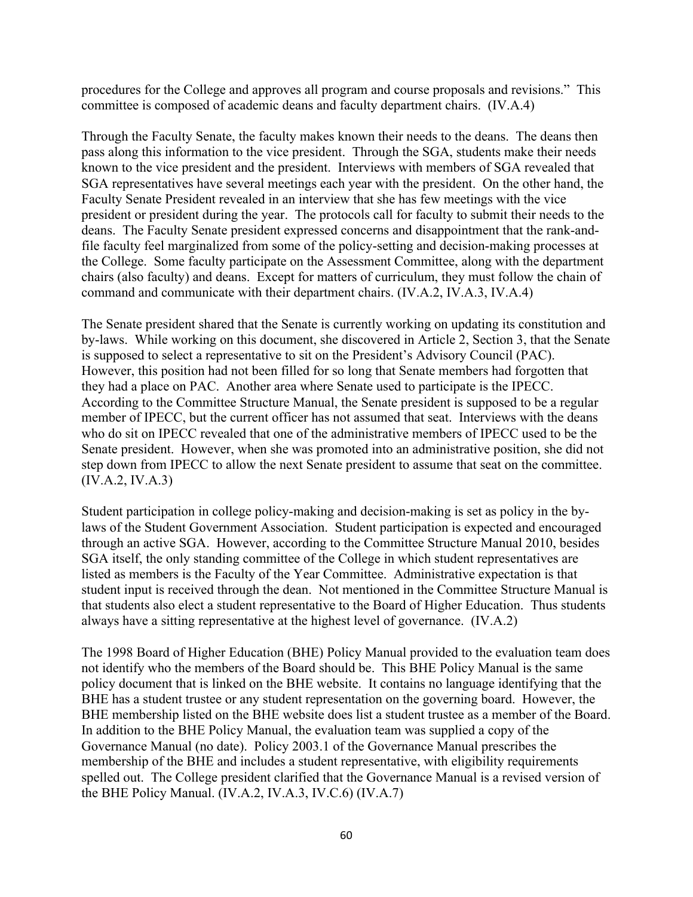procedures for the College and approves all program and course proposals and revisions." This committee is composed of academic deans and faculty department chairs. (IV.A.4)

Through the Faculty Senate, the faculty makes known their needs to the deans. The deans then pass along this information to the vice president. Through the SGA, students make their needs known to the vice president and the president. Interviews with members of SGA revealed that SGA representatives have several meetings each year with the president. On the other hand, the Faculty Senate President revealed in an interview that she has few meetings with the vice president or president during the year. The protocols call for faculty to submit their needs to the deans. The Faculty Senate president expressed concerns and disappointment that the rank-and-file faculty feel marginalized from some of the policy-setting and decision-making processes at the College. Some faculty participate on the Assessment Committee, along with the department chairs (also faculty) and deans. Except for matters of curriculum, they must follow the chain of command and communicate with their department chairs. (IV.A.2, IV.A.3, IV.A.4)

The Senate president shared that the Senate is currently working on updating its constitution and by-laws. While working on this document, she discovered in Article 2, Section 3, that the Senate is supposed to select a representative to sit on the President's Advisory Council (PAC). However, this position had not been filled for so long that Senate members had forgotten that they had a place on PAC. Another area where Senate used to participate is the IPECC. According to the Committee Structure Manual, the Senate president is supposed to be a regular member of IPECC, but the current officer has not assumed that seat. Interviews with the deans who do sit on IPECC revealed that one of the administrative members of IPECC used to be the Senate president. However, when she was promoted into an administrative position, she did not step down from IPECC to allow the next Senate president to assume that seat on the committee. (IV.A.2, IV.A.3)

Student participation in college policy-making and decision-making is set as policy in the by-laws of the Student Government Association. Student participation is expected and encouraged through an active SGA. However, according to the Committee Structure Manual 2010, besides SGA itself, the only standing committee of the College in which student representatives are listed as members is the Faculty of the Year Committee. Administrative expectation is that student input is received through the dean. Not mentioned in the Committee Structure Manual is that students also elect a student representative to the Board of Higher Education. Thus students always have a sitting representative at the highest level of governance. (IV.A.2)

The 1998 Board of Higher Education (BHE) Policy Manual provided to the evaluation team does not identify who the members of the Board should be. This BHE Policy Manual is the same policy document that is linked on the BHE website. It contains no language identifying that the BHE has a student trustee or any student representation on the governing board. However, the BHE membership listed on the BHE website does list a student trustee as a member of the Board. In addition to the BHE Policy Manual, the evaluation team was supplied a copy of the Governance Manual (no date). Policy 2003.1 of the Governance Manual prescribes the membership of the BHE and includes a student representative, with eligibility requirements spelled out. The College president clarified that the Governance Manual is a revised version of the BHE Policy Manual. (IV.A.2, IV.A.3, IV.C.6) (IV.A.7)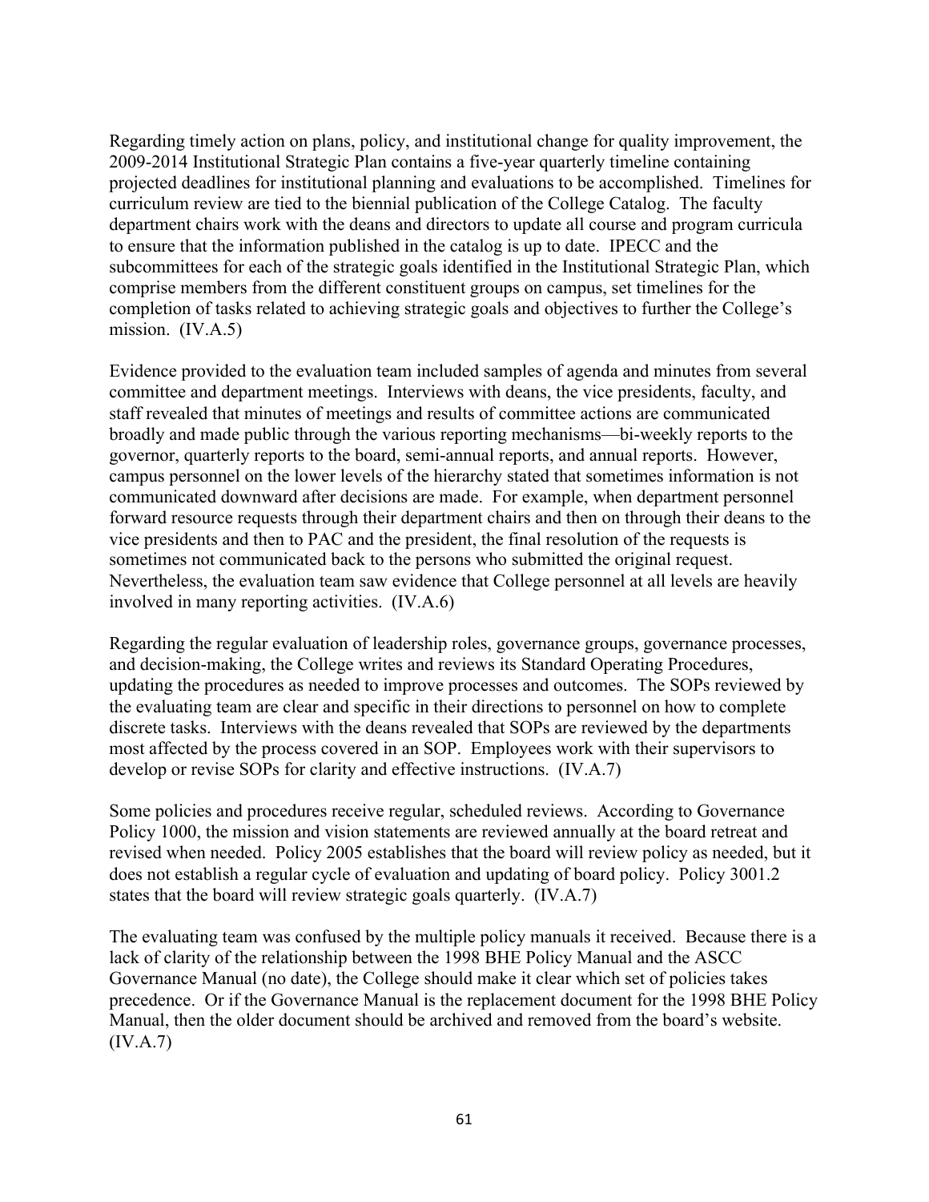Regarding timely action on plans, policy, and institutional change for quality improvement, the 2009-2014 Institutional Strategic Plan contains a five-year quarterly timeline containing projected deadlines for institutional planning and evaluations to be accomplished. Timelines for curriculum review are tied to the biennial publication of the College Catalog. The faculty department chairs work with the deans and directors to update all course and program curricula to ensure that the information published in the catalog is up to date. IPECC and the subcommittees for each of the strategic goals identified in the Institutional Strategic Plan, which comprise members from the different constituent groups on campus, set timelines for the completion of tasks related to achieving strategic goals and objectives to further the College's mission. (IV.A.5)

Evidence provided to the evaluation team included samples of agenda and minutes from several committee and department meetings. Interviews with deans, the vice presidents, faculty, and staff revealed that minutes of meetings and results of committee actions are communicated broadly and made public through the various reporting mechanisms—bi-weekly reports to the governor, quarterly reports to the board, semi-annual reports, and annual reports. However, campus personnel on the lower levels of the hierarchy stated that sometimes information is not communicated downward after decisions are made. For example, when department personnel forward resource requests through their department chairs and then on through their deans to the vice presidents and then to PAC and the president, the final resolution of the requests is sometimes not communicated back to the persons who submitted the original request. Nevertheless, the evaluation team saw evidence that College personnel at all levels are heavily involved in many reporting activities. (IV.A.6)

Regarding the regular evaluation of leadership roles, governance groups, governance processes, and decision-making, the College writes and reviews its Standard Operating Procedures, updating the procedures as needed to improve processes and outcomes. The SOPs reviewed by the evaluating team are clear and specific in their directions to personnel on how to complete discrete tasks. Interviews with the deans revealed that SOPs are reviewed by the departments most affected by the process covered in an SOP. Employees work with their supervisors to develop or revise SOPs for clarity and effective instructions. (IV.A.7)

Some policies and procedures receive regular, scheduled reviews. According to Governance Policy 1000, the mission and vision statements are reviewed annually at the board retreat and revised when needed. Policy 2005 establishes that the board will review policy as needed, but it does not establish a regular cycle of evaluation and updating of board policy. Policy 3001.2 states that the board will review strategic goals quarterly. (IV.A.7)

The evaluating team was confused by the multiple policy manuals it received. Because there is a lack of clarity of the relationship between the 1998 BHE Policy Manual and the ASCC Governance Manual (no date), the College should make it clear which set of policies takes precedence. Or if the Governance Manual is the replacement document for the 1998 BHE Policy Manual, then the older document should be archived and removed from the board's website. (IV.A.7)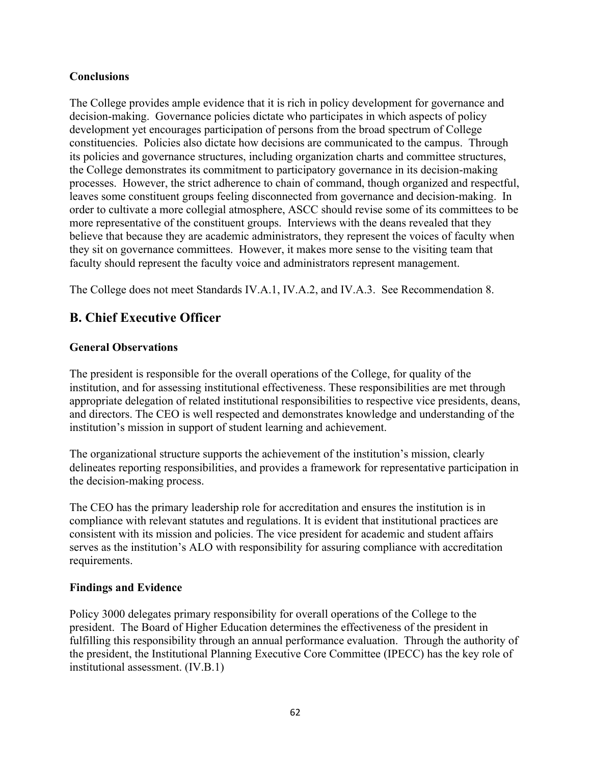**Conclusions**

The College provides ample evidence that it is rich in policy development for governance and decision-making. Governance policies dictate who participates in which aspects of policy development yet encourages participation of persons from the broad spectrum of College constituencies. Policies also dictate how decisions are communicated to the campus. Through its policies and governance structures, including organization charts and committee structures, the College demonstrates its commitment to participatory governance in its decision-making processes. However, the strict adherence to chain of command, though organized and respectful, leaves some constituent groups feeling disconnected from governance and decision-making. In order to cultivate a more collegial atmosphere, ASCC should revise some of its committees to be more representative of the constituent groups. Interviews with the deans revealed that they believe that because they are academic administrators, they represent the voices of faculty when they sit on governance committees. However, it makes more sense to the visiting team that faculty should represent the faculty voice and administrators represent management.

The College does not meet Standards IV.A.1, IV.A.2, and IV.A.3. See Recommendation 8.

## B. Chief Executive Officer

**General Observations**

The president is responsible for the overall operations of the College, for quality of the institution, and for assessing institutional effectiveness. These responsibilities are met through appropriate delegation of related institutional responsibilities to respective vice presidents, deans, and directors. The CEO is well respected and demonstrates knowledge and understanding of the institution's mission in support of student learning and achievement.

The organizational structure supports the achievement of the institution's mission, clearly delineates reporting responsibilities, and provides a framework for representative participation in the decision-making process.

The CEO has the primary leadership role for accreditation and ensures the institution is in compliance with relevant statutes and regulations. It is evident that institutional practices are consistent with its mission and policies. The vice president for academic and student affairs serves as the institution's ALO with responsibility for assuring compliance with accreditation requirements.

**Findings and Evidence**

Policy 3000 delegates primary responsibility for overall operations of the College to the president. The Board of Higher Education determines the effectiveness of the president in fulfilling this responsibility through an annual performance evaluation. Through the authority of the president, the Institutional Planning Executive Core Committee (IPECC) has the key role of institutional assessment. (IV.B.1)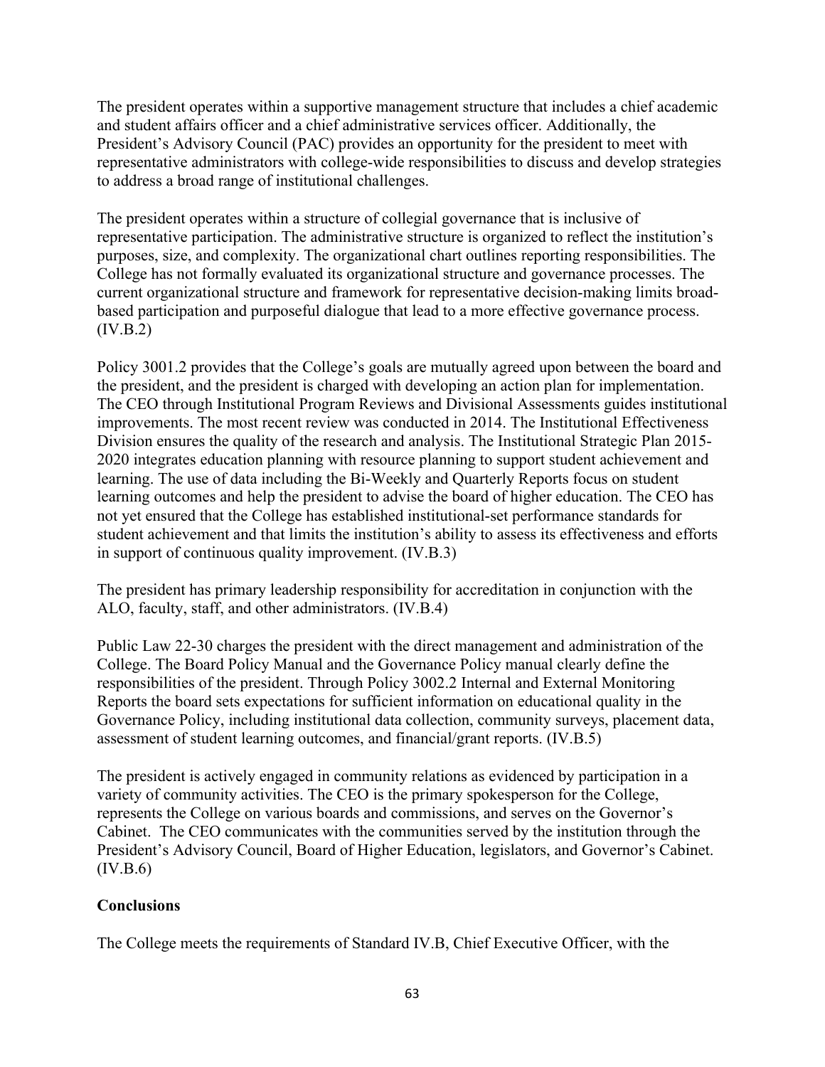The president operates within a supportive management structure that includes a chief academic and student affairs officer and a chief administrative services officer. Additionally, the President's Advisory Council (PAC) provides an opportunity for the president to meet with representative administrators with college-wide responsibilities to discuss and develop strategies to address a broad range of institutional challenges.

The president operates within a structure of collegial governance that is inclusive of representative participation. The administrative structure is organized to reflect the institution's purposes, size, and complexity. The organizational chart outlines reporting responsibilities. The College has not formally evaluated its organizational structure and governance processes. The current organizational structure and framework for representative decision-making limits broad-based participation and purposeful dialogue that lead to a more effective governance process. (IV.B.2)

Policy 3001.2 provides that the College's goals are mutually agreed upon between the board and the president, and the president is charged with developing an action plan for implementation. The CEO through Institutional Program Reviews and Divisional Assessments guides institutional improvements. The most recent review was conducted in 2014. The Institutional Effectiveness Division ensures the quality of the research and analysis. The Institutional Strategic Plan 2015-2020 integrates education planning with resource planning to support student achievement and learning. The use of data including the Bi-Weekly and Quarterly Reports focus on student learning outcomes and help the president to advise the board of higher education. The CEO has not yet ensured that the College has established institutional-set performance standards for student achievement and that limits the institution's ability to assess its effectiveness and efforts in support of continuous quality improvement. (IV.B.3)

The president has primary leadership responsibility for accreditation in conjunction with the ALO, faculty, staff, and other administrators. (IV.B.4)

Public Law 22-30 charges the president with the direct management and administration of the College. The Board Policy Manual and the Governance Policy manual clearly define the responsibilities of the president. Through Policy 3002.2 Internal and External Monitoring Reports the board sets expectations for sufficient information on educational quality in the Governance Policy, including institutional data collection, community surveys, placement data, assessment of student learning outcomes, and financial/grant reports. (IV.B.5)

The president is actively engaged in community relations as evidenced by participation in a variety of community activities. The CEO is the primary spokesperson for the College, represents the College on various boards and commissions, and serves on the Governor's Cabinet. The CEO communicates with the communities served by the institution through the President's Advisory Council, Board of Higher Education, legislators, and Governor's Cabinet. (IV.B.6)

**Conclusions**

The College meets the requirements of Standard IV.B, Chief Executive Officer, with the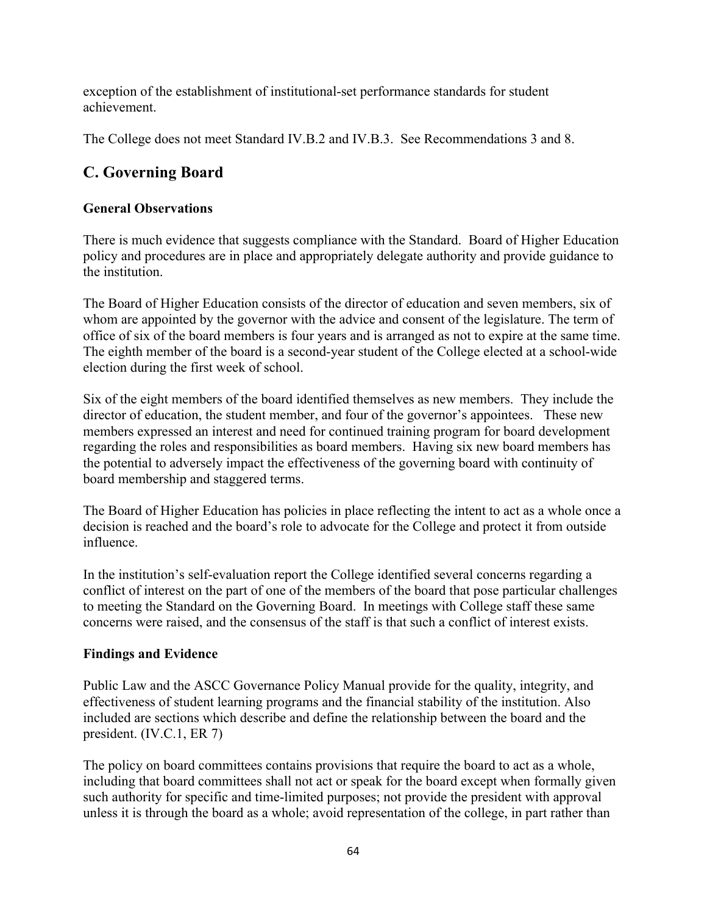exception of the establishment of institutional-set performance standards for student achievement.

The College does not meet Standard IV.B.2 and IV.B.3. See Recommendations 3 and 8.

## C. Governing Board

### General Observations

There is much evidence that suggests compliance with the Standard. Board of Higher Education policy and procedures are in place and appropriately delegate authority and provide guidance to the institution.

The Board of Higher Education consists of the director of education and seven members, six of whom are appointed by the governor with the advice and consent of the legislature. The term of office of six of the board members is four years and is arranged as not to expire at the same time. The eighth member of the board is a second-year student of the College elected at a school-wide election during the first week of school.

Six of the eight members of the board identified themselves as new members. They include the director of education, the student member, and four of the governor's appointees. These new members expressed an interest and need for continued training program for board development regarding the roles and responsibilities as board members. Having six new board members has the potential to adversely impact the effectiveness of the governing board with continuity of board membership and staggered terms.

The Board of Higher Education has policies in place reflecting the intent to act as a whole once a decision is reached and the board's role to advocate for the College and protect it from outside influence.

In the institution's self-evaluation report the College identified several concerns regarding a conflict of interest on the part of one of the members of the board that pose particular challenges to meeting the Standard on the Governing Board. In meetings with College staff these same concerns were raised, and the consensus of the staff is that such a conflict of interest exists.

### Findings and Evidence

Public Law and the ASCC Governance Policy Manual provide for the quality, integrity, and effectiveness of student learning programs and the financial stability of the institution. Also included are sections which describe and define the relationship between the board and the president. (IV.C.1, ER 7)

The policy on board committees contains provisions that require the board to act as a whole, including that board committees shall not act or speak for the board except when formally given such authority for specific and time-limited purposes; not provide the president with approval unless it is through the board as a whole; avoid representation of the college, in part rather than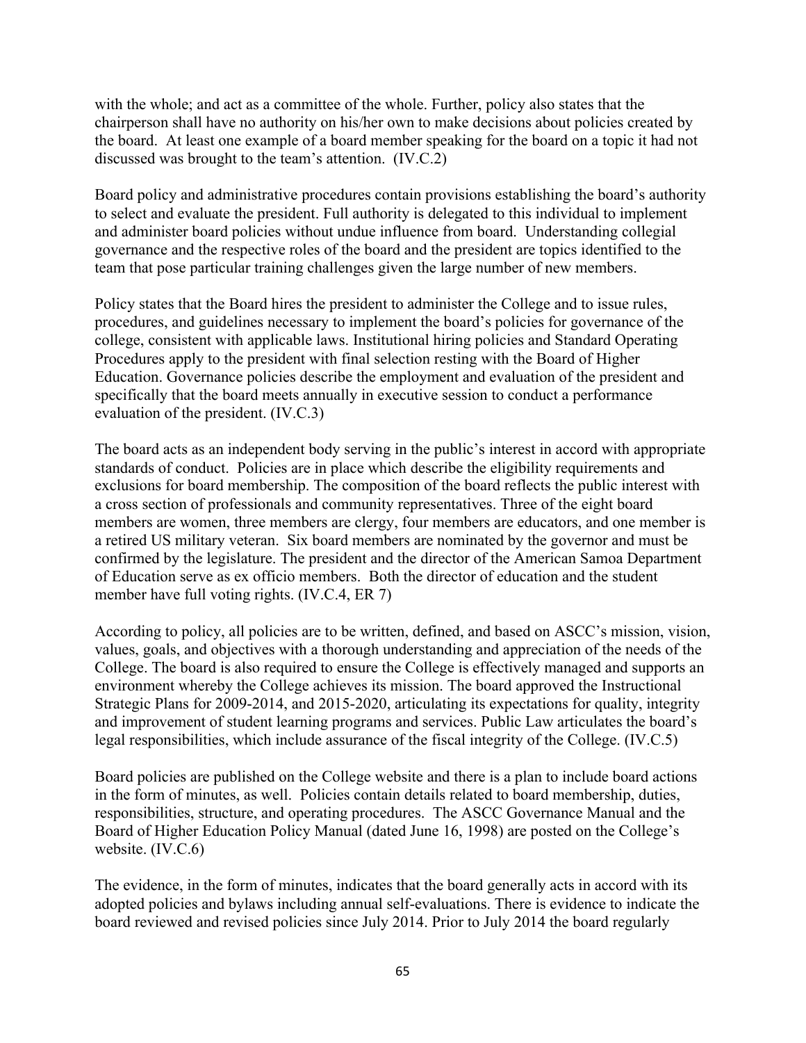with the whole; and act as a committee of the whole. Further, policy also states that the chairperson shall have no authority on his/her own to make decisions about policies created by the board. At least one example of a board member speaking for the board on a topic it had not discussed was brought to the team's attention. (IV.C.2)

Board policy and administrative procedures contain provisions establishing the board's authority to select and evaluate the president. Full authority is delegated to this individual to implement and administer board policies without undue influence from board. Understanding collegial governance and the respective roles of the board and the president are topics identified to the team that pose particular training challenges given the large number of new members.

Policy states that the Board hires the president to administer the College and to issue rules, procedures, and guidelines necessary to implement the board's policies for governance of the college, consistent with applicable laws. Institutional hiring policies and Standard Operating Procedures apply to the president with final selection resting with the Board of Higher Education. Governance policies describe the employment and evaluation of the president and specifically that the board meets annually in executive session to conduct a performance evaluation of the president. (IV.C.3)

The board acts as an independent body serving in the public's interest in accord with appropriate standards of conduct. Policies are in place which describe the eligibility requirements and exclusions for board membership. The composition of the board reflects the public interest with a cross section of professionals and community representatives. Three of the eight board members are women, three members are clergy, four members are educators, and one member is a retired US military veteran. Six board members are nominated by the governor and must be confirmed by the legislature. The president and the director of the American Samoa Department of Education serve as ex officio members. Both the director of education and the student member have full voting rights. (IV.C.4, ER 7)

According to policy, all policies are to be written, defined, and based on ASCC's mission, vision, values, goals, and objectives with a thorough understanding and appreciation of the needs of the College. The board is also required to ensure the College is effectively managed and supports an environment whereby the College achieves its mission. The board approved the Instructional Strategic Plans for 2009-2014, and 2015-2020, articulating its expectations for quality, integrity and improvement of student learning programs and services. Public Law articulates the board's legal responsibilities, which include assurance of the fiscal integrity of the College. (IV.C.5)

Board policies are published on the College website and there is a plan to include board actions in the form of minutes, as well. Policies contain details related to board membership, duties, responsibilities, structure, and operating procedures. The ASCC Governance Manual and the Board of Higher Education Policy Manual (dated June 16, 1998) are posted on the College's website. (IV.C.6)

The evidence, in the form of minutes, indicates that the board generally acts in accord with its adopted policies and bylaws including annual self-evaluations. There is evidence to indicate the board reviewed and revised policies since July 2014. Prior to July 2014 the board regularly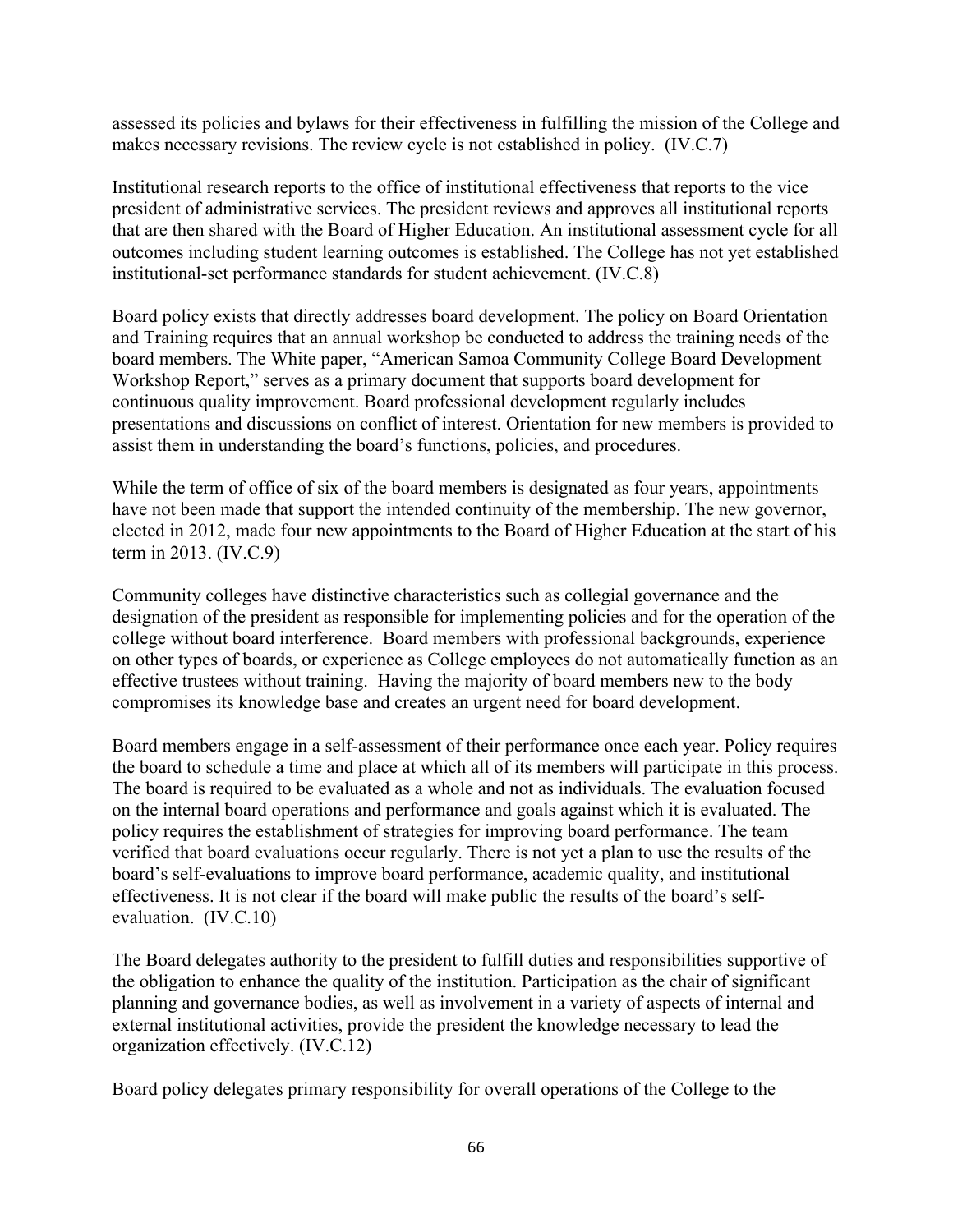assessed its policies and bylaws for their effectiveness in fulfilling the mission of the College and makes necessary revisions. The review cycle is not established in policy. (IV.C.7)

Institutional research reports to the office of institutional effectiveness that reports to the vice president of administrative services. The president reviews and approves all institutional reports that are then shared with the Board of Higher Education. An institutional assessment cycle for all outcomes including student learning outcomes is established. The College has not yet established institutional-set performance standards for student achievement. (IV.C.8)

Board policy exists that directly addresses board development. The policy on Board Orientation and Training requires that an annual workshop be conducted to address the training needs of the board members. The White paper, "American Samoa Community College Board Development Workshop Report," serves as a primary document that supports board development for continuous quality improvement. Board professional development regularly includes presentations and discussions on conflict of interest. Orientation for new members is provided to assist them in understanding the board's functions, policies, and procedures.

While the term of office of six of the board members is designated as four years, appointments have not been made that support the intended continuity of the membership. The new governor, elected in 2012, made four new appointments to the Board of Higher Education at the start of his term in 2013. (IV.C.9)

Community colleges have distinctive characteristics such as collegial governance and the designation of the president as responsible for implementing policies and for the operation of the college without board interference. Board members with professional backgrounds, experience on other types of boards, or experience as College employees do not automatically function as an effective trustees without training. Having the majority of board members new to the body compromises its knowledge base and creates an urgent need for board development.

Board members engage in a self-assessment of their performance once each year. Policy requires the board to schedule a time and place at which all of its members will participate in this process. The board is required to be evaluated as a whole and not as individuals. The evaluation focused on the internal board operations and performance and goals against which it is evaluated. The policy requires the establishment of strategies for improving board performance. The team verified that board evaluations occur regularly. There is not yet a plan to use the results of the board's self-evaluations to improve board performance, academic quality, and institutional effectiveness. It is not clear if the board will make public the results of the board's self-evaluation. (IV.C.10)

The Board delegates authority to the president to fulfill duties and responsibilities supportive of the obligation to enhance the quality of the institution. Participation as the chair of significant planning and governance bodies, as well as involvement in a variety of aspects of internal and external institutional activities, provide the president the knowledge necessary to lead the organization effectively. (IV.C.12)

Board policy delegates primary responsibility for overall operations of the College to the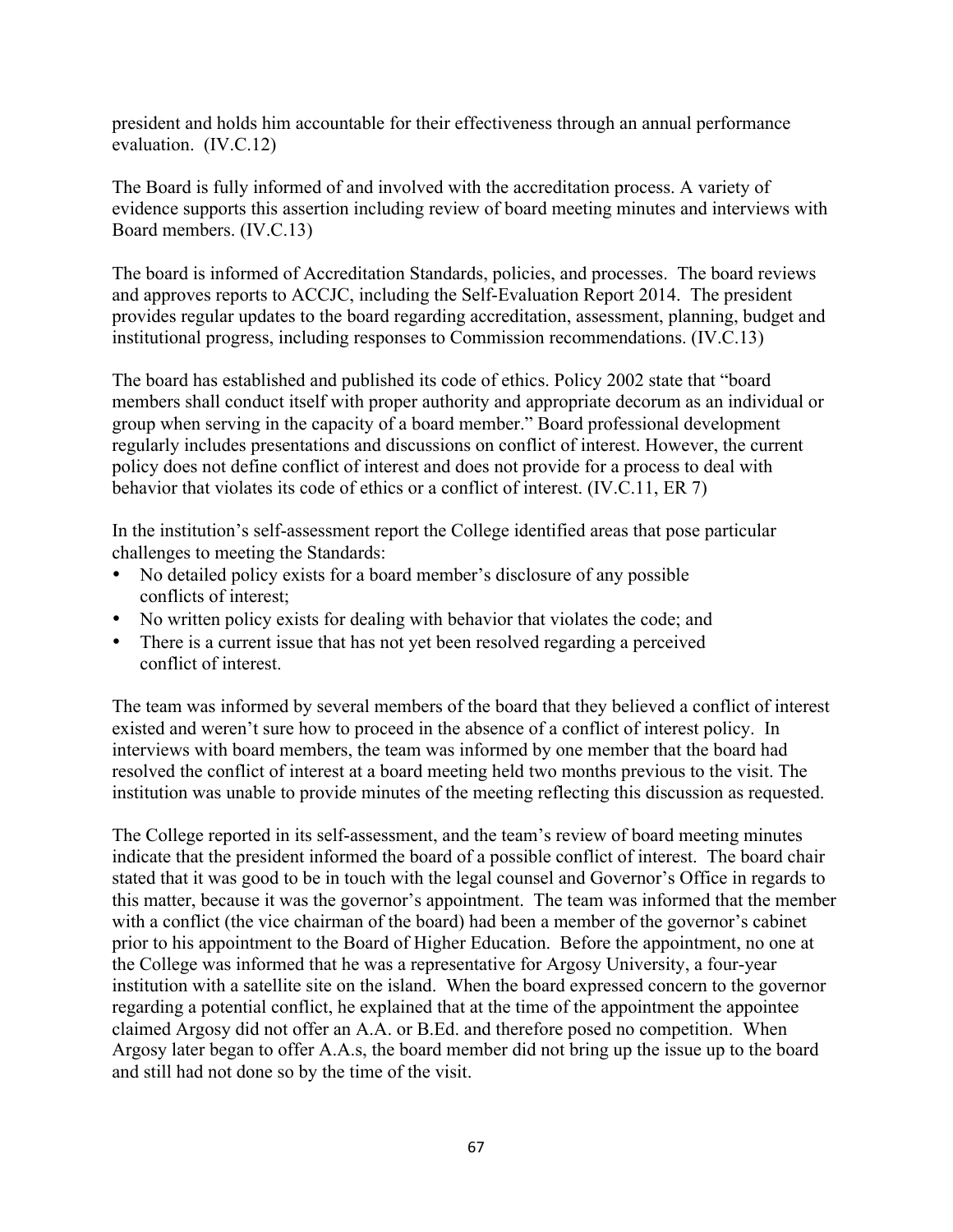president and holds him accountable for their effectiveness through an annual performance evaluation. (IV.C.12)

The Board is fully informed of and involved with the accreditation process. A variety of evidence supports this assertion including review of board meeting minutes and interviews with Board members. (IV.C.13)

The board is informed of Accreditation Standards, policies, and processes. The board reviews and approves reports to ACCJC, including the Self-Evaluation Report 2014. The president provides regular updates to the board regarding accreditation, assessment, planning, budget and institutional progress, including responses to Commission recommendations. (IV.C.13)

The board has established and published its code of ethics. Policy 2002 state that "board members shall conduct itself with proper authority and appropriate decorum as an individual or group when serving in the capacity of a board member." Board professional development regularly includes presentations and discussions on conflict of interest. However, the current policy does not define conflict of interest and does not provide for a process to deal with behavior that violates its code of ethics or a conflict of interest. (IV.C.11, ER 7)

In the institution's self-assessment report the College identified areas that pose particular challenges to meeting the Standards:

- No detailed policy exists for a board member's disclosure of any possible conflicts of interest;
- No written policy exists for dealing with behavior that violates the code; and
- There is a current issue that has not yet been resolved regarding a perceived conflict of interest.

The team was informed by several members of the board that they believed a conflict of interest existed and weren't sure how to proceed in the absence of a conflict of interest policy. In interviews with board members, the team was informed by one member that the board had resolved the conflict of interest at a board meeting held two months previous to the visit. The institution was unable to provide minutes of the meeting reflecting this discussion as requested.

The College reported in its self-assessment, and the team's review of board meeting minutes indicate that the president informed the board of a possible conflict of interest. The board chair stated that it was good to be in touch with the legal counsel and Governor's Office in regards to this matter, because it was the governor's appointment. The team was informed that the member with a conflict (the vice chairman of the board) had been a member of the governor's cabinet prior to his appointment to the Board of Higher Education. Before the appointment, no one at the College was informed that he was a representative for Argosy University, a four-year institution with a satellite site on the island. When the board expressed concern to the governor regarding a potential conflict, he explained that at the time of the appointment the appointee claimed Argosy did not offer an A.A. or B.Ed. and therefore posed no competition. When Argosy later began to offer A.A.s, the board member did not bring up the issue up to the board and still had not done so by the time of the visit.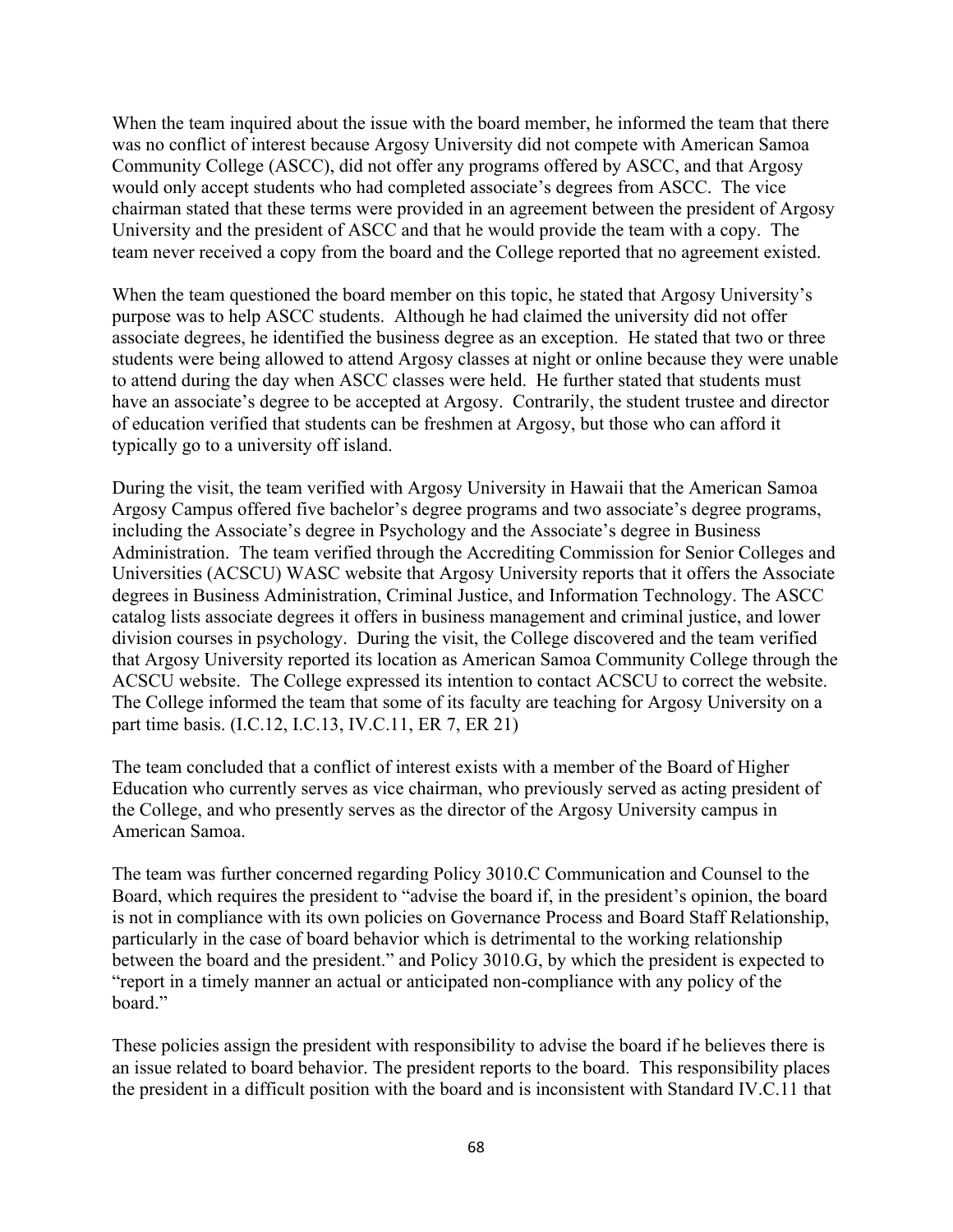When the team inquired about the issue with the board member, he informed the team that there was no conflict of interest because Argosy University did not compete with American Samoa Community College (ASCC), did not offer any programs offered by ASCC, and that Argosy would only accept students who had completed associate's degrees from ASCC. The vice chairman stated that these terms were provided in an agreement between the president of Argosy University and the president of ASCC and that he would provide the team with a copy. The team never received a copy from the board and the College reported that no agreement existed.

When the team questioned the board member on this topic, he stated that Argosy University's purpose was to help ASCC students. Although he had claimed the university did not offer associate degrees, he identified the business degree as an exception. He stated that two or three students were being allowed to attend Argosy classes at night or online because they were unable to attend during the day when ASCC classes were held. He further stated that students must have an associate's degree to be accepted at Argosy. Contrarily, the student trustee and director of education verified that students can be freshmen at Argosy, but those who can afford it typically go to a university off island.

During the visit, the team verified with Argosy University in Hawaii that the American Samoa Argosy Campus offered five bachelor's degree programs and two associate's degree programs, including the Associate's degree in Psychology and the Associate's degree in Business Administration. The team verified through the Accrediting Commission for Senior Colleges and Universities (ACSCU) WASC website that Argosy University reports that it offers the Associate degrees in Business Administration, Criminal Justice, and Information Technology. The ASCC catalog lists associate degrees it offers in business management and criminal justice, and lower division courses in psychology. During the visit, the College discovered and the team verified that Argosy University reported its location as American Samoa Community College through the ACSCU website. The College expressed its intention to contact ACSCU to correct the website. The College informed the team that some of its faculty are teaching for Argosy University on a part time basis. (I.C.12, I.C.13, IV.C.11, ER 7, ER 21)

The team concluded that a conflict of interest exists with a member of the Board of Higher Education who currently serves as vice chairman, who previously served as acting president of the College, and who presently serves as the director of the Argosy University campus in American Samoa.

The team was further concerned regarding Policy 3010.C Communication and Counsel to the Board, which requires the president to "advise the board if, in the president's opinion, the board is not in compliance with its own policies on Governance Process and Board Staff Relationship, particularly in the case of board behavior which is detrimental to the working relationship between the board and the president." and Policy 3010.G, by which the president is expected to "report in a timely manner an actual or anticipated non-compliance with any policy of the board."

These policies assign the president with responsibility to advise the board if he believes there is an issue related to board behavior. The president reports to the board. This responsibility places the president in a difficult position with the board and is inconsistent with Standard IV.C.11 that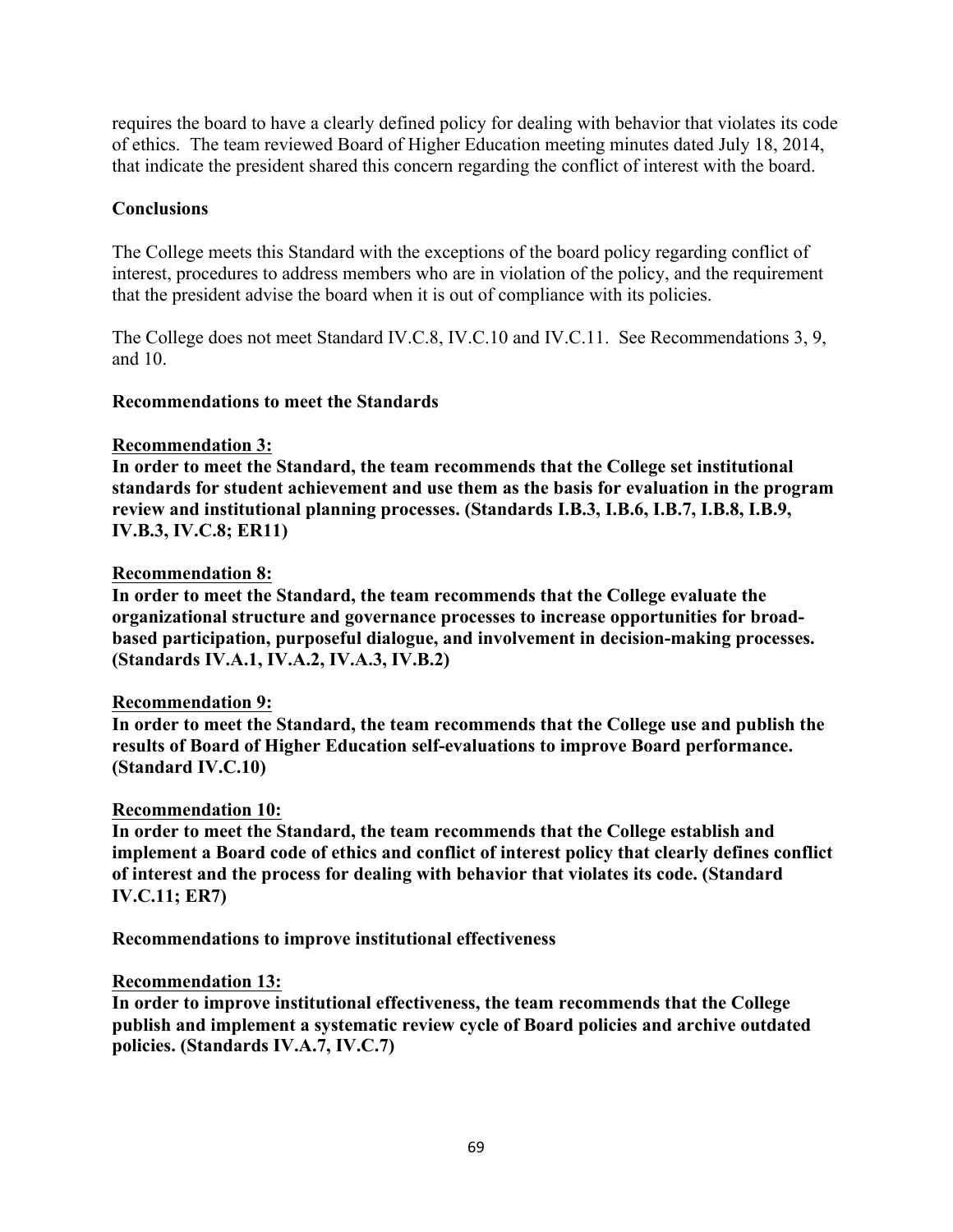requires the board to have a clearly defined policy for dealing with behavior that violates its code of ethics. The team reviewed Board of Higher Education meeting minutes dated July 18, 2014, that indicate the president shared this concern regarding the conflict of interest with the board.

**Conclusions**

The College meets this Standard with the exceptions of the board policy regarding conflict of interest, procedures to address members who are in violation of the policy, and the requirement that the president advise the board when it is out of compliance with its policies.

The College does not meet Standard IV.C.8, IV.C.10 and IV.C.11. See Recommendations 3, 9, and 10.

**Recommendations to meet the Standards**

**Recommendation 3:**
**In order to meet the Standard, the team recommends that the College set institutional standards for student achievement and use them as the basis for evaluation in the program review and institutional planning processes. (Standards I.B.3, I.B.6, I.B.7, I.B.8, I.B.9, IV.B.3, IV.C.8; ER11)**

**Recommendation 8:**
**In order to meet the Standard, the team recommends that the College evaluate the organizational structure and governance processes to increase opportunities for broad-based participation, purposeful dialogue, and involvement in decision-making processes. (Standards IV.A.1, IV.A.2, IV.A.3, IV.B.2)**

**Recommendation 9:**
**In order to meet the Standard, the team recommends that the College use and publish the results of Board of Higher Education self-evaluations to improve Board performance. (Standard IV.C.10)**

**Recommendation 10:**
**In order to meet the Standard, the team recommends that the College establish and implement a Board code of ethics and conflict of interest policy that clearly defines conflict of interest and the process for dealing with behavior that violates its code. (Standard IV.C.11; ER7)**

**Recommendations to improve institutional effectiveness**

**Recommendation 13:**
**In order to improve institutional effectiveness, the team recommends that the College publish and implement a systematic review cycle of Board policies and archive outdated policies. (Standards IV.A.7, IV.C.7)**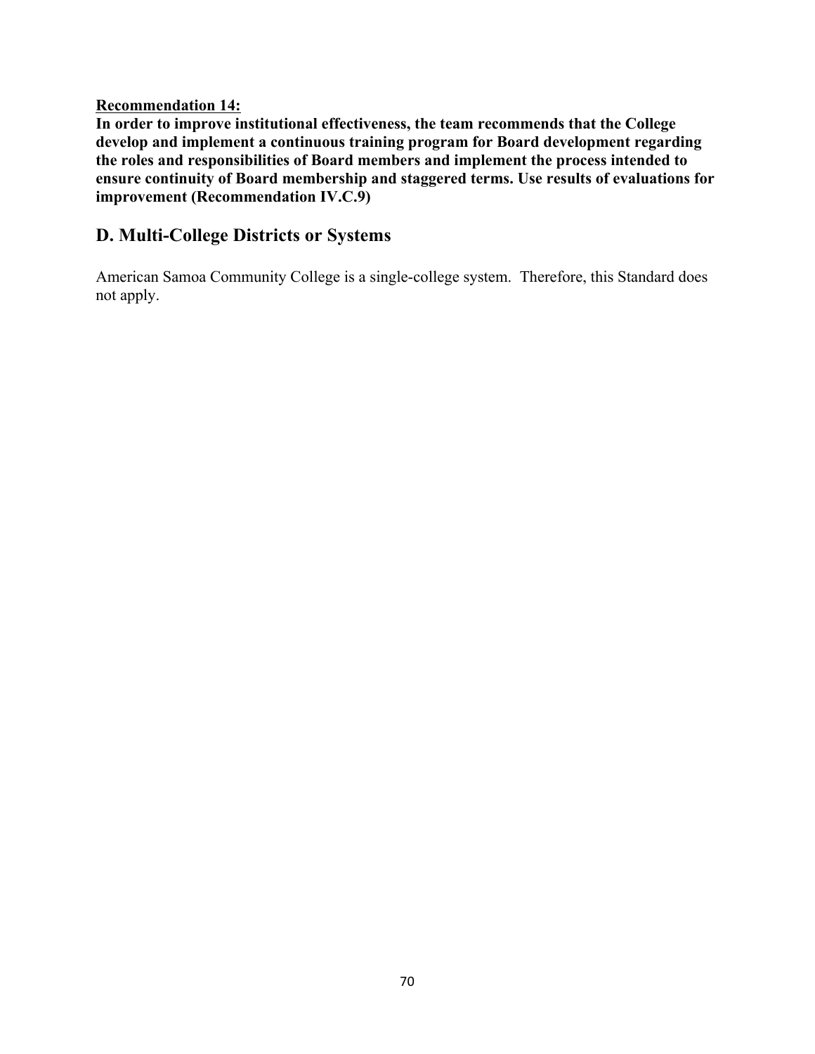**Recommendation 14:**

**In order to improve institutional effectiveness, the team recommends that the College develop and implement a continuous training program for Board development regarding the roles and responsibilities of Board members and implement the process intended to ensure continuity of Board membership and staggered terms. Use results of evaluations for improvement (Recommendation IV.C.9)**

## D. Multi-College Districts or Systems

American Samoa Community College is a single-college system. Therefore, this Standard does not apply.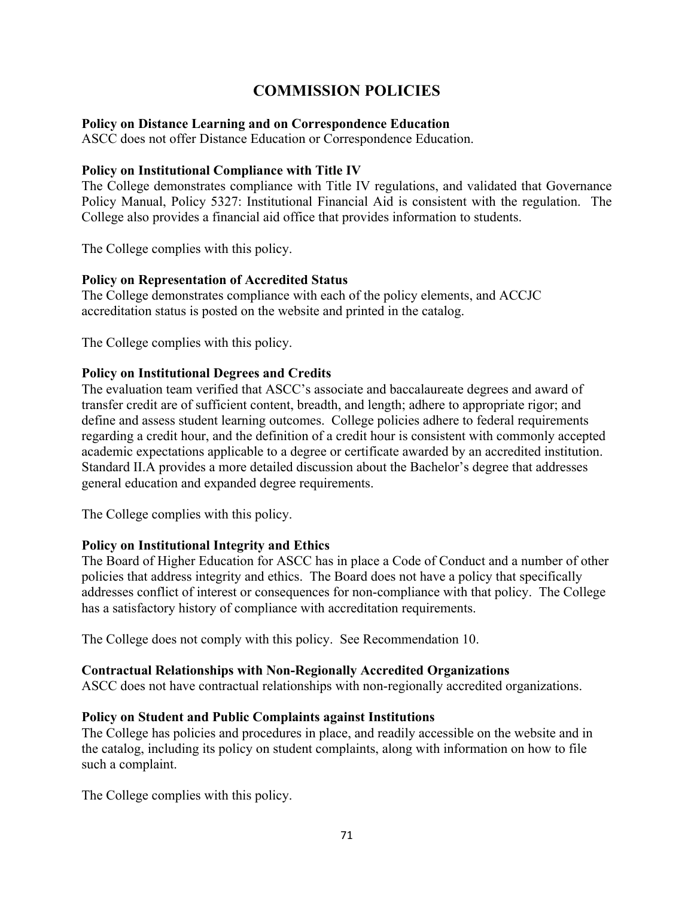# COMMISSION POLICIES

**Policy on Distance Learning and on Correspondence Education**
ASCC does not offer Distance Education or Correspondence Education.

**Policy on Institutional Compliance with Title IV**
The College demonstrates compliance with Title IV regulations, and validated that Governance Policy Manual, Policy 5327: Institutional Financial Aid is consistent with the regulation. The College also provides a financial aid office that provides information to students.

The College complies with this policy.

**Policy on Representation of Accredited Status**
The College demonstrates compliance with each of the policy elements, and ACCJC accreditation status is posted on the website and printed in the catalog.

The College complies with this policy.

**Policy on Institutional Degrees and Credits**
The evaluation team verified that ASCC's associate and baccalaureate degrees and award of transfer credit are of sufficient content, breadth, and length; adhere to appropriate rigor; and define and assess student learning outcomes. College policies adhere to federal requirements regarding a credit hour, and the definition of a credit hour is consistent with commonly accepted academic expectations applicable to a degree or certificate awarded by an accredited institution. Standard II.A provides a more detailed discussion about the Bachelor's degree that addresses general education and expanded degree requirements.

The College complies with this policy.

**Policy on Institutional Integrity and Ethics**
The Board of Higher Education for ASCC has in place a Code of Conduct and a number of other policies that address integrity and ethics. The Board does not have a policy that specifically addresses conflict of interest or consequences for non-compliance with that policy. The College has a satisfactory history of compliance with accreditation requirements.

The College does not comply with this policy. See Recommendation 10.

**Contractual Relationships with Non-Regionally Accredited Organizations**
ASCC does not have contractual relationships with non-regionally accredited organizations.

**Policy on Student and Public Complaints against Institutions**
The College has policies and procedures in place, and readily accessible on the website and in the catalog, including its policy on student complaints, along with information on how to file such a complaint.

The College complies with this policy.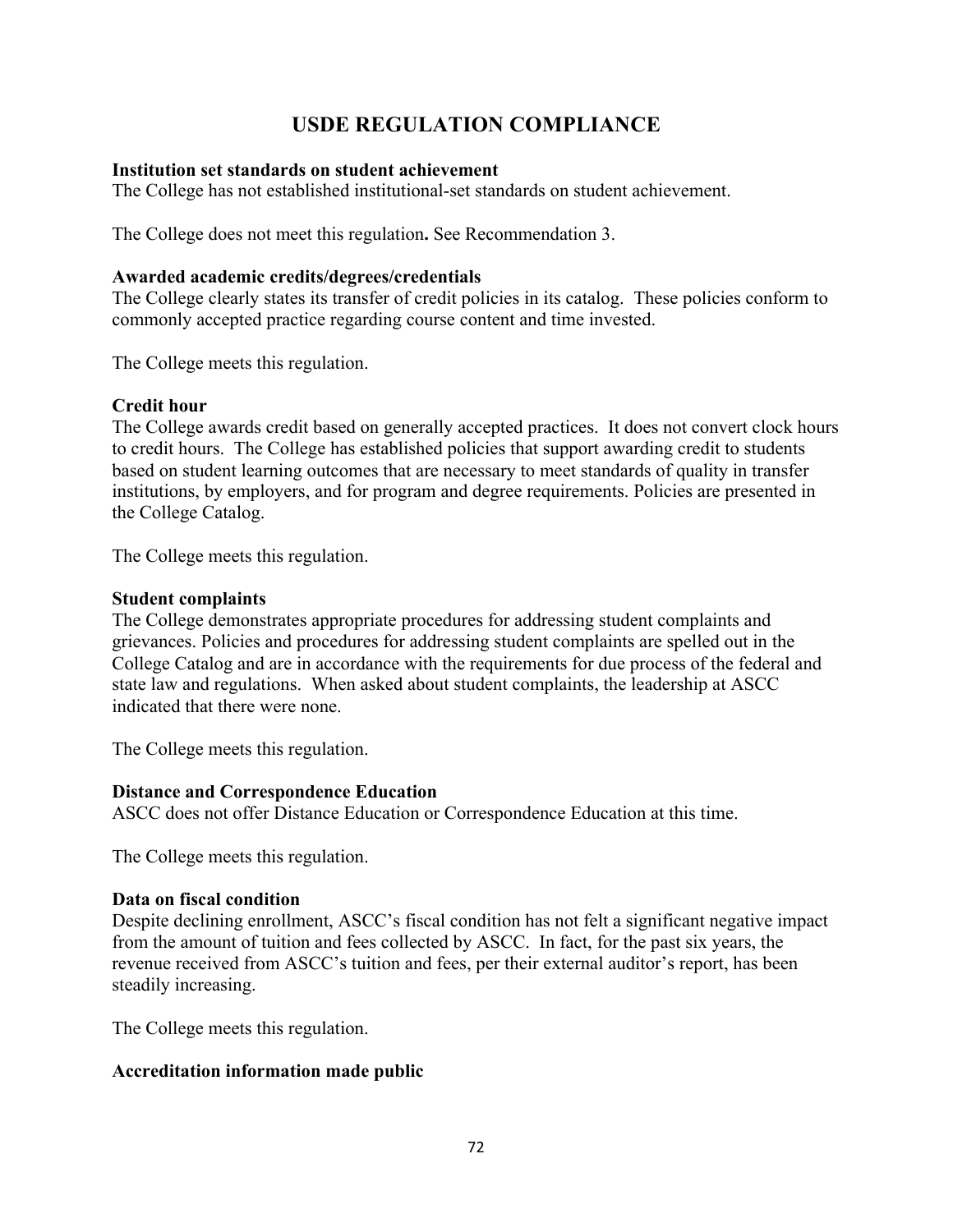# USDE REGULATION COMPLIANCE

**Institution set standards on student achievement**
The College has not established institutional-set standards on student achievement.

The College does not meet this regulation**.** See Recommendation 3.

**Awarded academic credits/degrees/credentials**
The College clearly states its transfer of credit policies in its catalog. These policies conform to commonly accepted practice regarding course content and time invested.

The College meets this regulation.

**Credit hour**
The College awards credit based on generally accepted practices. It does not convert clock hours to credit hours. The College has established policies that support awarding credit to students based on student learning outcomes that are necessary to meet standards of quality in transfer institutions, by employers, and for program and degree requirements. Policies are presented in the College Catalog.

The College meets this regulation.

**Student complaints**
The College demonstrates appropriate procedures for addressing student complaints and grievances. Policies and procedures for addressing student complaints are spelled out in the College Catalog and are in accordance with the requirements for due process of the federal and state law and regulations. When asked about student complaints, the leadership at ASCC indicated that there were none.

The College meets this regulation.

**Distance and Correspondence Education**
ASCC does not offer Distance Education or Correspondence Education at this time.

The College meets this regulation.

**Data on fiscal condition**
Despite declining enrollment, ASCC's fiscal condition has not felt a significant negative impact from the amount of tuition and fees collected by ASCC. In fact, for the past six years, the revenue received from ASCC's tuition and fees, per their external auditor's report, has been steadily increasing.

The College meets this regulation.

**Accreditation information made public**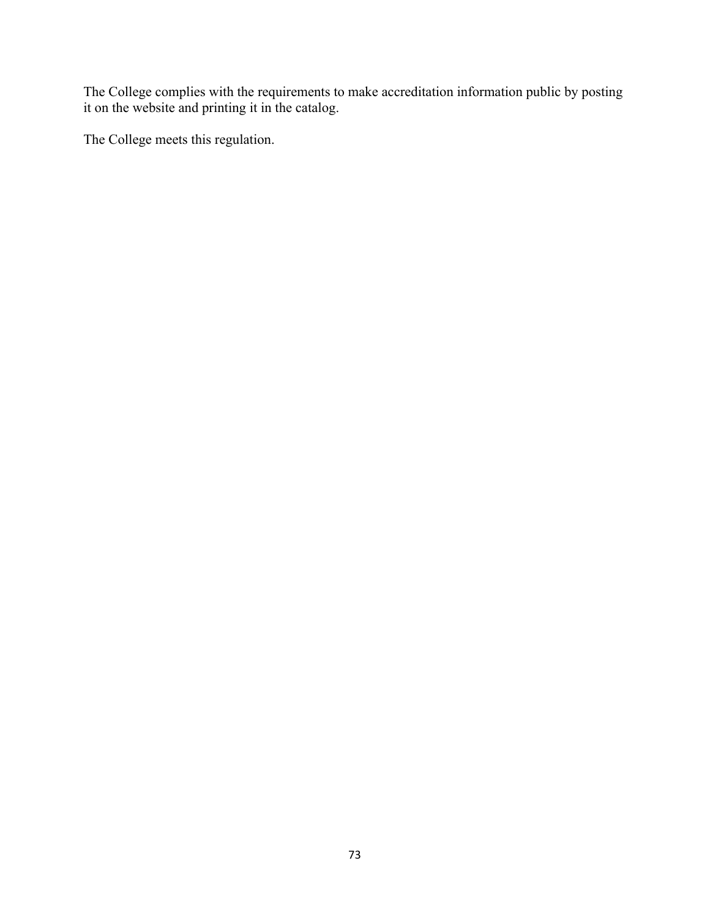The College complies with the requirements to make accreditation information public by posting it on the website and printing it in the catalog.

The College meets this regulation.